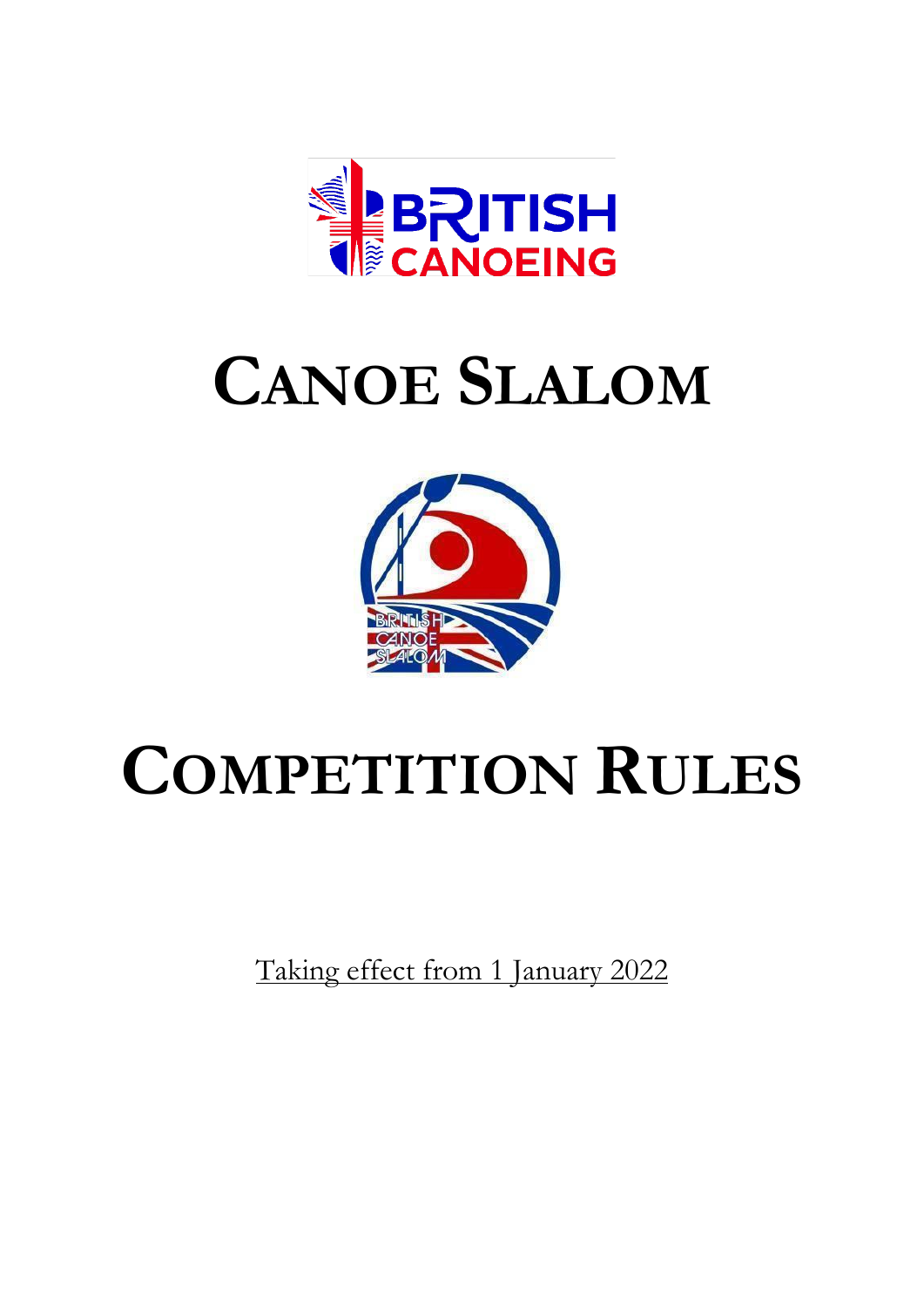# CANOE SLALOM

# COMPETITION RULES

Taking effect from 1 January 2022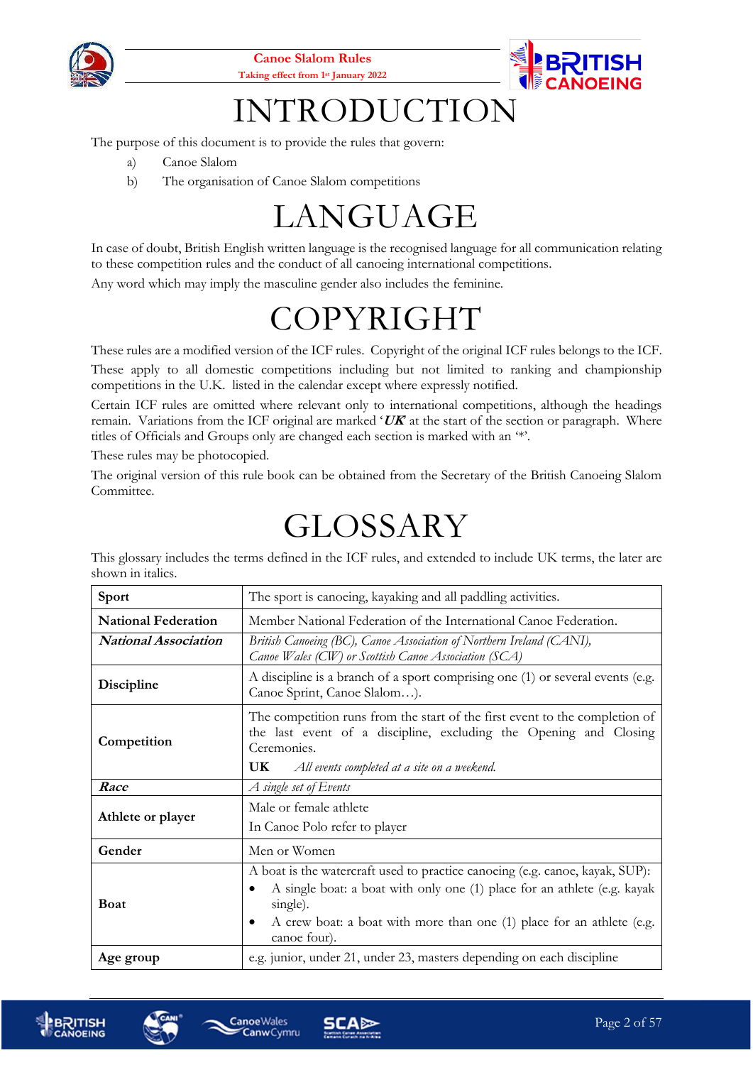# INTRODUCTION

The purpose of this document is to provide the rules that govern:

a) Canoe Slalom
b) The organisation of Canoe Slalom competitions

# LANGUAGE

In case of doubt, British English written language is the recognised language for all communication relating to these competition rules and the conduct of all canoeing international competitions.

Any word which may imply the masculine gender also includes the feminine.

# COPYRIGHT

These rules are a modified version of the ICF rules. Copyright of the original ICF rules belongs to the ICF.

These apply to all domestic competitions including but not limited to ranking and championship competitions in the U.K. listed in the calendar except where expressly notified.

Certain ICF rules are omitted where relevant only to international competitions, although the headings remain. Variations from the ICF original are marked '***UK***' at the start of the section or paragraph. Where titles of Officials and Groups only are changed each section is marked with an '*'.

These rules may be photocopied.

The original version of this rule book can be obtained from the Secretary of the British Canoeing Slalom Committee.

# GLOSSARY

This glossary includes the terms defined in the ICF rules, and extended to include UK terms, the later are shown in italics.

| | |
|---|---|
| **Sport** | The sport is canoeing, kayaking and all paddling activities. |
| **National Federation** | Member National Federation of the International Canoe Federation. |
| ***National Association*** | *British Canoeing (BC), Canoe Association of Northern Ireland (CANI), Canoe Wales (CW) or Scottish Canoe Association (SCA)* |
| **Discipline** | A discipline is a branch of a sport comprising one (1) or several events (e.g. Canoe Sprint, Canoe Slalom…). |
| **Competition** | The competition runs from the start of the first event to the completion of the last event of a discipline, excluding the Opening and Closing Ceremonies.<br>**UK** *All events completed at a site on a weekend.* |
| ***Race*** | *A single set of Events* |
| **Athlete or player** | Male or female athlete<br>In Canoe Polo refer to player |
| **Gender** | Men or Women |
| **Boat** | A boat is the watercraft used to practice canoeing (e.g. canoe, kayak, SUP):<br>• A single boat: a boat with only one (1) place for an athlete (e.g. kayak single).<br>• A crew boat: a boat with more than one (1) place for an athlete (e.g. canoe four). |
| **Age group** | e.g. junior, under 21, under 23, masters depending on each discipline |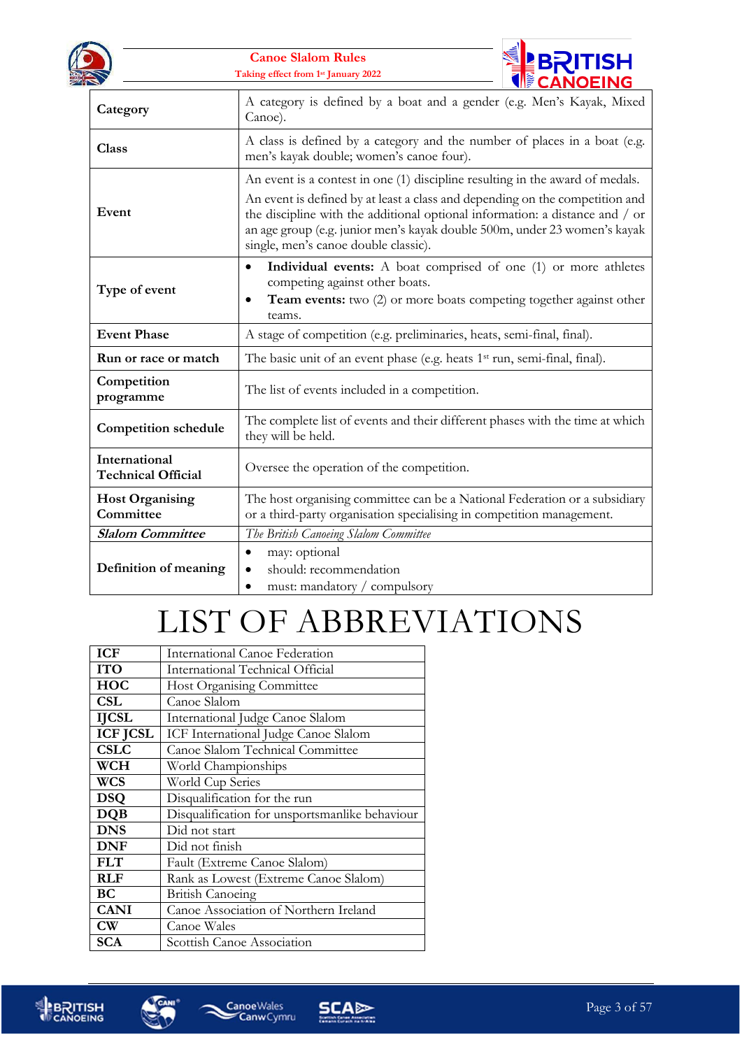| | |
|---|---|
| **Category** | A category is defined by a boat and a gender (e.g. Men's Kayak, Mixed Canoe). |
| **Class** | A class is defined by a category and the number of places in a boat (e.g. men's kayak double; women's canoe four). |
| **Event** | An event is a contest in one (1) discipline resulting in the award of medals.<br>An event is defined by at least a class and depending on the competition and the discipline with the additional optional information: a distance and / or an age group (e.g. junior men's kayak double 500m, under 23 women's kayak single, men's canoe double classic). |
| **Type of event** | • **Individual events:** A boat comprised of one (1) or more athletes competing against other boats.<br>• **Team events:** two (2) or more boats competing together against other teams. |
| **Event Phase** | A stage of competition (e.g. preliminaries, heats, semi-final, final). |
| **Run or race or match** | The basic unit of an event phase (e.g. heats 1st run, semi-final, final). |
| **Competition programme** | The list of events included in a competition. |
| **Competition schedule** | The complete list of events and their different phases with the time at which they will be held. |
| **International Technical Official** | Oversee the operation of the competition. |
| **Host Organising Committee** | The host organising committee can be a National Federation or a subsidiary or a third-party organisation specialising in competition management. |
| ***Slalom Committee*** | *The British Canoeing Slalom Committee* |
| **Definition of meaning** | • may: optional<br>• should: recommendation<br>• must: mandatory / compulsory |

# LIST OF ABBREVIATIONS

| | |
|---|---|
| **ICF** | International Canoe Federation |
| **ITO** | International Technical Official |
| **HOC** | Host Organising Committee |
| **CSL** | Canoe Slalom |
| **IJCSL** | International Judge Canoe Slalom |
| **ICF JCSL** | ICF International Judge Canoe Slalom |
| **CSLC** | Canoe Slalom Technical Committee |
| **WCH** | World Championships |
| **WCS** | World Cup Series |
| **DSQ** | Disqualification for the run |
| **DQB** | Disqualification for unsportsmanlike behaviour |
| **DNS** | Did not start |
| **DNF** | Did not finish |
| **FLT** | Fault (Extreme Canoe Slalom) |
| **RLF** | Rank as Lowest (Extreme Canoe Slalom) |
| **BC** | British Canoeing |
| **CANI** | Canoe Association of Northern Ireland |
| **CW** | Canoe Wales |
| **SCA** | Scottish Canoe Association |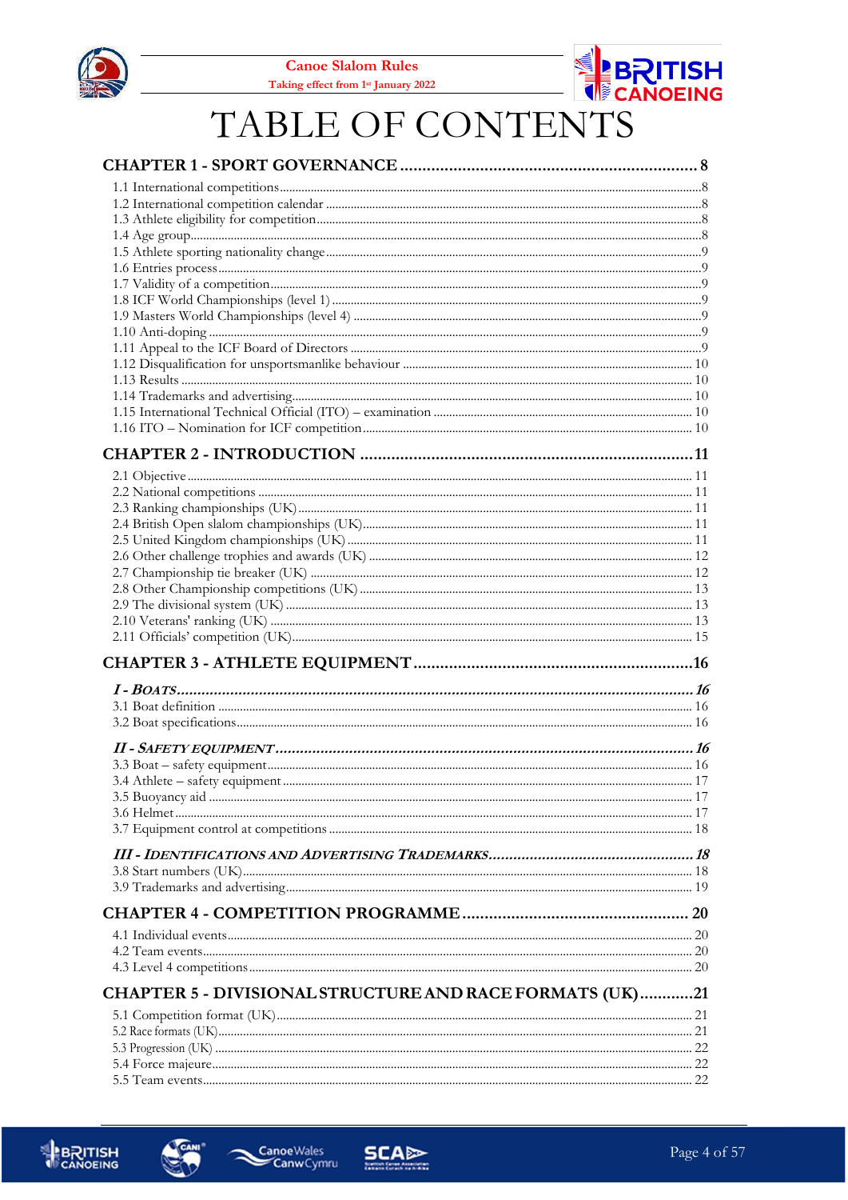# TABLE OF CONTENTS

**CHAPTER 1 - SPORT GOVERNANCE .................................................................. 8**

1.1 International competitions ........................................................................ 8
1.2 International competition calendar ........................................................... 8
1.3 Athlete eligibility for competition ............................................................. 8
1.4 Age group ................................................................................................. 8
1.5 Athlete sporting nationality change ........................................................... 9
1.6 Entries process .......................................................................................... 9
1.7 Validity of a competition ........................................................................... 9
1.8 ICF World Championships (level 1) ......................................................... 9
1.9 Masters World Championships (level 4) ................................................... 9
1.10 Anti-doping ............................................................................................. 9
1.11 Appeal to the ICF Board of Directors ...................................................... 9
1.12 Disqualification for unsportsmanlike behaviour ..................................... 10
1.13 Results .................................................................................................. 10
1.14 Trademarks and advertising ................................................................... 10
1.15 International Technical Official (ITO) – examination ............................. 10
1.16 ITO – Nomination for ICF competition .................................................. 10

**CHAPTER 2 - INTRODUCTION ............................................................................ 11**

2.1 Objective ................................................................................................ 11
2.2 National competitions ............................................................................. 11
2.3 Ranking championships (UK) ................................................................. 11
2.4 British Open slalom championships (UK) ............................................... 11
2.5 United Kingdom championships (UK) .................................................... 11
2.6 Other challenge trophies and awards (UK) .............................................. 12
2.7 Championship tie breaker (UK) .............................................................. 12
2.8 Other Championship competitions (UK) ................................................. 13
2.9 The divisional system (UK) ..................................................................... 13
2.10 Veterans' ranking (UK) ......................................................................... 13
2.11 Officials' competition (UK) ................................................................... 15

**CHAPTER 3 - ATHLETE EQUIPMENT ................................................................ 16**

***I - BOATS ..................................................................................................... 16***

3.1 Boat definition ........................................................................................ 16
3.2 Boat specifications ................................................................................... 16

***II - SAFETY EQUIPMENT ............................................................................... 16***

3.3 Boat – safety equipment .......................................................................... 16
3.4 Athlete – safety equipment ...................................................................... 17
3.5 Buoyancy aid .......................................................................................... 17
3.6 Helmet .................................................................................................... 17
3.7 Equipment control at competitions .......................................................... 18

***III - IDENTIFICATIONS AND ADVERTISING TRADEMARKS ........................... 18***

3.8 Start numbers (UK) ................................................................................. 18
3.9 Trademarks and advertising ..................................................................... 19

**CHAPTER 4 - COMPETITION PROGRAMME ..................................................... 20**

4.1 Individual events ..................................................................................... 20
4.2 Team events ............................................................................................ 20
4.3 Level 4 competitions ................................................................................ 20

**CHAPTER 5 - DIVISIONAL STRUCTURE AND RACE FORMATS (UK) ............ 21**

5.1 Competition format (UK) ......................................................................... 21
5.2 Race formats (UK) ................................................................................... 21
5.3 Progression (UK) ..................................................................................... 22
5.4 Force majeure .......................................................................................... 22
5.5 Team events ............................................................................................ 22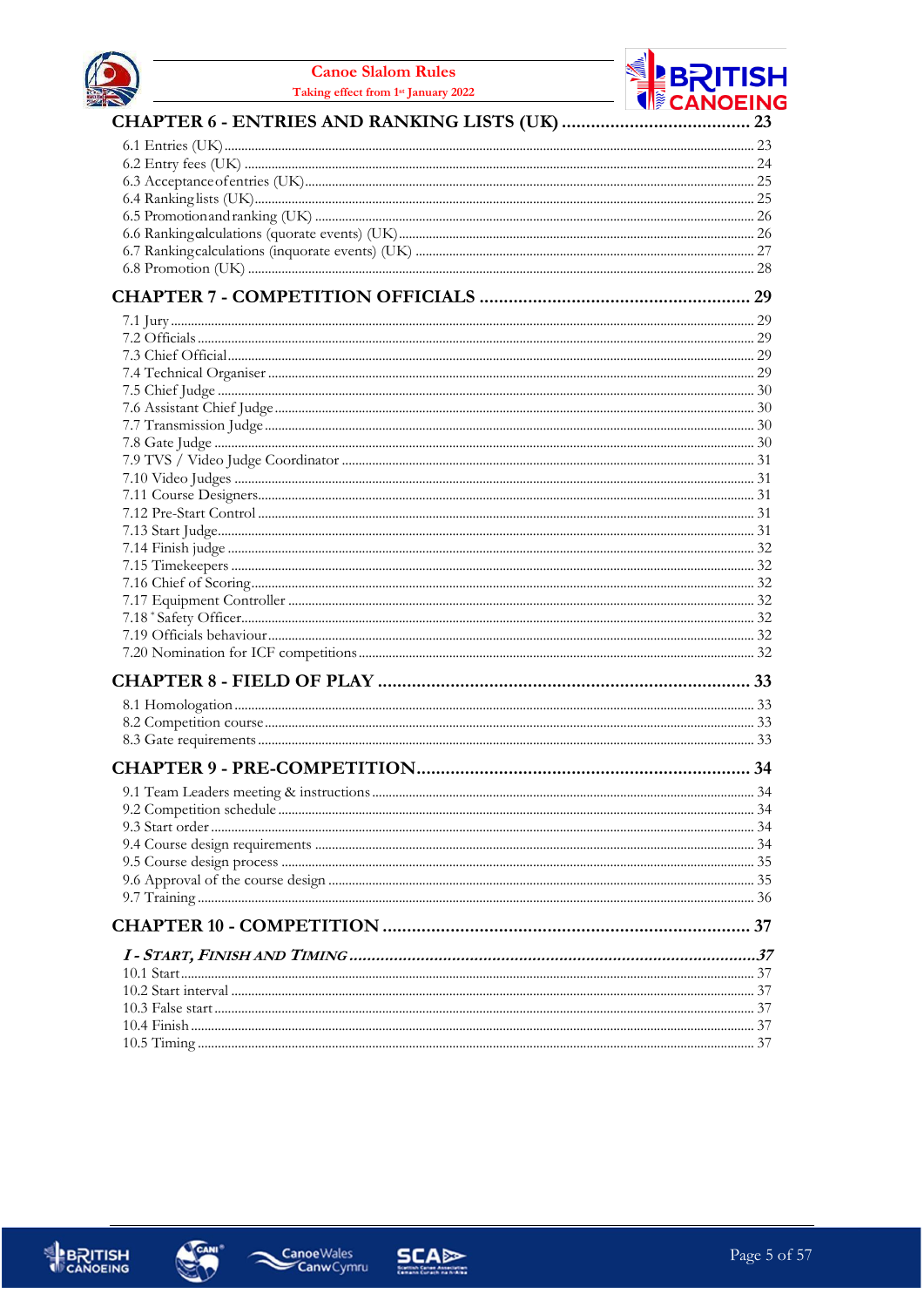**CHAPTER 6 - ENTRIES AND RANKING LISTS (UK)** ........................................ 23

6.1 Entries (UK) ........................................ 23
6.2 Entry fees (UK) ........................................ 24
6.3 Acceptance of entries (UK) ........................................ 25
6.4 Ranking lists (UK) ........................................ 25
6.5 Promotion and ranking (UK) ........................................ 26
6.6 Ranking calculations (quorate events) (UK) ........................................ 26
6.7 Ranking calculations (inquorate events) (UK) ........................................ 27
6.8 Promotion (UK) ........................................ 28

**CHAPTER 7 - COMPETITION OFFICIALS** ........................................ 29

7.1 Jury ........................................ 29
7.2 Officials ........................................ 29
7.3 Chief Official ........................................ 29
7.4 Technical Organiser ........................................ 29
7.5 Chief Judge ........................................ 30
7.6 Assistant Chief Judge ........................................ 30
7.7 Transmission Judge ........................................ 30
7.8 Gate Judge ........................................ 30
7.9 TVS / Video Judge Coordinator ........................................ 31
7.10 Video Judges ........................................ 31
7.11 Course Designers ........................................ 31
7.12 Pre-Start Control ........................................ 31
7.13 Start Judge ........................................ 31
7.14 Finish judge ........................................ 32
7.15 Timekeepers ........................................ 32
7.16 Chief of Scoring ........................................ 32
7.17 Equipment Controller ........................................ 32
7.18 * Safety Officer ........................................ 32
7.19 Officials behaviour ........................................ 32
7.20 Nomination for ICF competitions ........................................ 32

**CHAPTER 8 - FIELD OF PLAY** ........................................ 33

8.1 Homologation ........................................ 33
8.2 Competition course ........................................ 33
8.3 Gate requirements ........................................ 33

**CHAPTER 9 - PRE-COMPETITION** ........................................ 34

9.1 Team Leaders meeting & instructions ........................................ 34
9.2 Competition schedule ........................................ 34
9.3 Start order ........................................ 34
9.4 Course design requirements ........................................ 34
9.5 Course design process ........................................ 35
9.6 Approval of the course design ........................................ 35
9.7 Training ........................................ 36

**CHAPTER 10 - COMPETITION** ........................................ 37

***I - START, FINISH AND TIMING*** ........................................ 37

10.1 Start ........................................ 37
10.2 Start interval ........................................ 37
10.3 False start ........................................ 37
10.4 Finish ........................................ 37
10.5 Timing ........................................ 37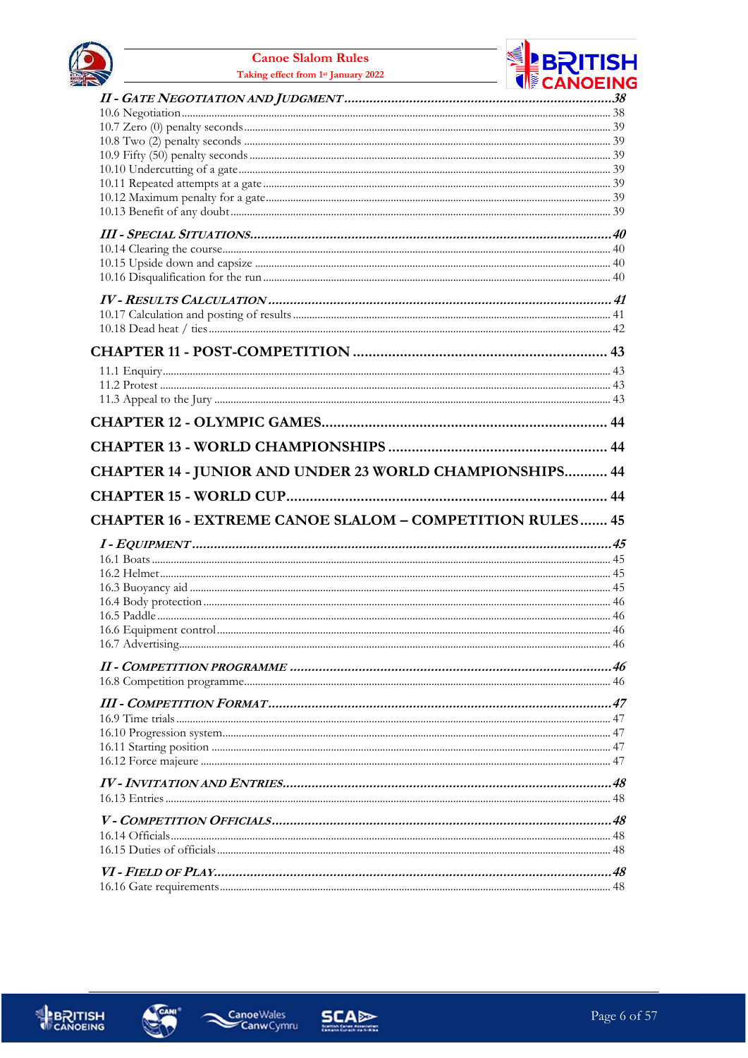*II - GATE NEGOTIATION AND JUDGMENT* ........ 38

10.6 Negotiation ........ 38
10.7 Zero (0) penalty seconds ........ 39
10.8 Two (2) penalty seconds ........ 39
10.9 Fifty (50) penalty seconds ........ 39
10.10 Undercutting of a gate ........ 39
10.11 Repeated attempts at a gate ........ 39
10.12 Maximum penalty for a gate ........ 39
10.13 Benefit of any doubt ........ 39

*III - SPECIAL SITUATIONS* ........ 40

10.14 Clearing the course ........ 40
10.15 Upside down and capsize ........ 40
10.16 Disqualification for the run ........ 40

*IV - RESULTS CALCULATION* ........ 41

10.17 Calculation and posting of results ........ 41
10.18 Dead heat / ties ........ 42

**CHAPTER 11 - POST-COMPETITION** ........ 43

11.1 Enquiry ........ 43
11.2 Protest ........ 43
11.3 Appeal to the Jury ........ 43

**CHAPTER 12 - OLYMPIC GAMES** ........ 44

**CHAPTER 13 - WORLD CHAMPIONSHIPS** ........ 44

**CHAPTER 14 - JUNIOR AND UNDER 23 WORLD CHAMPIONSHIPS** ........ 44

**CHAPTER 15 - WORLD CUP** ........ 44

**CHAPTER 16 - EXTREME CANOE SLALOM – COMPETITION RULES** ........ 45

*I - EQUIPMENT* ........ 45

16.1 Boats ........ 45
16.2 Helmet ........ 45
16.3 Buoyancy aid ........ 45
16.4 Body protection ........ 46
16.5 Paddle ........ 46
16.6 Equipment control ........ 46
16.7 Advertising ........ 46

*II - COMPETITION PROGRAMME* ........ 46

16.8 Competition programme ........ 46

*III - COMPETITION FORMAT* ........ 47

16.9 Time trials ........ 47
16.10 Progression system ........ 47
16.11 Starting position ........ 47
16.12 Force majeure ........ 47

*IV - INVITATION AND ENTRIES* ........ 48

16.13 Entries ........ 48

*V - COMPETITION OFFICIALS* ........ 48

16.14 Officials ........ 48
16.15 Duties of officials ........ 48

*VI - FIELD OF PLAY* ........ 48

16.16 Gate requirements ........ 48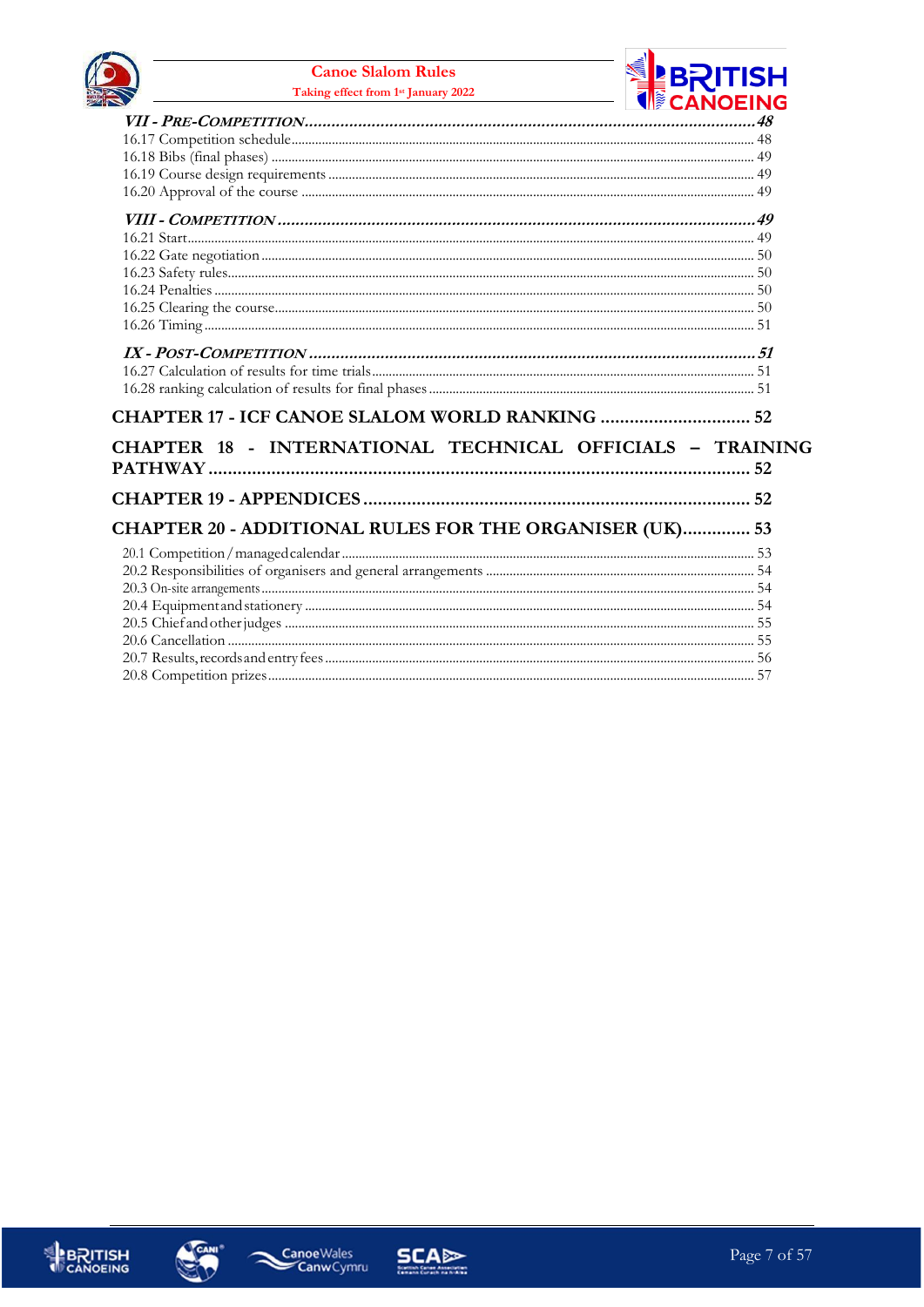*VII - Pre-Competition*......48

16.17 Competition schedule......48

16.18 Bibs (final phases)......49

16.19 Course design requirements......49

16.20 Approval of the course......49

*VIII - Competition*......49

16.21 Start......49

16.22 Gate negotiation......50

16.23 Safety rules......50

16.24 Penalties......50

16.25 Clearing the course......50

16.26 Timing......51

*IX - Post-Competition*......51

16.27 Calculation of results for time trials......51

16.28 ranking calculation of results for final phases......51

**CHAPTER 17 - ICF CANOE SLALOM WORLD RANKING ...... 52**

**CHAPTER 18 - INTERNATIONAL TECHNICAL OFFICIALS – TRAINING PATHWAY ...... 52**

**CHAPTER 19 - APPENDICES ...... 52**

**CHAPTER 20 - ADDITIONAL RULES FOR THE ORGANISER (UK)...... 53**

20.1 Competition / managed calendar......53

20.2 Responsibilities of organisers and general arrangements......54

20.3 On-site arrangements......54

20.4 Equipment and stationery......54

20.5 Chief and other judges......55

20.6 Cancellation......55

20.7 Results, records and entry fees......56

20.8 Competition prizes......57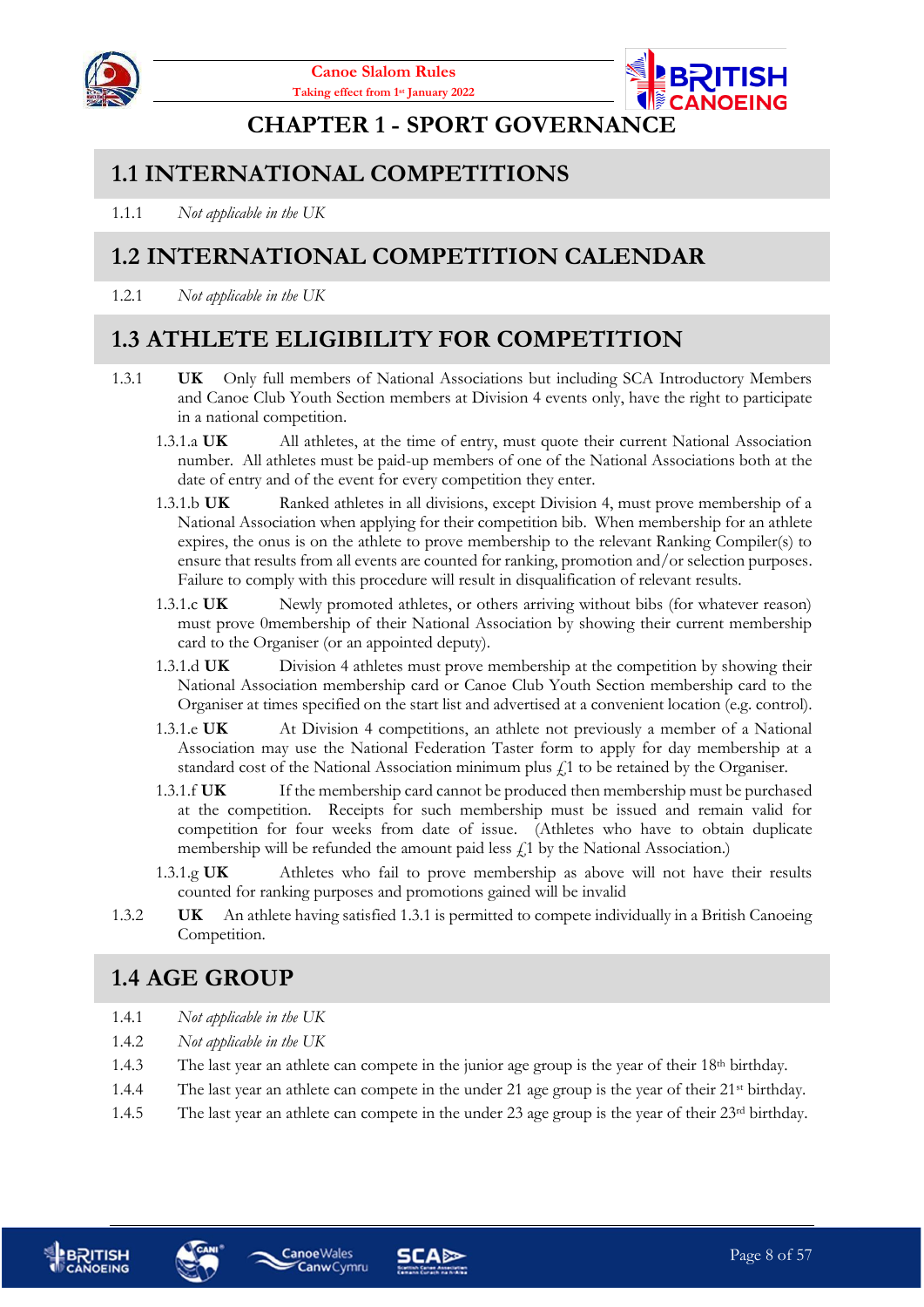# CHAPTER 1 - SPORT GOVERNANCE

## 1.1 INTERNATIONAL COMPETITIONS

1.1.1 *Not applicable in the UK*

## 1.2 INTERNATIONAL COMPETITION CALENDAR

1.2.1 *Not applicable in the UK*

## 1.3 ATHLETE ELIGIBILITY FOR COMPETITION

1.3.1 **UK** Only full members of National Associations but including SCA Introductory Members and Canoe Club Youth Section members at Division 4 events only, have the right to participate in a national competition.

1.3.1.a **UK** All athletes, at the time of entry, must quote their current National Association number. All athletes must be paid-up members of one of the National Associations both at the date of entry and of the event for every competition they enter.

1.3.1.b **UK** Ranked athletes in all divisions, except Division 4, must prove membership of a National Association when applying for their competition bib. When membership for an athlete expires, the onus is on the athlete to prove membership to the relevant Ranking Compiler(s) to ensure that results from all events are counted for ranking, promotion and/or selection purposes. Failure to comply with this procedure will result in disqualification of relevant results.

1.3.1.c **UK** Newly promoted athletes, or others arriving without bibs (for whatever reason) must prove 0membership of their National Association by showing their current membership card to the Organiser (or an appointed deputy).

1.3.1.d **UK** Division 4 athletes must prove membership at the competition by showing their National Association membership card or Canoe Club Youth Section membership card to the Organiser at times specified on the start list and advertised at a convenient location (e.g. control).

1.3.1.e **UK** At Division 4 competitions, an athlete not previously a member of a National Association may use the National Federation Taster form to apply for day membership at a standard cost of the National Association minimum plus £1 to be retained by the Organiser.

1.3.1.f **UK** If the membership card cannot be produced then membership must be purchased at the competition. Receipts for such membership must be issued and remain valid for competition for four weeks from date of issue. (Athletes who have to obtain duplicate membership will be refunded the amount paid less £1 by the National Association.)

1.3.1.g **UK** Athletes who fail to prove membership as above will not have their results counted for ranking purposes and promotions gained will be invalid

1.3.2 **UK** An athlete having satisfied 1.3.1 is permitted to compete individually in a British Canoeing Competition.

## 1.4 AGE GROUP

1.4.1 *Not applicable in the UK*

1.4.2 *Not applicable in the UK*

1.4.3 The last year an athlete can compete in the junior age group is the year of their 18th birthday.

1.4.4 The last year an athlete can compete in the under 21 age group is the year of their 21st birthday.

1.4.5 The last year an athlete can compete in the under 23 age group is the year of their 23rd birthday.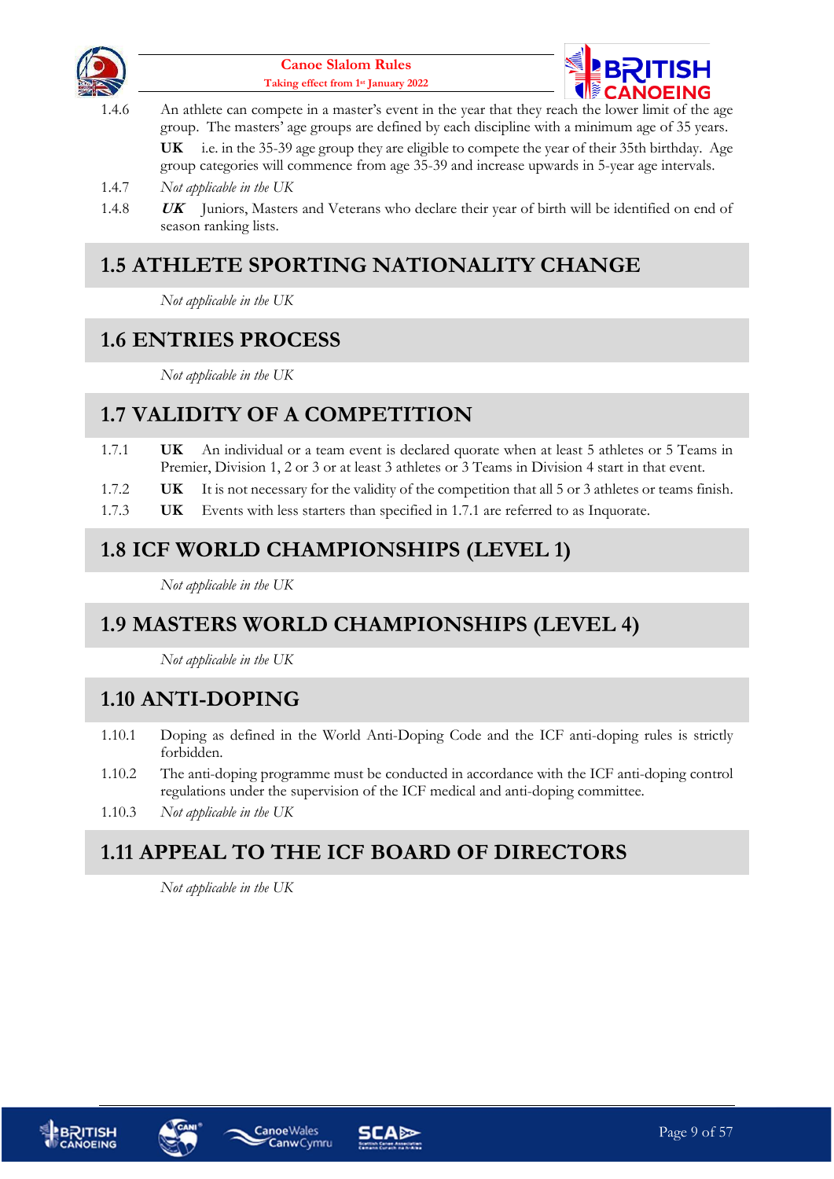1.4.6 An athlete can compete in a master's event in the year that they reach the lower limit of the age group. The masters' age groups are defined by each discipline with a minimum age of 35 years.

**UK** i.e. in the 35-39 age group they are eligible to compete the year of their 35th birthday. Age group categories will commence from age 35-39 and increase upwards in 5-year age intervals.

1.4.7 *Not applicable in the UK*

1.4.8 ***UK*** Juniors, Masters and Veterans who declare their year of birth will be identified on end of season ranking lists.

## 1.5 ATHLETE SPORTING NATIONALITY CHANGE

*Not applicable in the UK*

## 1.6 ENTRIES PROCESS

*Not applicable in the UK*

## 1.7 VALIDITY OF A COMPETITION

1.7.1 **UK** An individual or a team event is declared quorate when at least 5 athletes or 5 Teams in Premier, Division 1, 2 or 3 or at least 3 athletes or 3 Teams in Division 4 start in that event.

1.7.2 **UK** It is not necessary for the validity of the competition that all 5 or 3 athletes or teams finish.

1.7.3 **UK** Events with less starters than specified in 1.7.1 are referred to as Inquorate.

## 1.8 ICF WORLD CHAMPIONSHIPS (LEVEL 1)

*Not applicable in the UK*

## 1.9 MASTERS WORLD CHAMPIONSHIPS (LEVEL 4)

*Not applicable in the UK*

## 1.10 ANTI-DOPING

1.10.1 Doping as defined in the World Anti-Doping Code and the ICF anti-doping rules is strictly forbidden.

1.10.2 The anti-doping programme must be conducted in accordance with the ICF anti-doping control regulations under the supervision of the ICF medical and anti-doping committee.

1.10.3 *Not applicable in the UK*

## 1.11 APPEAL TO THE ICF BOARD OF DIRECTORS

*Not applicable in the UK*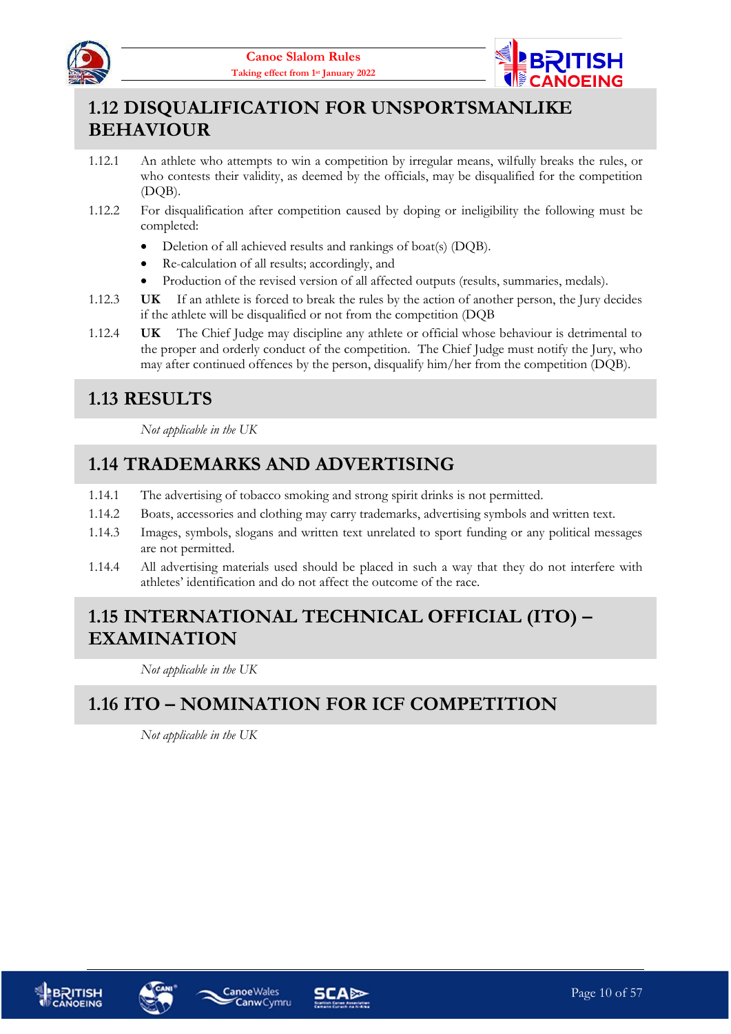## 1.12 DISQUALIFICATION FOR UNSPORTSMANLIKE BEHAVIOUR

1.12.1 An athlete who attempts to win a competition by irregular means, wilfully breaks the rules, or who contests their validity, as deemed by the officials, may be disqualified for the competition (DQB).

1.12.2 For disqualification after competition caused by doping or ineligibility the following must be completed:

- Deletion of all achieved results and rankings of boat(s) (DQB).
- Re-calculation of all results; accordingly, and
- Production of the revised version of all affected outputs (results, summaries, medals).

1.12.3 **UK** If an athlete is forced to break the rules by the action of another person, the Jury decides if the athlete will be disqualified or not from the competition (DQB

1.12.4 **UK** The Chief Judge may discipline any athlete or official whose behaviour is detrimental to the proper and orderly conduct of the competition. The Chief Judge must notify the Jury, who may after continued offences by the person, disqualify him/her from the competition (DQB).

## 1.13 RESULTS

*Not applicable in the UK*

## 1.14 TRADEMARKS AND ADVERTISING

1.14.1 The advertising of tobacco smoking and strong spirit drinks is not permitted.

1.14.2 Boats, accessories and clothing may carry trademarks, advertising symbols and written text.

1.14.3 Images, symbols, slogans and written text unrelated to sport funding or any political messages are not permitted.

1.14.4 All advertising materials used should be placed in such a way that they do not interfere with athletes' identification and do not affect the outcome of the race.

## 1.15 INTERNATIONAL TECHNICAL OFFICIAL (ITO) – EXAMINATION

*Not applicable in the UK*

## 1.16 ITO – NOMINATION FOR ICF COMPETITION

*Not applicable in the UK*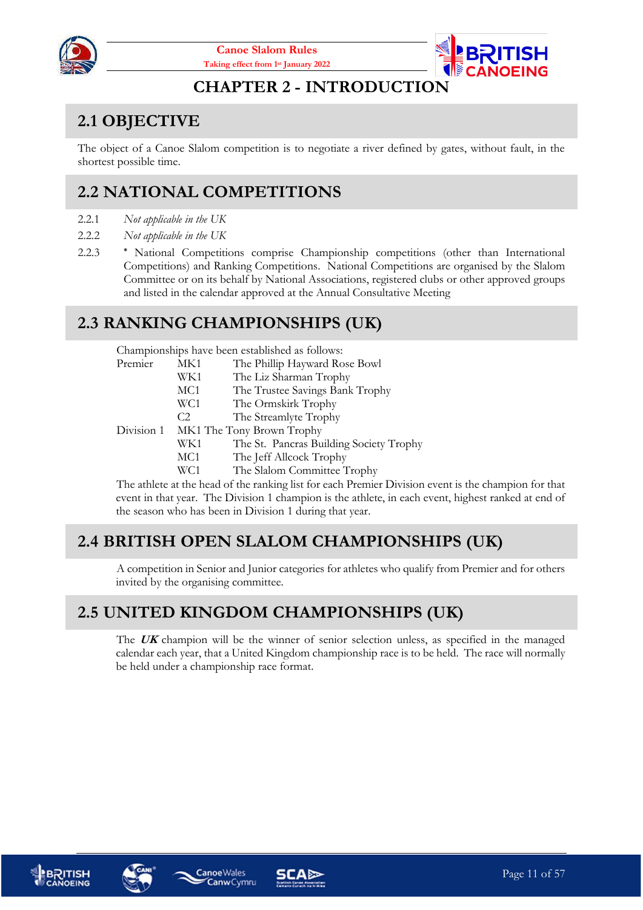# CHAPTER 2 - INTRODUCTION

## 2.1 OBJECTIVE

The object of a Canoe Slalom competition is to negotiate a river defined by gates, without fault, in the shortest possible time.

## 2.2 NATIONAL COMPETITIONS

2.2.1 *Not applicable in the UK*

2.2.2 *Not applicable in the UK*

2.2.3 * National Competitions comprise Championship competitions (other than International Competitions) and Ranking Competitions. National Competitions are organised by the Slalom Committee or on its behalf by National Associations, registered clubs or other approved groups and listed in the calendar approved at the Annual Consultative Meeting

## 2.3 RANKING CHAMPIONSHIPS (UK)

Championships have been established as follows:

| | | |
|---|---|---|
| Premier | MK1 | The Phillip Hayward Rose Bowl |
| | WK1 | The Liz Sharman Trophy |
| | MC1 | The Trustee Savings Bank Trophy |
| | WC1 | The Ormskirk Trophy |
| | C2 | The Streamlyte Trophy |
| Division 1 | MK1 | The Tony Brown Trophy |
| | WK1 | The St. Pancras Building Society Trophy |
| | MC1 | The Jeff Allcock Trophy |
| | WC1 | The Slalom Committee Trophy |

The athlete at the head of the ranking list for each Premier Division event is the champion for that event in that year. The Division 1 champion is the athlete, in each event, highest ranked at end of the season who has been in Division 1 during that year.

## 2.4 BRITISH OPEN SLALOM CHAMPIONSHIPS (UK)

A competition in Senior and Junior categories for athletes who qualify from Premier and for others invited by the organising committee.

## 2.5 UNITED KINGDOM CHAMPIONSHIPS (UK)

The ***UK*** champion will be the winner of senior selection unless, as specified in the managed calendar each year, that a United Kingdom championship race is to be held. The race will normally be held under a championship race format.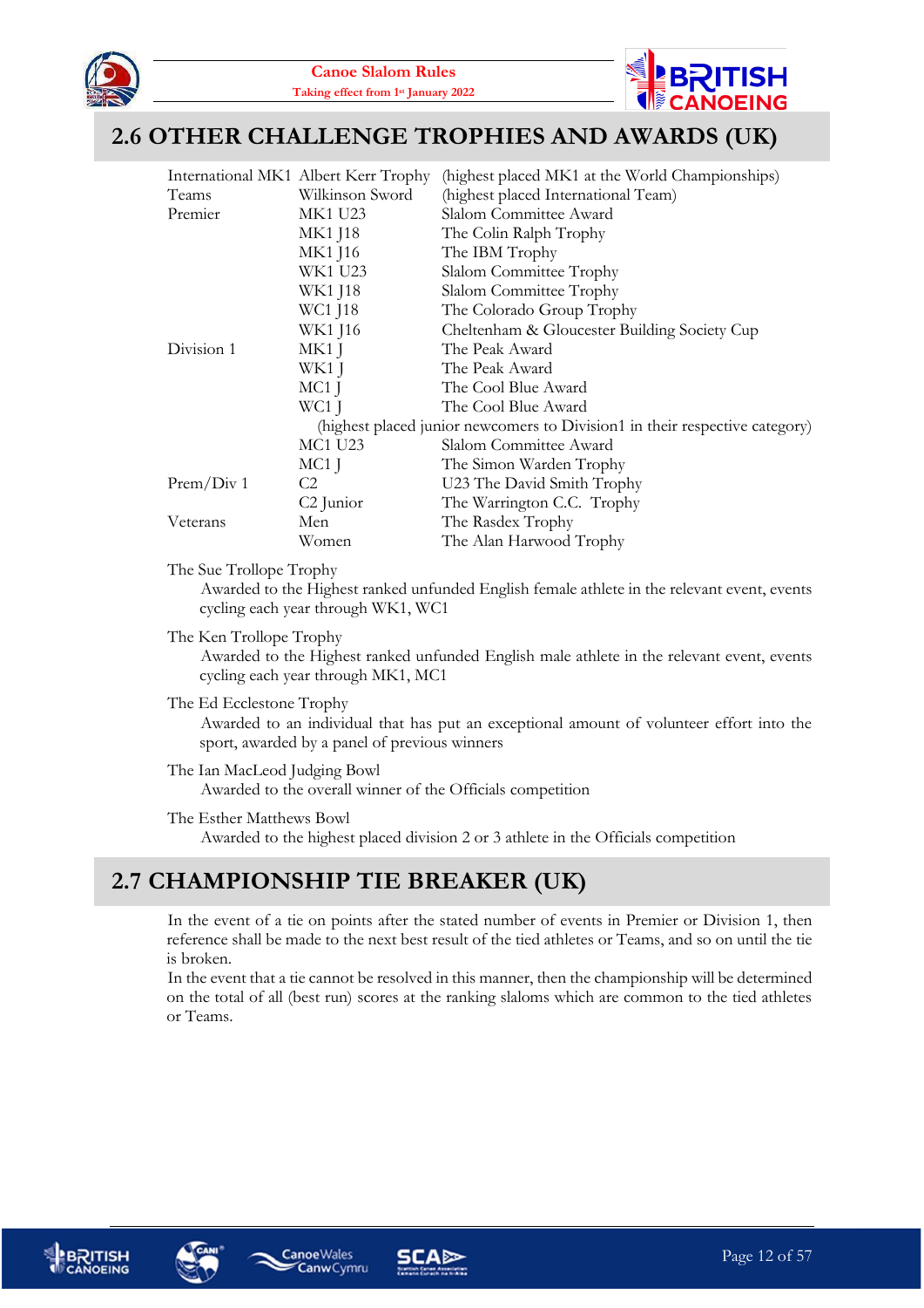## 2.6 OTHER CHALLENGE TROPHIES AND AWARDS (UK)

| | | |
|---|---|---|
| International MK1 | Albert Kerr Trophy | (highest placed MK1 at the World Championships) |
| Teams | Wilkinson Sword | (highest placed International Team) |
| Premier | MK1 U23 | Slalom Committee Award |
| | MK1 J18 | The Colin Ralph Trophy |
| | MK1 J16 | The IBM Trophy |
| | WK1 U23 | Slalom Committee Trophy |
| | WK1 J18 | Slalom Committee Trophy |
| | WC1 J18 | The Colorado Group Trophy |
| | WK1 J16 | Cheltenham & Gloucester Building Society Cup |
| Division 1 | MK1 J | The Peak Award |
| | WK1 J | The Peak Award |
| | MC1 J | The Cool Blue Award |
| | WC1 J | The Cool Blue Award |
| | (highest placed junior newcomers to Division1 in their respective category) | |
| | MC1 U23 | Slalom Committee Award |
| | MC1 J | The Simon Warden Trophy |
| Prem/Div 1 | C2 | U23 The David Smith Trophy |
| | C2 Junior | The Warrington C.C. Trophy |
| Veterans | Men | The Rasdex Trophy |
| | Women | The Alan Harwood Trophy |

The Sue Trollope Trophy
: Awarded to the Highest ranked unfunded English female athlete in the relevant event, events cycling each year through WK1, WC1

The Ken Trollope Trophy
: Awarded to the Highest ranked unfunded English male athlete in the relevant event, events cycling each year through MK1, MC1

The Ed Ecclestone Trophy
: Awarded to an individual that has put an exceptional amount of volunteer effort into the sport, awarded by a panel of previous winners

The Ian MacLeod Judging Bowl
: Awarded to the overall winner of the Officials competition

The Esther Matthews Bowl
: Awarded to the highest placed division 2 or 3 athlete in the Officials competition

## 2.7 CHAMPIONSHIP TIE BREAKER (UK)

In the event of a tie on points after the stated number of events in Premier or Division 1, then reference shall be made to the next best result of the tied athletes or Teams, and so on until the tie is broken.

In the event that a tie cannot be resolved in this manner, then the championship will be determined on the total of all (best run) scores at the ranking slaloms which are common to the tied athletes or Teams.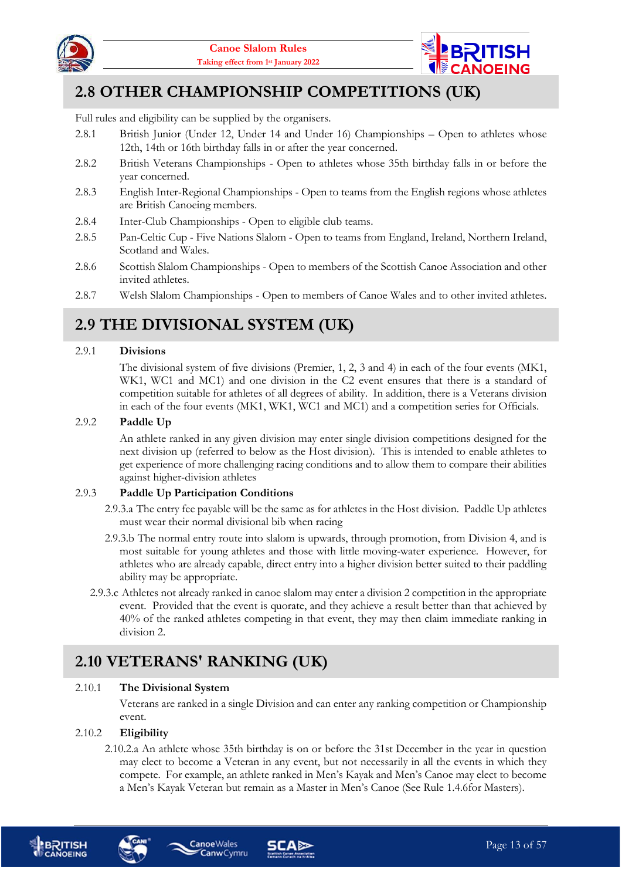## 2.8 OTHER CHAMPIONSHIP COMPETITIONS (UK)

Full rules and eligibility can be supplied by the organisers.

2.8.1 British Junior (Under 12, Under 14 and Under 16) Championships – Open to athletes whose 12th, 14th or 16th birthday falls in or after the year concerned.

2.8.2 British Veterans Championships - Open to athletes whose 35th birthday falls in or before the year concerned.

2.8.3 English Inter-Regional Championships - Open to teams from the English regions whose athletes are British Canoeing members.

2.8.4 Inter-Club Championships - Open to eligible club teams.

2.8.5 Pan-Celtic Cup - Five Nations Slalom - Open to teams from England, Ireland, Northern Ireland, Scotland and Wales.

2.8.6 Scottish Slalom Championships - Open to members of the Scottish Canoe Association and other invited athletes.

2.8.7 Welsh Slalom Championships - Open to members of Canoe Wales and to other invited athletes.

## 2.9 THE DIVISIONAL SYSTEM (UK)

2.9.1 **Divisions**

The divisional system of five divisions (Premier, 1, 2, 3 and 4) in each of the four events (MK1, WK1, WC1 and MC1) and one division in the C2 event ensures that there is a standard of competition suitable for athletes of all degrees of ability. In addition, there is a Veterans division in each of the four events (MK1, WK1, WC1 and MC1) and a competition series for Officials.

2.9.2 **Paddle Up**

An athlete ranked in any given division may enter single division competitions designed for the next division up (referred to below as the Host division). This is intended to enable athletes to get experience of more challenging racing conditions and to allow them to compare their abilities against higher-division athletes

2.9.3 **Paddle Up Participation Conditions**

2.9.3.a The entry fee payable will be the same as for athletes in the Host division. Paddle Up athletes must wear their normal divisional bib when racing

2.9.3.b The normal entry route into slalom is upwards, through promotion, from Division 4, and is most suitable for young athletes and those with little moving-water experience. However, for athletes who are already capable, direct entry into a higher division better suited to their paddling ability may be appropriate.

2.9.3.c Athletes not already ranked in canoe slalom may enter a division 2 competition in the appropriate event. Provided that the event is quorate, and they achieve a result better than that achieved by 40% of the ranked athletes competing in that event, they may then claim immediate ranking in division 2.

## 2.10 VETERANS' RANKING (UK)

2.10.1 **The Divisional System**

Veterans are ranked in a single Division and can enter any ranking competition or Championship event.

2.10.2 **Eligibility**

2.10.2.a An athlete whose 35th birthday is on or before the 31st December in the year in question may elect to become a Veteran in any event, but not necessarily in all the events in which they compete. For example, an athlete ranked in Men's Kayak and Men's Canoe may elect to become a Men's Kayak Veteran but remain as a Master in Men's Canoe (See Rule 1.4.6for Masters).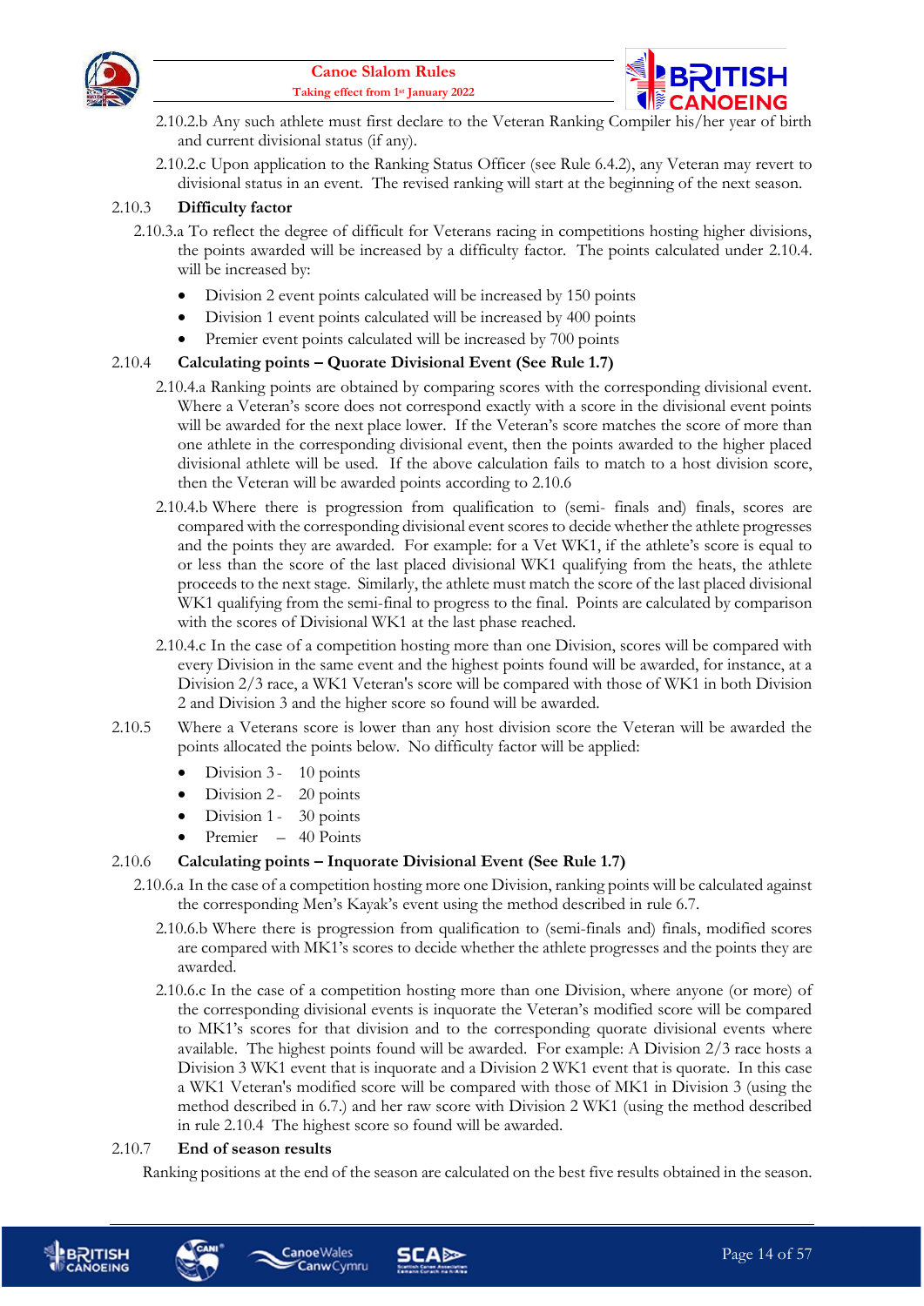2.10.2.b Any such athlete must first declare to the Veteran Ranking Compiler his/her year of birth and current divisional status (if any).

2.10.2.c Upon application to the Ranking Status Officer (see Rule 6.4.2), any Veteran may revert to divisional status in an event. The revised ranking will start at the beginning of the next season.

### 2.10.3 Difficulty factor

2.10.3.a To reflect the degree of difficult for Veterans racing in competitions hosting higher divisions, the points awarded will be increased by a difficulty factor. The points calculated under 2.10.4. will be increased by:

- Division 2 event points calculated will be increased by 150 points
- Division 1 event points calculated will be increased by 400 points
- Premier event points calculated will be increased by 700 points

### 2.10.4 Calculating points – Quorate Divisional Event (See Rule 1.7)

2.10.4.a Ranking points are obtained by comparing scores with the corresponding divisional event. Where a Veteran's score does not correspond exactly with a score in the divisional event points will be awarded for the next place lower. If the Veteran's score matches the score of more than one athlete in the corresponding divisional event, then the points awarded to the higher placed divisional athlete will be used. If the above calculation fails to match to a host division score, then the Veteran will be awarded points according to 2.10.6

2.10.4.b Where there is progression from qualification to (semi- finals and) finals, scores are compared with the corresponding divisional event scores to decide whether the athlete progresses and the points they are awarded. For example: for a Vet WK1, if the athlete's score is equal to or less than the score of the last placed divisional WK1 qualifying from the heats, the athlete proceeds to the next stage. Similarly, the athlete must match the score of the last placed divisional WK1 qualifying from the semi-final to progress to the final. Points are calculated by comparison with the scores of Divisional WK1 at the last phase reached.

2.10.4.c In the case of a competition hosting more than one Division, scores will be compared with every Division in the same event and the highest points found will be awarded, for instance, at a Division 2/3 race, a WK1 Veteran's score will be compared with those of WK1 in both Division 2 and Division 3 and the higher score so found will be awarded.

2.10.5 Where a Veterans score is lower than any host division score the Veteran will be awarded the points allocated the points below. No difficulty factor will be applied:

- Division 3 - 10 points
- Division 2 - 20 points
- Division 1 - 30 points
- Premier – 40 Points

### 2.10.6 Calculating points – Inquorate Divisional Event (See Rule 1.7)

2.10.6.a In the case of a competition hosting more one Division, ranking points will be calculated against the corresponding Men's Kayak's event using the method described in rule 6.7.

2.10.6.b Where there is progression from qualification to (semi-finals and) finals, modified scores are compared with MK1's scores to decide whether the athlete progresses and the points they are awarded.

2.10.6.c In the case of a competition hosting more than one Division, where anyone (or more) of the corresponding divisional events is inquorate the Veteran's modified score will be compared to MK1's scores for that division and to the corresponding quorate divisional events where available. The highest points found will be awarded. For example: A Division 2/3 race hosts a Division 3 WK1 event that is inquorate and a Division 2 WK1 event that is quorate. In this case a WK1 Veteran's modified score will be compared with those of MK1 in Division 3 (using the method described in 6.7.) and her raw score with Division 2 WK1 (using the method described in rule 2.10.4 The highest score so found will be awarded.

### 2.10.7 End of season results

Ranking positions at the end of the season are calculated on the best five results obtained in the season.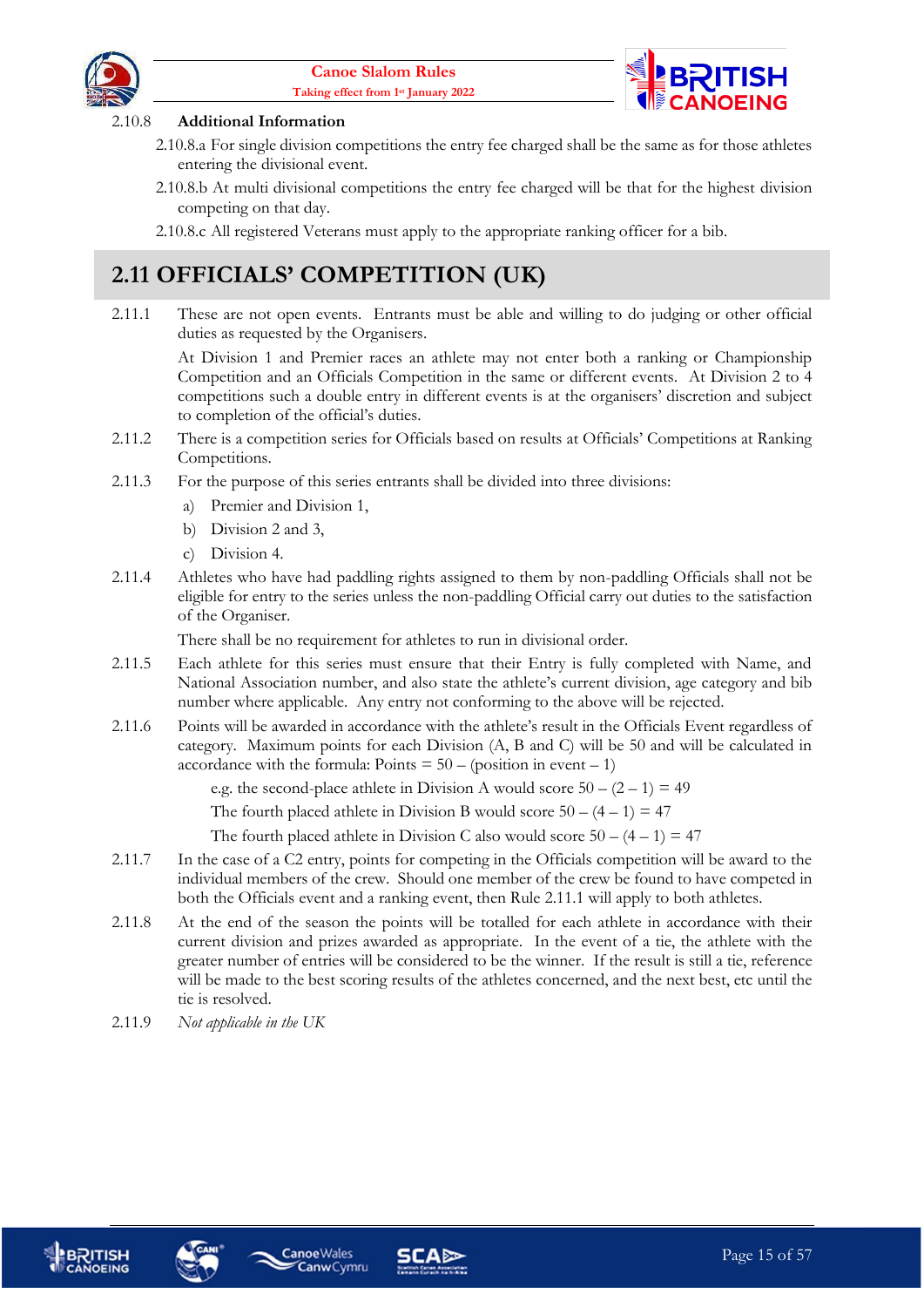2.10.8 **Additional Information**

2.10.8.a For single division competitions the entry fee charged shall be the same as for those athletes entering the divisional event.

2.10.8.b At multi divisional competitions the entry fee charged will be that for the highest division competing on that day.

2.10.8.c All registered Veterans must apply to the appropriate ranking officer for a bib.

## 2.11 OFFICIALS' COMPETITION (UK)

2.11.1 These are not open events. Entrants must be able and willing to do judging or other official duties as requested by the Organisers.

At Division 1 and Premier races an athlete may not enter both a ranking or Championship Competition and an Officials Competition in the same or different events. At Division 2 to 4 competitions such a double entry in different events is at the organisers' discretion and subject to completion of the official's duties.

2.11.2 There is a competition series for Officials based on results at Officials' Competitions at Ranking Competitions.

2.11.3 For the purpose of this series entrants shall be divided into three divisions:

a) Premier and Division 1,

b) Division 2 and 3,

c) Division 4.

2.11.4 Athletes who have had paddling rights assigned to them by non-paddling Officials shall not be eligible for entry to the series unless the non-paddling Official carry out duties to the satisfaction of the Organiser.

There shall be no requirement for athletes to run in divisional order.

2.11.5 Each athlete for this series must ensure that their Entry is fully completed with Name, and National Association number, and also state the athlete's current division, age category and bib number where applicable. Any entry not conforming to the above will be rejected.

2.11.6 Points will be awarded in accordance with the athlete's result in the Officials Event regardless of category. Maximum points for each Division (A, B and C) will be 50 and will be calculated in accordance with the formula: Points = 50 – (position in event – 1)

e.g. the second-place athlete in Division A would score 50 – (2 – 1) = 49

The fourth placed athlete in Division B would score 50 – (4 – 1) = 47

The fourth placed athlete in Division C also would score 50 – (4 – 1) = 47

2.11.7 In the case of a C2 entry, points for competing in the Officials competition will be award to the individual members of the crew. Should one member of the crew be found to have competed in both the Officials event and a ranking event, then Rule 2.11.1 will apply to both athletes.

2.11.8 At the end of the season the points will be totalled for each athlete in accordance with their current division and prizes awarded as appropriate. In the event of a tie, the athlete with the greater number of entries will be considered to be the winner. If the result is still a tie, reference will be made to the best scoring results of the athletes concerned, and the next best, etc until the tie is resolved.

2.11.9 *Not applicable in the UK*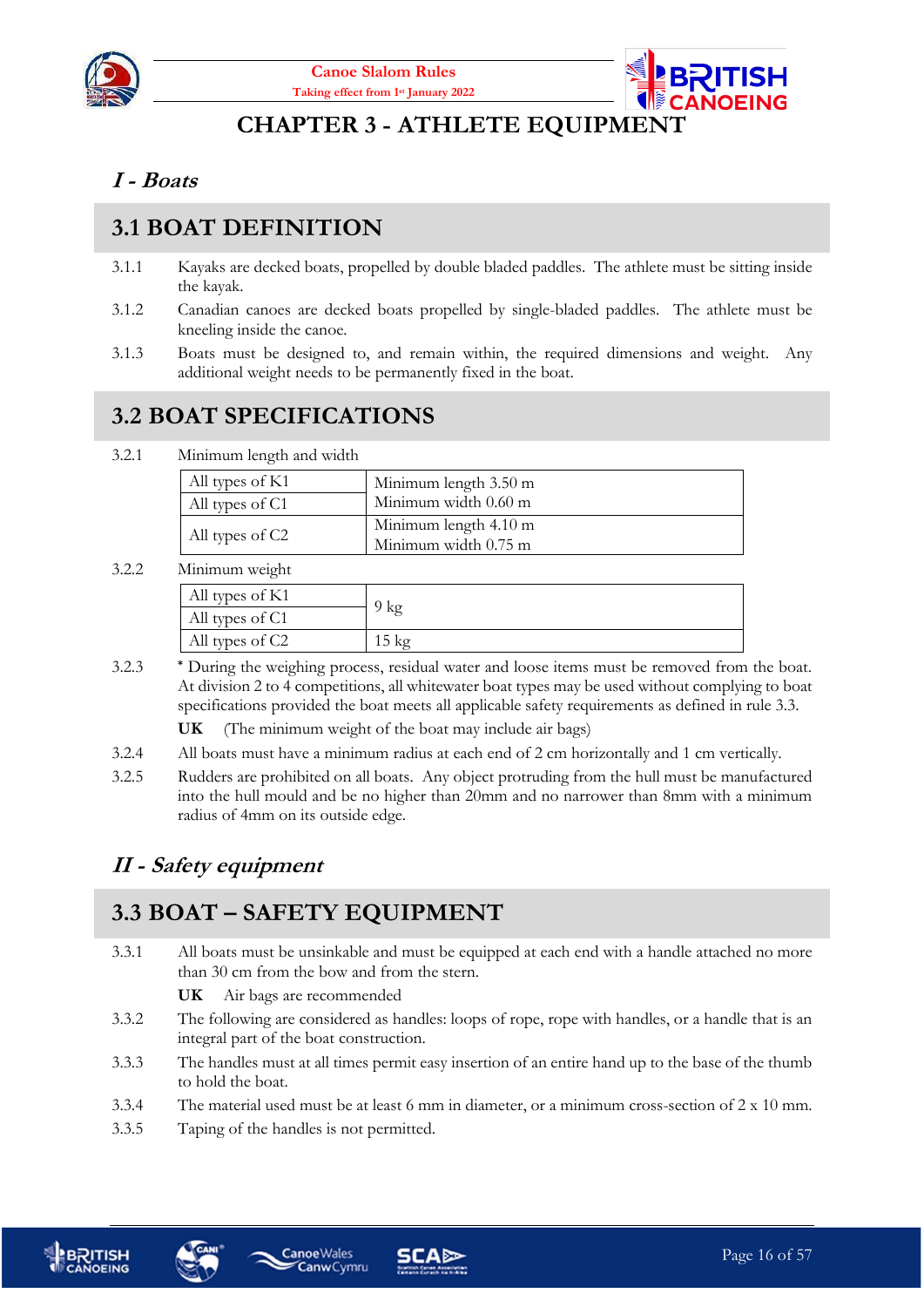# CHAPTER 3 - ATHLETE EQUIPMENT

## *I - Boats*

## 3.1 BOAT DEFINITION

3.1.1 Kayaks are decked boats, propelled by double bladed paddles. The athlete must be sitting inside the kayak.

3.1.2 Canadian canoes are decked boats propelled by single-bladed paddles. The athlete must be kneeling inside the canoe.

3.1.3 Boats must be designed to, and remain within, the required dimensions and weight. Any additional weight needs to be permanently fixed in the boat.

## 3.2 BOAT SPECIFICATIONS

3.2.1 Minimum length and width

| | |
|---|---|
| All types of K1<br>All types of C1 | Minimum length 3.50 m<br>Minimum width 0.60 m |
| All types of C2 | Minimum length 4.10 m<br>Minimum width 0.75 m |

3.2.2 Minimum weight

| | |
|---|---|
| All types of K1<br>All types of C1 | 9 kg |
| All types of C2 | 15 kg |

3.2.3 * During the weighing process, residual water and loose items must be removed from the boat. At division 2 to 4 competitions, all whitewater boat types may be used without complying to boat specifications provided the boat meets all applicable safety requirements as defined in rule 3.3.

**UK** (The minimum weight of the boat may include air bags)

3.2.4 All boats must have a minimum radius at each end of 2 cm horizontally and 1 cm vertically.

3.2.5 Rudders are prohibited on all boats. Any object protruding from the hull must be manufactured into the hull mould and be no higher than 20mm and no narrower than 8mm with a minimum radius of 4mm on its outside edge.

## *II - Safety equipment*

## 3.3 BOAT – SAFETY EQUIPMENT

3.3.1 All boats must be unsinkable and must be equipped at each end with a handle attached no more than 30 cm from the bow and from the stern.

**UK** Air bags are recommended

3.3.2 The following are considered as handles: loops of rope, rope with handles, or a handle that is an integral part of the boat construction.

3.3.3 The handles must at all times permit easy insertion of an entire hand up to the base of the thumb to hold the boat.

3.3.4 The material used must be at least 6 mm in diameter, or a minimum cross-section of 2 x 10 mm.

3.3.5 Taping of the handles is not permitted.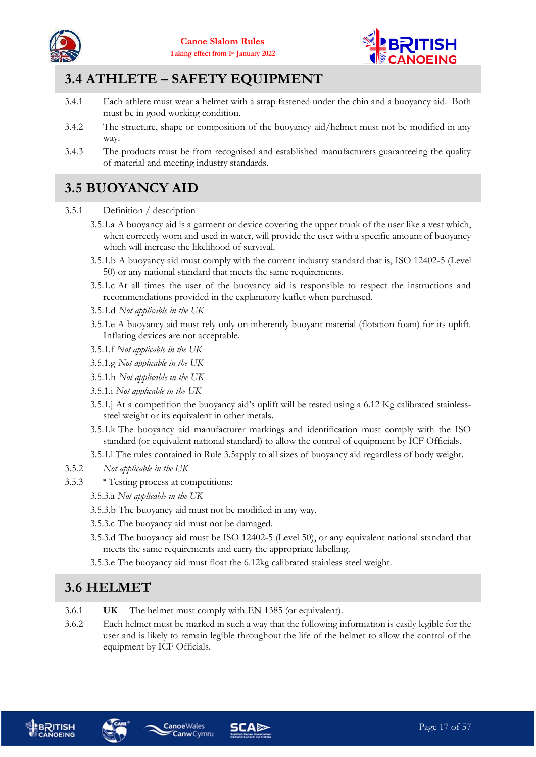## 3.4 ATHLETE – SAFETY EQUIPMENT

3.4.1 Each athlete must wear a helmet with a strap fastened under the chin and a buoyancy aid. Both must be in good working condition.

3.4.2 The structure, shape or composition of the buoyancy aid/helmet must not be modified in any way.

3.4.3 The products must be from recognised and established manufacturers guaranteeing the quality of material and meeting industry standards.

## 3.5 BUOYANCY AID

3.5.1 Definition / description

3.5.1.a A buoyancy aid is a garment or device covering the upper trunk of the user like a vest which, when correctly worn and used in water, will provide the user with a specific amount of buoyancy which will increase the likelihood of survival.

3.5.1.b A buoyancy aid must comply with the current industry standard that is, ISO 12402-5 (Level 50) or any national standard that meets the same requirements.

3.5.1.c At all times the user of the buoyancy aid is responsible to respect the instructions and recommendations provided in the explanatory leaflet when purchased.

3.5.1.d *Not applicable in the UK*

3.5.1.e A buoyancy aid must rely only on inherently buoyant material (flotation foam) for its uplift. Inflating devices are not acceptable.

3.5.1.f *Not applicable in the UK*

3.5.1.g *Not applicable in the UK*

3.5.1.h *Not applicable in the UK*

3.5.1.i *Not applicable in the UK*

3.5.1.j At a competition the buoyancy aid's uplift will be tested using a 6.12 Kg calibrated stainless-steel weight or its equivalent in other metals.

3.5.1.k The buoyancy aid manufacturer markings and identification must comply with the ISO standard (or equivalent national standard) to allow the control of equipment by ICF Officials.

3.5.1.l The rules contained in Rule 3.5apply to all sizes of buoyancy aid regardless of body weight.

3.5.2 *Not applicable in the UK*

3.5.3 * Testing process at competitions:

3.5.3.a *Not applicable in the UK*

3.5.3.b The buoyancy aid must not be modified in any way.

3.5.3.c The buoyancy aid must not be damaged.

3.5.3.d The buoyancy aid must be ISO 12402-5 (Level 50), or any equivalent national standard that meets the same requirements and carry the appropriate labelling.

3.5.3.e The buoyancy aid must float the 6.12kg calibrated stainless steel weight.

## 3.6 HELMET

3.6.1 **UK** The helmet must comply with EN 1385 (or equivalent).

3.6.2 Each helmet must be marked in such a way that the following information is easily legible for the user and is likely to remain legible throughout the life of the helmet to allow the control of the equipment by ICF Officials.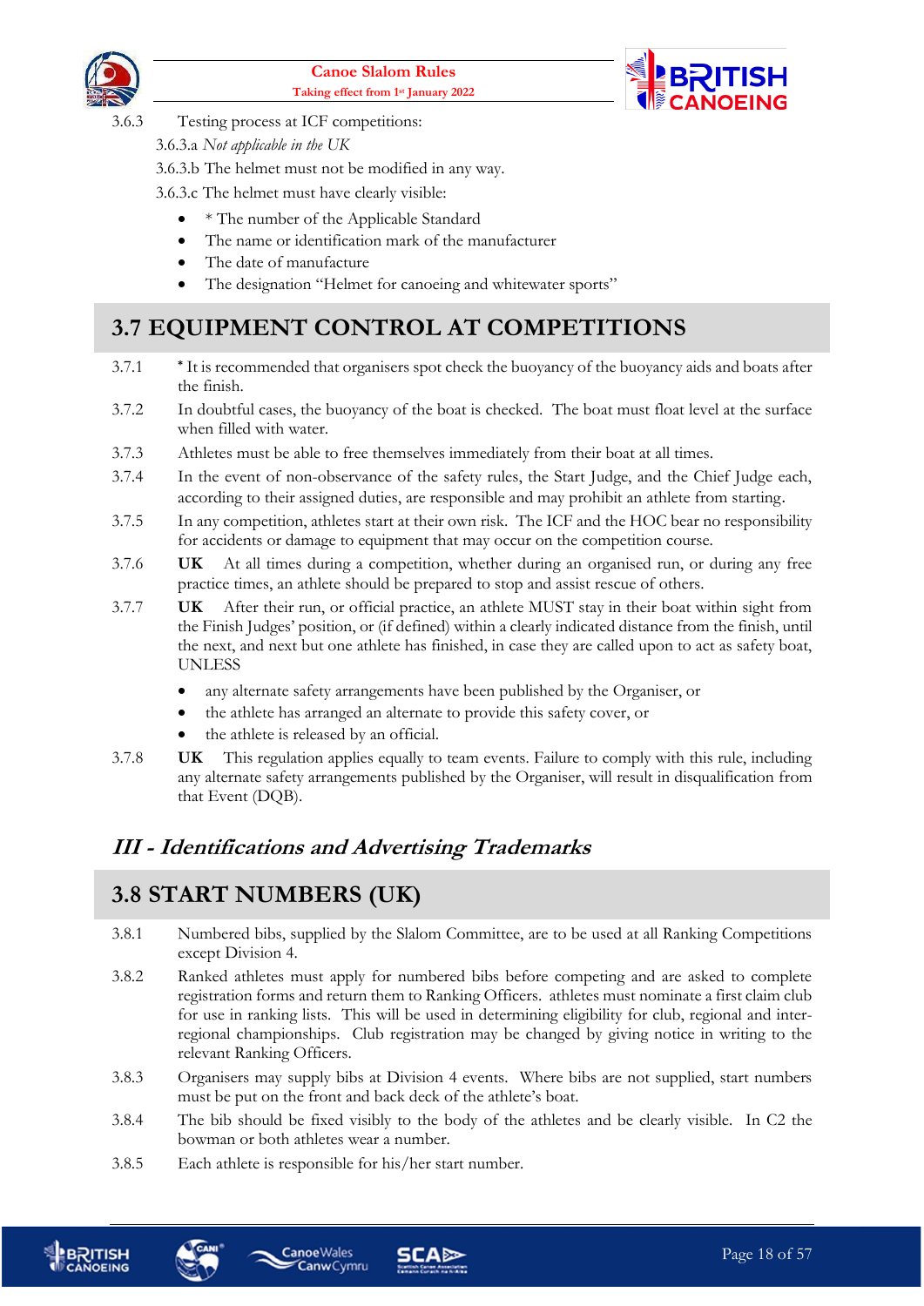3.6.3 Testing process at ICF competitions:

3.6.3.a *Not applicable in the UK*

3.6.3.b The helmet must not be modified in any way.

3.6.3.c The helmet must have clearly visible:

- * The number of the Applicable Standard
- The name or identification mark of the manufacturer
- The date of manufacture
- The designation "Helmet for canoeing and whitewater sports"

## 3.7 EQUIPMENT CONTROL AT COMPETITIONS

3.7.1 * It is recommended that organisers spot check the buoyancy of the buoyancy aids and boats after the finish.

3.7.2 In doubtful cases, the buoyancy of the boat is checked. The boat must float level at the surface when filled with water.

3.7.3 Athletes must be able to free themselves immediately from their boat at all times.

3.7.4 In the event of non-observance of the safety rules, the Start Judge, and the Chief Judge each, according to their assigned duties, are responsible and may prohibit an athlete from starting.

3.7.5 In any competition, athletes start at their own risk. The ICF and the HOC bear no responsibility for accidents or damage to equipment that may occur on the competition course.

3.7.6 **UK** At all times during a competition, whether during an organised run, or during any free practice times, an athlete should be prepared to stop and assist rescue of others.

3.7.7 **UK** After their run, or official practice, an athlete MUST stay in their boat within sight from the Finish Judges' position, or (if defined) within a clearly indicated distance from the finish, until the next, and next but one athlete has finished, in case they are called upon to act as safety boat, UNLESS

- any alternate safety arrangements have been published by the Organiser, or
- the athlete has arranged an alternate to provide this safety cover, or
- the athlete is released by an official.

3.7.8 **UK** This regulation applies equally to team events. Failure to comply with this rule, including any alternate safety arrangements published by the Organiser, will result in disqualification from that Event (DQB).

### *III - Identifications and Advertising Trademarks*

## 3.8 START NUMBERS (UK)

3.8.1 Numbered bibs, supplied by the Slalom Committee, are to be used at all Ranking Competitions except Division 4.

3.8.2 Ranked athletes must apply for numbered bibs before competing and are asked to complete registration forms and return them to Ranking Officers. athletes must nominate a first claim club for use in ranking lists. This will be used in determining eligibility for club, regional and inter-regional championships. Club registration may be changed by giving notice in writing to the relevant Ranking Officers.

3.8.3 Organisers may supply bibs at Division 4 events. Where bibs are not supplied, start numbers must be put on the front and back deck of the athlete's boat.

3.8.4 The bib should be fixed visibly to the body of the athletes and be clearly visible. In C2 the bowman or both athletes wear a number.

3.8.5 Each athlete is responsible for his/her start number.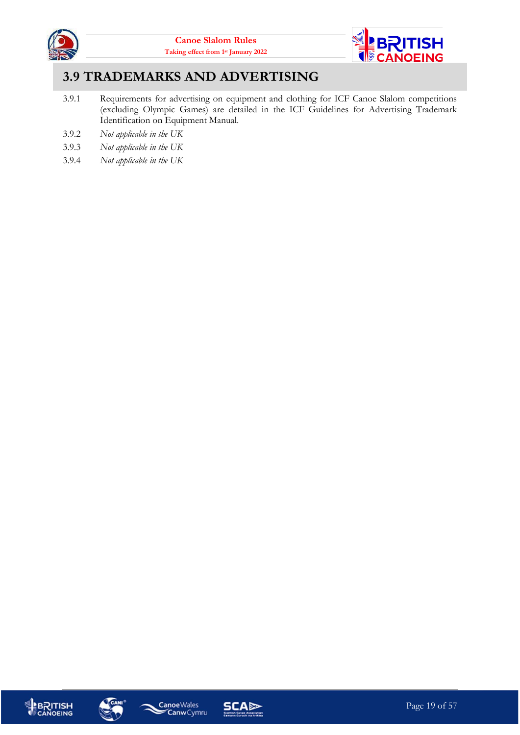## 3.9 TRADEMARKS AND ADVERTISING

3.9.1 Requirements for advertising on equipment and clothing for ICF Canoe Slalom competitions (excluding Olympic Games) are detailed in the ICF Guidelines for Advertising Trademark Identification on Equipment Manual.

3.9.2 *Not applicable in the UK*

3.9.3 *Not applicable in the UK*

3.9.4 *Not applicable in the UK*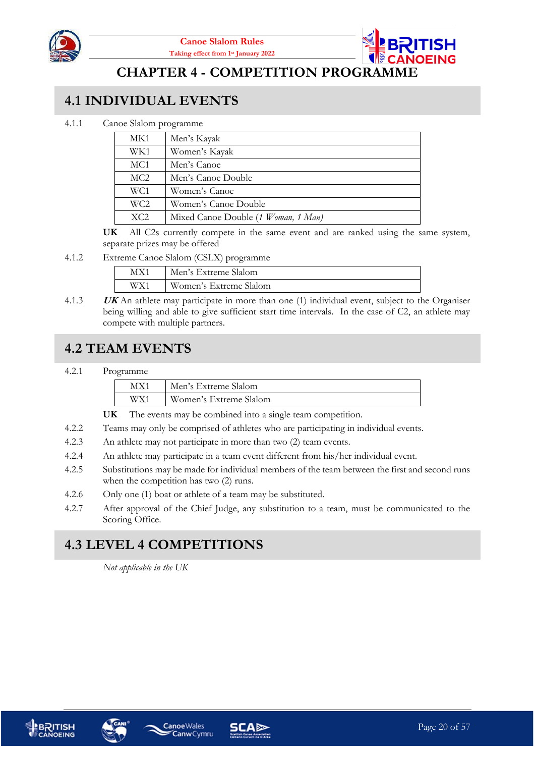# CHAPTER 4 - COMPETITION PROGRAMME

## 4.1 INDIVIDUAL EVENTS

4.1.1 Canoe Slalom programme

| | |
|---|---|
| MK1 | Men's Kayak |
| WK1 | Women's Kayak |
| MC1 | Men's Canoe |
| MC2 | Men's Canoe Double |
| WC1 | Women's Canoe |
| WC2 | Women's Canoe Double |
| XC2 | Mixed Canoe Double (*1 Woman, 1 Man*) |

**UK** All C2s currently compete in the same event and are ranked using the same system, separate prizes may be offered

4.1.2 Extreme Canoe Slalom (CSLX) programme

| | |
|---|---|
| MX1 | Men's Extreme Slalom |
| WX1 | Women's Extreme Slalom |

4.1.3 ***UK*** An athlete may participate in more than one (1) individual event, subject to the Organiser being willing and able to give sufficient start time intervals. In the case of C2, an athlete may compete with multiple partners.

## 4.2 TEAM EVENTS

4.2.1 Programme

| | |
|---|---|
| MX1 | Men's Extreme Slalom |
| WX1 | Women's Extreme Slalom |

**UK** The events may be combined into a single team competition.

4.2.2 Teams may only be comprised of athletes who are participating in individual events.

4.2.3 An athlete may not participate in more than two (2) team events.

4.2.4 An athlete may participate in a team event different from his/her individual event.

4.2.5 Substitutions may be made for individual members of the team between the first and second runs when the competition has two (2) runs.

4.2.6 Only one (1) boat or athlete of a team may be substituted.

4.2.7 After approval of the Chief Judge, any substitution to a team, must be communicated to the Scoring Office.

## 4.3 LEVEL 4 COMPETITIONS

*Not applicable in the UK*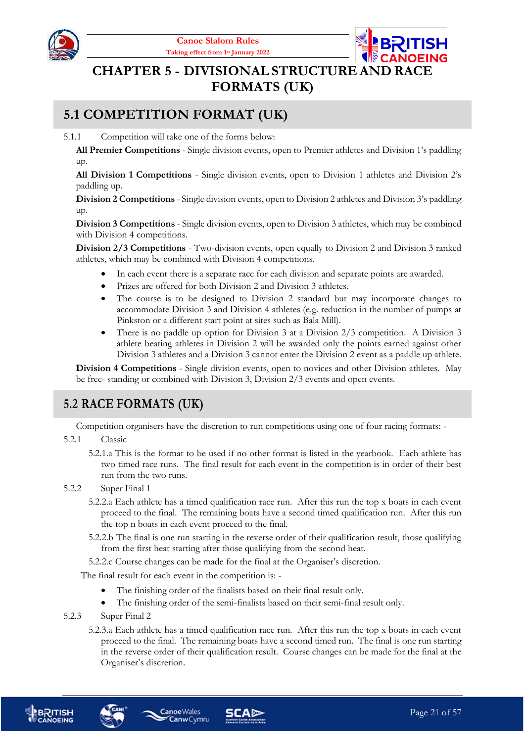# CHAPTER 5 - DIVISIONAL STRUCTURE AND RACE FORMATS (UK)

## 5.1 COMPETITION FORMAT (UK)

5.1.1 Competition will take one of the forms below:

**All Premier Competitions** - Single division events, open to Premier athletes and Division 1's paddling up.

**All Division 1 Competitions** - Single division events, open to Division 1 athletes and Division 2's paddling up.

**Division 2 Competitions** - Single division events, open to Division 2 athletes and Division 3's paddling up.

**Division 3 Competitions** - Single division events, open to Division 3 athletes, which may be combined with Division 4 competitions.

**Division 2/3 Competitions** - Two-division events, open equally to Division 2 and Division 3 ranked athletes, which may be combined with Division 4 competitions.

- In each event there is a separate race for each division and separate points are awarded.
- Prizes are offered for both Division 2 and Division 3 athletes.
- The course is to be designed to Division 2 standard but may incorporate changes to accommodate Division 3 and Division 4 athletes (e.g. reduction in the number of pumps at Pinkston or a different start point at sites such as Bala Mill).
- There is no paddle up option for Division 3 at a Division 2/3 competition. A Division 3 athlete beating athletes in Division 2 will be awarded only the points earned against other Division 3 athletes and a Division 3 cannot enter the Division 2 event as a paddle up athlete.

**Division 4 Competitions** - Single division events, open to novices and other Division athletes. May be free- standing or combined with Division 3, Division 2/3 events and open events.

## 5.2 RACE FORMATS (UK)

Competition organisers have the discretion to run competitions using one of four racing formats: -

5.2.1 Classic

5.2.1.a This is the format to be used if no other format is listed in the yearbook. Each athlete has two timed race runs. The final result for each event in the competition is in order of their best run from the two runs.

5.2.2 Super Final 1

5.2.2.a Each athlete has a timed qualification race run. After this run the top x boats in each event proceed to the final. The remaining boats have a second timed qualification run. After this run the top n boats in each event proceed to the final.

5.2.2.b The final is one run starting in the reverse order of their qualification result, those qualifying from the first heat starting after those qualifying from the second heat.

5.2.2.c Course changes can be made for the final at the Organiser's discretion.

The final result for each event in the competition is: -

- The finishing order of the finalists based on their final result only.
- The finishing order of the semi-finalists based on their semi-final result only.

5.2.3 Super Final 2

5.2.3.a Each athlete has a timed qualification race run. After this run the top x boats in each event proceed to the final. The remaining boats have a second timed run. The final is one run starting in the reverse order of their qualification result. Course changes can be made for the final at the Organiser's discretion.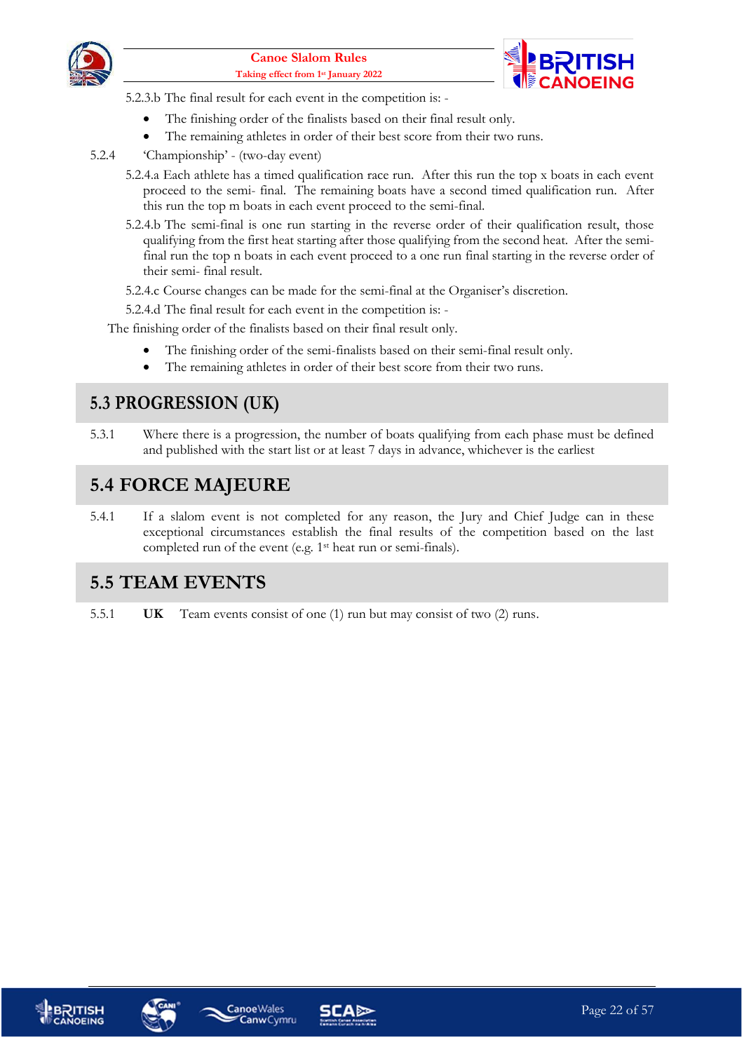5.2.3.b The final result for each event in the competition is: -

- The finishing order of the finalists based on their final result only.
- The remaining athletes in order of their best score from their two runs.

5.2.4 'Championship' - (two-day event)

5.2.4.a Each athlete has a timed qualification race run. After this run the top x boats in each event proceed to the semi- final. The remaining boats have a second timed qualification run. After this run the top m boats in each event proceed to the semi-final.

5.2.4.b The semi-final is one run starting in the reverse order of their qualification result, those qualifying from the first heat starting after those qualifying from the second heat. After the semi-final run the top n boats in each event proceed to a one run final starting in the reverse order of their semi- final result.

5.2.4.c Course changes can be made for the semi-final at the Organiser's discretion.

5.2.4.d The final result for each event in the competition is: -

The finishing order of the finalists based on their final result only.

- The finishing order of the semi-finalists based on their semi-final result only.
- The remaining athletes in order of their best score from their two runs.

## 5.3 PROGRESSION (UK)

5.3.1 Where there is a progression, the number of boats qualifying from each phase must be defined and published with the start list or at least 7 days in advance, whichever is the earliest

## 5.4 FORCE MAJEURE

5.4.1 If a slalom event is not completed for any reason, the Jury and Chief Judge can in these exceptional circumstances establish the final results of the competition based on the last completed run of the event (e.g. 1st heat run or semi-finals).

## 5.5 TEAM EVENTS

5.5.1 **UK** Team events consist of one (1) run but may consist of two (2) runs.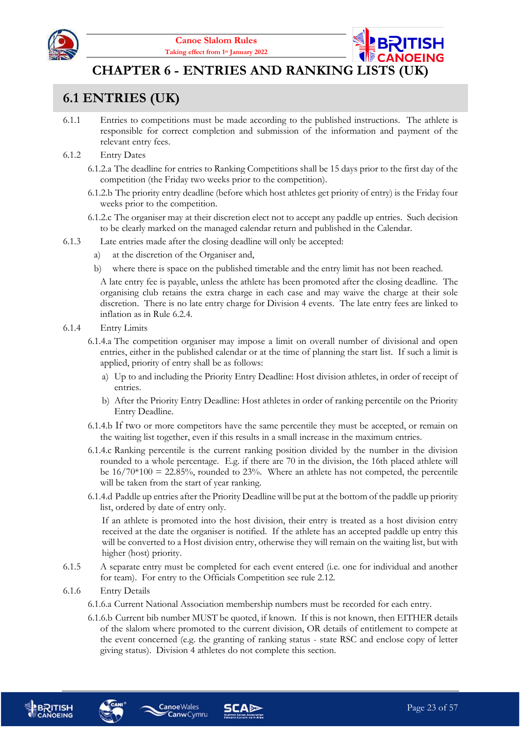# CHAPTER 6 - ENTRIES AND RANKING LISTS (UK)

## 6.1 ENTRIES (UK)

6.1.1 Entries to competitions must be made according to the published instructions. The athlete is responsible for correct completion and submission of the information and payment of the relevant entry fees.

6.1.2 Entry Dates

6.1.2.a The deadline for entries to Ranking Competitions shall be 15 days prior to the first day of the competition (the Friday two weeks prior to the competition).

6.1.2.b The priority entry deadline (before which host athletes get priority of entry) is the Friday four weeks prior to the competition.

6.1.2.c The organiser may at their discretion elect not to accept any paddle up entries. Such decision to be clearly marked on the managed calendar return and published in the Calendar.

6.1.3 Late entries made after the closing deadline will only be accepted:

a) at the discretion of the Organiser and,

b) where there is space on the published timetable and the entry limit has not been reached.

A late entry fee is payable, unless the athlete has been promoted after the closing deadline. The organising club retains the extra charge in each case and may waive the charge at their sole discretion. There is no late entry charge for Division 4 events. The late entry fees are linked to inflation as in Rule 6.2.4.

6.1.4 Entry Limits

6.1.4.a The competition organiser may impose a limit on overall number of divisional and open entries, either in the published calendar or at the time of planning the start list. If such a limit is applied, priority of entry shall be as follows:

a) Up to and including the Priority Entry Deadline: Host division athletes, in order of receipt of entries.

b) After the Priority Entry Deadline: Host athletes in order of ranking percentile on the Priority Entry Deadline.

6.1.4.b If two or more competitors have the same percentile they must be accepted, or remain on the waiting list together, even if this results in a small increase in the maximum entries.

6.1.4.c Ranking percentile is the current ranking position divided by the number in the division rounded to a whole percentage. E.g. if there are 70 in the division, the 16th placed athlete will be $16/70*100 = 22.85\%$, rounded to 23%. Where an athlete has not competed, the percentile will be taken from the start of year ranking.

6.1.4.d Paddle up entries after the Priority Deadline will be put at the bottom of the paddle up priority list, ordered by date of entry only.

If an athlete is promoted into the host division, their entry is treated as a host division entry received at the date the organiser is notified. If the athlete has an accepted paddle up entry this will be converted to a Host division entry, otherwise they will remain on the waiting list, but with higher (host) priority.

6.1.5 A separate entry must be completed for each event entered (i.e. one for individual and another for team). For entry to the Officials Competition see rule 2.12.

6.1.6 Entry Details

6.1.6.a Current National Association membership numbers must be recorded for each entry.

6.1.6.b Current bib number MUST be quoted, if known. If this is not known, then EITHER details of the slalom where promoted to the current division, OR details of entitlement to compete at the event concerned (e.g. the granting of ranking status - state RSC and enclose copy of letter giving status). Division 4 athletes do not complete this section.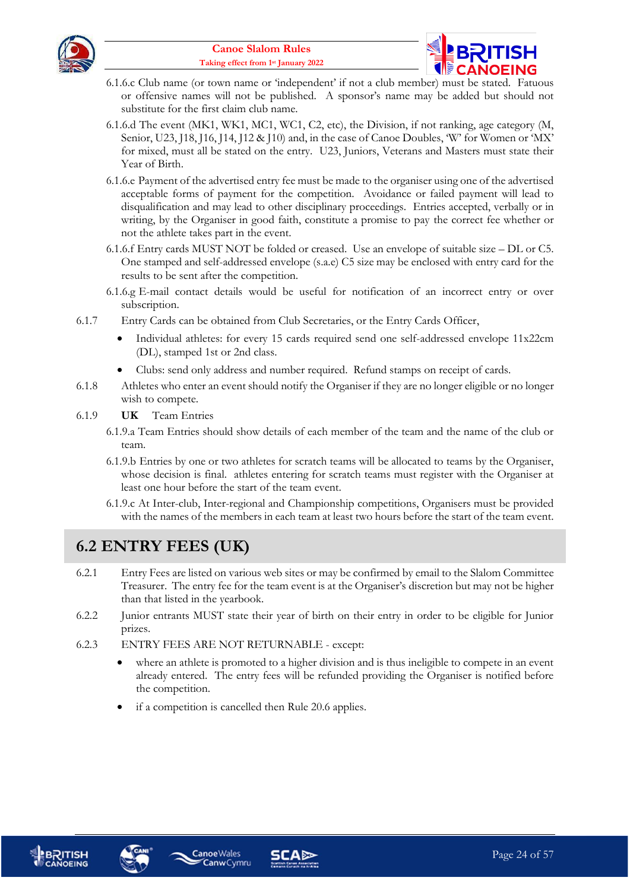6.1.6.c Club name (or town name or 'independent' if not a club member) must be stated. Fatuous or offensive names will not be published. A sponsor's name may be added but should not substitute for the first claim club name.

6.1.6.d The event (MK1, WK1, MC1, WC1, C2, etc), the Division, if not ranking, age category (M, Senior, U23, J18, J16, J14, J12 & J10) and, in the case of Canoe Doubles, 'W' for Women or 'MX' for mixed, must all be stated on the entry. U23, Juniors, Veterans and Masters must state their Year of Birth.

6.1.6.e Payment of the advertised entry fee must be made to the organiser using one of the advertised acceptable forms of payment for the competition. Avoidance or failed payment will lead to disqualification and may lead to other disciplinary proceedings. Entries accepted, verbally or in writing, by the Organiser in good faith, constitute a promise to pay the correct fee whether or not the athlete takes part in the event.

6.1.6.f Entry cards MUST NOT be folded or creased. Use an envelope of suitable size – DL or C5. One stamped and self-addressed envelope (s.a.e) C5 size may be enclosed with entry card for the results to be sent after the competition.

6.1.6.g E-mail contact details would be useful for notification of an incorrect entry or over subscription.

6.1.7 Entry Cards can be obtained from Club Secretaries, or the Entry Cards Officer,

- Individual athletes: for every 15 cards required send one self-addressed envelope 11x22cm (DL), stamped 1st or 2nd class.
- Clubs: send only address and number required. Refund stamps on receipt of cards.

6.1.8 Athletes who enter an event should notify the Organiser if they are no longer eligible or no longer wish to compete.

6.1.9 **UK** Team Entries

6.1.9.a Team Entries should show details of each member of the team and the name of the club or team.

6.1.9.b Entries by one or two athletes for scratch teams will be allocated to teams by the Organiser, whose decision is final. athletes entering for scratch teams must register with the Organiser at least one hour before the start of the team event.

6.1.9.c At Inter-club, Inter-regional and Championship competitions, Organisers must be provided with the names of the members in each team at least two hours before the start of the team event.

## 6.2 ENTRY FEES (UK)

6.2.1 Entry Fees are listed on various web sites or may be confirmed by email to the Slalom Committee Treasurer. The entry fee for the team event is at the Organiser's discretion but may not be higher than that listed in the yearbook.

6.2.2 Junior entrants MUST state their year of birth on their entry in order to be eligible for Junior prizes.

6.2.3 ENTRY FEES ARE NOT RETURNABLE - except:

- where an athlete is promoted to a higher division and is thus ineligible to compete in an event already entered. The entry fees will be refunded providing the Organiser is notified before the competition.
- if a competition is cancelled then Rule 20.6 applies.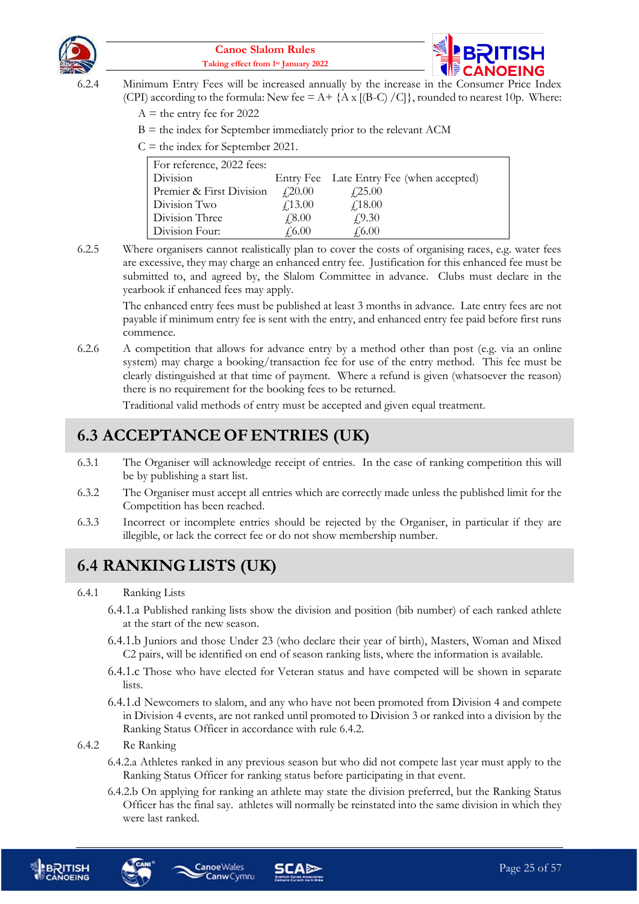6.2.4 Minimum Entry Fees will be increased annually by the increase in the Consumer Price Index (CPI) according to the formula: New fee = A+ {A x [(B-C) /C]}, rounded to nearest 10p. Where:

A = the entry fee for 2022

B = the index for September immediately prior to the relevant ACM

C = the index for September 2021.

| For reference, 2022 fees: | | |
|---|---|---|
| Division | Entry Fee | Late Entry Fee (when accepted) |
| Premier & First Division | £20.00 | £25.00 |
| Division Two | £13.00 | £18.00 |
| Division Three | £8.00 | £9.30 |
| Division Four: | £6.00 | £6.00 |

6.2.5 Where organisers cannot realistically plan to cover the costs of organising races, e.g. water fees are excessive, they may charge an enhanced entry fee. Justification for this enhanced fee must be submitted to, and agreed by, the Slalom Committee in advance. Clubs must declare in the yearbook if enhanced fees may apply.

The enhanced entry fees must be published at least 3 months in advance. Late entry fees are not payable if minimum entry fee is sent with the entry, and enhanced entry fee paid before first runs commence.

6.2.6 A competition that allows for advance entry by a method other than post (e.g. via an online system) may charge a booking/transaction fee for use of the entry method. This fee must be clearly distinguished at that time of payment. Where a refund is given (whatsoever the reason) there is no requirement for the booking fees to be returned.

Traditional valid methods of entry must be accepted and given equal treatment.

## 6.3 ACCEPTANCE OF ENTRIES (UK)

6.3.1 The Organiser will acknowledge receipt of entries. In the case of ranking competition this will be by publishing a start list.

6.3.2 The Organiser must accept all entries which are correctly made unless the published limit for the Competition has been reached.

6.3.3 Incorrect or incomplete entries should be rejected by the Organiser, in particular if they are illegible, or lack the correct fee or do not show membership number.

## 6.4 RANKING LISTS (UK)

6.4.1 Ranking Lists

6.4.1.a Published ranking lists show the division and position (bib number) of each ranked athlete at the start of the new season.

6.4.1.b Juniors and those Under 23 (who declare their year of birth), Masters, Woman and Mixed C2 pairs, will be identified on end of season ranking lists, where the information is available.

6.4.1.c Those who have elected for Veteran status and have competed will be shown in separate lists.

6.4.1.d Newcomers to slalom, and any who have not been promoted from Division 4 and compete in Division 4 events, are not ranked until promoted to Division 3 or ranked into a division by the Ranking Status Officer in accordance with rule 6.4.2.

6.4.2 Re Ranking

6.4.2.a Athletes ranked in any previous season but who did not compete last year must apply to the Ranking Status Officer for ranking status before participating in that event.

6.4.2.b On applying for ranking an athlete may state the division preferred, but the Ranking Status Officer has the final say. athletes will normally be reinstated into the same division in which they were last ranked.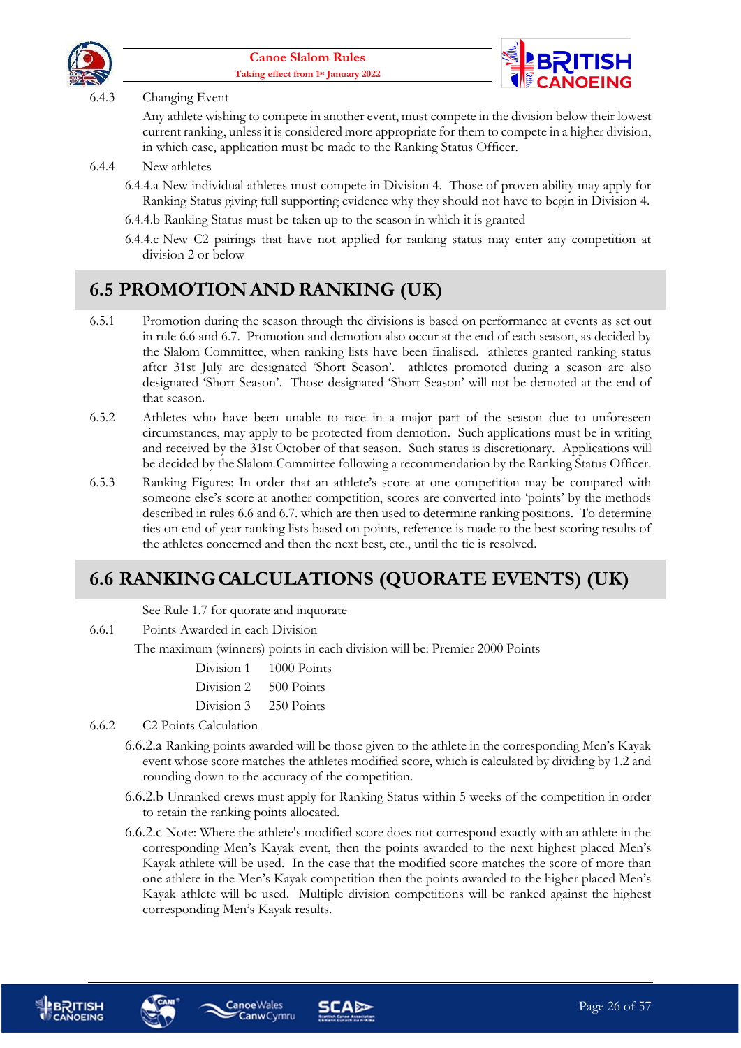6.4.3 Changing Event

Any athlete wishing to compete in another event, must compete in the division below their lowest current ranking, unless it is considered more appropriate for them to compete in a higher division, in which case, application must be made to the Ranking Status Officer.

6.4.4 New athletes

6.4.4.a New individual athletes must compete in Division 4. Those of proven ability may apply for Ranking Status giving full supporting evidence why they should not have to begin in Division 4.

6.4.4.b Ranking Status must be taken up to the season in which it is granted

6.4.4.c New C2 pairings that have not applied for ranking status may enter any competition at division 2 or below

## 6.5 PROMOTION AND RANKING (UK)

6.5.1 Promotion during the season through the divisions is based on performance at events as set out in rule 6.6 and 6.7. Promotion and demotion also occur at the end of each season, as decided by the Slalom Committee, when ranking lists have been finalised. athletes granted ranking status after 31st July are designated 'Short Season'. athletes promoted during a season are also designated 'Short Season'. Those designated 'Short Season' will not be demoted at the end of that season.

6.5.2 Athletes who have been unable to race in a major part of the season due to unforeseen circumstances, may apply to be protected from demotion. Such applications must be in writing and received by the 31st October of that season. Such status is discretionary. Applications will be decided by the Slalom Committee following a recommendation by the Ranking Status Officer.

6.5.3 Ranking Figures: In order that an athlete's score at one competition may be compared with someone else's score at another competition, scores are converted into 'points' by the methods described in rules 6.6 and 6.7. which are then used to determine ranking positions. To determine ties on end of year ranking lists based on points, reference is made to the best scoring results of the athletes concerned and then the next best, etc., until the tie is resolved.

## 6.6 RANKING CALCULATIONS (QUORATE EVENTS) (UK)

See Rule 1.7 for quorate and inquorate

6.6.1 Points Awarded in each Division

The maximum (winners) points in each division will be: Premier 2000 Points

| | |
|---|---|
| Division 1 | 1000 Points |
| Division 2 | 500 Points |
| Division 3 | 250 Points |

6.6.2 C2 Points Calculation

6.6.2.a Ranking points awarded will be those given to the athlete in the corresponding Men's Kayak event whose score matches the athletes modified score, which is calculated by dividing by 1.2 and rounding down to the accuracy of the competition.

6.6.2.b Unranked crews must apply for Ranking Status within 5 weeks of the competition in order to retain the ranking points allocated.

6.6.2.c Note: Where the athlete's modified score does not correspond exactly with an athlete in the corresponding Men's Kayak event, then the points awarded to the next highest placed Men's Kayak athlete will be used. In the case that the modified score matches the score of more than one athlete in the Men's Kayak competition then the points awarded to the higher placed Men's Kayak athlete will be used. Multiple division competitions will be ranked against the highest corresponding Men's Kayak results.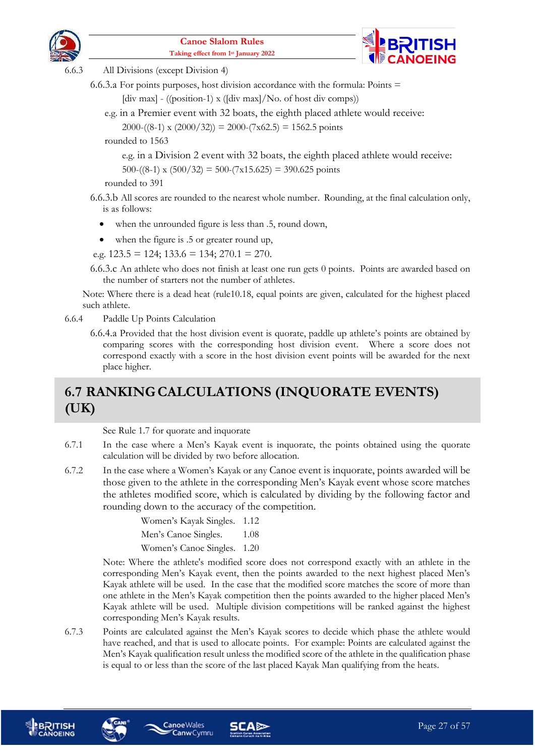6.6.3 All Divisions (except Division 4)

6.6.3.a For points purposes, host division accordance with the formula: Points = [div max] - ((position-1) x ([div max]/No. of host div comps))

e.g. in a Premier event with 32 boats, the eighth placed athlete would receive:

2000-((8-1) x (2000/32)) = 2000-(7x62.5) = 1562.5 points

rounded to 1563

e.g. in a Division 2 event with 32 boats, the eighth placed athlete would receive:

500-((8-1) x (500/32) = 500-(7x15.625) = 390.625 points

rounded to 391

6.6.3.b All scores are rounded to the nearest whole number. Rounding, at the final calculation only, is as follows:

- when the unrounded figure is less than .5, round down,
- when the figure is .5 or greater round up,

e.g. 123.5 = 124; 133.6 = 134; 270.1 = 270.

6.6.3.c An athlete who does not finish at least one run gets 0 points. Points are awarded based on the number of starters not the number of athletes.

Note: Where there is a dead heat (rule10.18, equal points are given, calculated for the highest placed such athlete.

6.6.4 Paddle Up Points Calculation

6.6.4.a Provided that the host division event is quorate, paddle up athlete's points are obtained by comparing scores with the corresponding host division event. Where a score does not correspond exactly with a score in the host division event points will be awarded for the next place higher.

## 6.7 RANKING CALCULATIONS (INQUORATE EVENTS) (UK)

See Rule 1.7 for quorate and inquorate

6.7.1 In the case where a Men's Kayak event is inquorate, the points obtained using the quorate calculation will be divided by two before allocation.

6.7.2 In the case where a Women's Kayak or any Canoe event is inquorate, points awarded will be those given to the athlete in the corresponding Men's Kayak event whose score matches the athletes modified score, which is calculated by dividing by the following factor and rounding down to the accuracy of the competition.

| | |
|---|---|
| Women's Kayak Singles. | 1.12 |
| Men's Canoe Singles. | 1.08 |
| Women's Canoe Singles. | 1.20 |

Note: Where the athlete's modified score does not correspond exactly with an athlete in the corresponding Men's Kayak event, then the points awarded to the next highest placed Men's Kayak athlete will be used. In the case that the modified score matches the score of more than one athlete in the Men's Kayak competition then the points awarded to the higher placed Men's Kayak athlete will be used. Multiple division competitions will be ranked against the highest corresponding Men's Kayak results.

6.7.3 Points are calculated against the Men's Kayak scores to decide which phase the athlete would have reached, and that is used to allocate points. For example: Points are calculated against the Men's Kayak qualification result unless the modified score of the athlete in the qualification phase is equal to or less than the score of the last placed Kayak Man qualifying from the heats.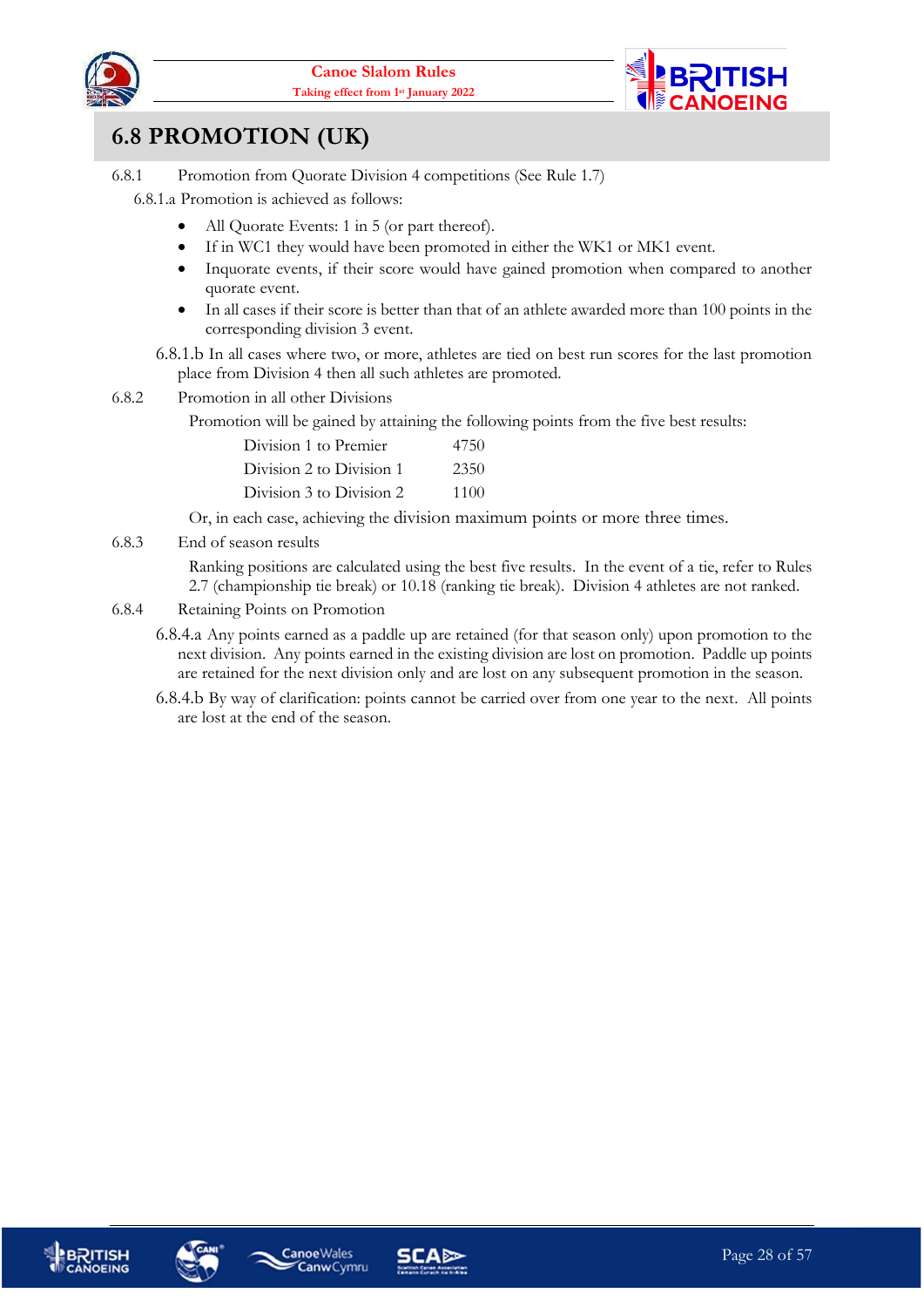# 6.8 PROMOTION (UK)

6.8.1 Promotion from Quorate Division 4 competitions (See Rule 1.7)

6.8.1.a Promotion is achieved as follows:

- All Quorate Events: 1 in 5 (or part thereof).
- If in WC1 they would have been promoted in either the WK1 or MK1 event.
- Inquorate events, if their score would have gained promotion when compared to another quorate event.
- In all cases if their score is better than that of an athlete awarded more than 100 points in the corresponding division 3 event.

6.8.1.b In all cases where two, or more, athletes are tied on best run scores for the last promotion place from Division 4 then all such athletes are promoted.

6.8.2 Promotion in all other Divisions

Promotion will be gained by attaining the following points from the five best results:

| | |
|---|---|
| Division 1 to Premier | 4750 |
| Division 2 to Division 1 | 2350 |
| Division 3 to Division 2 | 1100 |

Or, in each case, achieving the division maximum points or more three times.

6.8.3 End of season results

Ranking positions are calculated using the best five results. In the event of a tie, refer to Rules 2.7 (championship tie break) or 10.18 (ranking tie break). Division 4 athletes are not ranked.

6.8.4 Retaining Points on Promotion

6.8.4.a Any points earned as a paddle up are retained (for that season only) upon promotion to the next division. Any points earned in the existing division are lost on promotion. Paddle up points are retained for the next division only and are lost on any subsequent promotion in the season.

6.8.4.b By way of clarification: points cannot be carried over from one year to the next. All points are lost at the end of the season.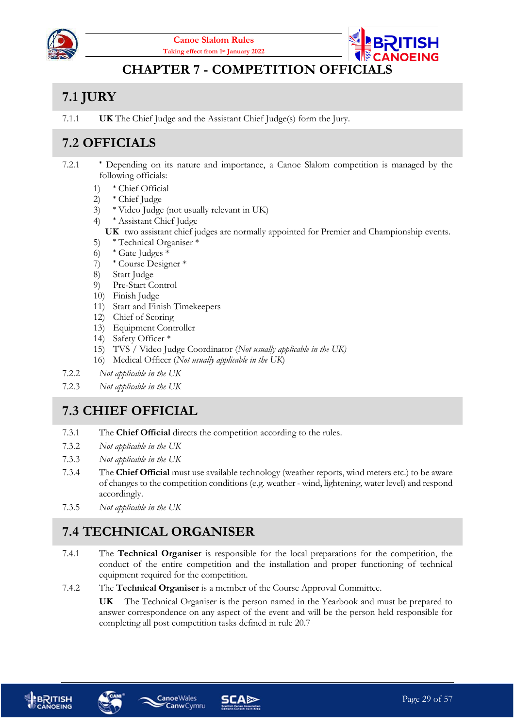# CHAPTER 7 - COMPETITION OFFICIALS

## 7.1 JURY

7.1.1 **UK** The Chief Judge and the Assistant Chief Judge(s) form the Jury.

## 7.2 OFFICIALS

7.2.1 * Depending on its nature and importance, a Canoe Slalom competition is managed by the following officials:

1) * Chief Official
2) * Chief Judge
3) * Video Judge (not usually relevant in UK)
4) * Assistant Chief Judge

   **UK** two assistant chief judges are normally appointed for Premier and Championship events.

5) * Technical Organiser *
6) * Gate Judges *
7) * Course Designer *
8) Start Judge
9) Pre-Start Control
10) Finish Judge
11) Start and Finish Timekeepers
12) Chief of Scoring
13) Equipment Controller
14) Safety Officer *
15) TVS / Video Judge Coordinator (*Not usually applicable in the UK)*
16) Medical Officer (*Not usually applicable in the UK*)

7.2.2 *Not applicable in the UK*

7.2.3 *Not applicable in the UK*

## 7.3 CHIEF OFFICIAL

7.3.1 The **Chief Official** directs the competition according to the rules.

7.3.2 *Not applicable in the UK*

7.3.3 *Not applicable in the UK*

7.3.4 The **Chief Official** must use available technology (weather reports, wind meters etc.) to be aware of changes to the competition conditions (e.g. weather - wind, lightening, water level) and respond accordingly.

7.3.5 *Not applicable in the UK*

## 7.4 TECHNICAL ORGANISER

7.4.1 The **Technical Organiser** is responsible for the local preparations for the competition, the conduct of the entire competition and the installation and proper functioning of technical equipment required for the competition.

7.4.2 The **Technical Organiser** is a member of the Course Approval Committee.

**UK** The Technical Organiser is the person named in the Yearbook and must be prepared to answer correspondence on any aspect of the event and will be the person held responsible for completing all post competition tasks defined in rule 20.7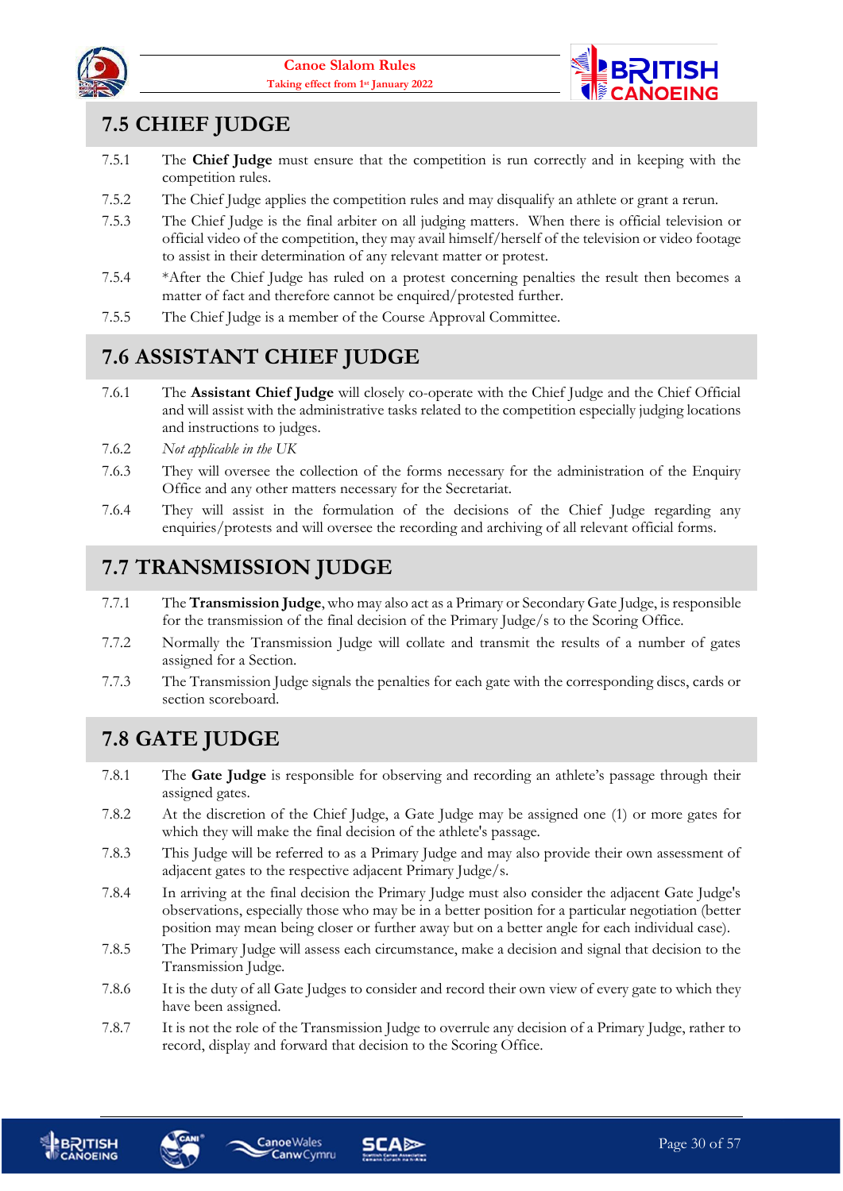## 7.5 CHIEF JUDGE

7.5.1 The **Chief Judge** must ensure that the competition is run correctly and in keeping with the competition rules.

7.5.2 The Chief Judge applies the competition rules and may disqualify an athlete or grant a rerun.

7.5.3 The Chief Judge is the final arbiter on all judging matters. When there is official television or official video of the competition, they may avail himself/herself of the television or video footage to assist in their determination of any relevant matter or protest.

7.5.4 *After the Chief Judge has ruled on a protest concerning penalties the result then becomes a matter of fact and therefore cannot be enquired/protested further.

7.5.5 The Chief Judge is a member of the Course Approval Committee.

## 7.6 ASSISTANT CHIEF JUDGE

7.6.1 The **Assistant Chief Judge** will closely co-operate with the Chief Judge and the Chief Official and will assist with the administrative tasks related to the competition especially judging locations and instructions to judges.

7.6.2 *Not applicable in the UK*

7.6.3 They will oversee the collection of the forms necessary for the administration of the Enquiry Office and any other matters necessary for the Secretariat.

7.6.4 They will assist in the formulation of the decisions of the Chief Judge regarding any enquiries/protests and will oversee the recording and archiving of all relevant official forms.

## 7.7 TRANSMISSION JUDGE

7.7.1 The **Transmission Judge**, who may also act as a Primary or Secondary Gate Judge, is responsible for the transmission of the final decision of the Primary Judge/s to the Scoring Office.

7.7.2 Normally the Transmission Judge will collate and transmit the results of a number of gates assigned for a Section.

7.7.3 The Transmission Judge signals the penalties for each gate with the corresponding discs, cards or section scoreboard.

## 7.8 GATE JUDGE

7.8.1 The **Gate Judge** is responsible for observing and recording an athlete's passage through their assigned gates.

7.8.2 At the discretion of the Chief Judge, a Gate Judge may be assigned one (1) or more gates for which they will make the final decision of the athlete's passage.

7.8.3 This Judge will be referred to as a Primary Judge and may also provide their own assessment of adjacent gates to the respective adjacent Primary Judge/s.

7.8.4 In arriving at the final decision the Primary Judge must also consider the adjacent Gate Judge's observations, especially those who may be in a better position for a particular negotiation (better position may mean being closer or further away but on a better angle for each individual case).

7.8.5 The Primary Judge will assess each circumstance, make a decision and signal that decision to the Transmission Judge.

7.8.6 It is the duty of all Gate Judges to consider and record their own view of every gate to which they have been assigned.

7.8.7 It is not the role of the Transmission Judge to overrule any decision of a Primary Judge, rather to record, display and forward that decision to the Scoring Office.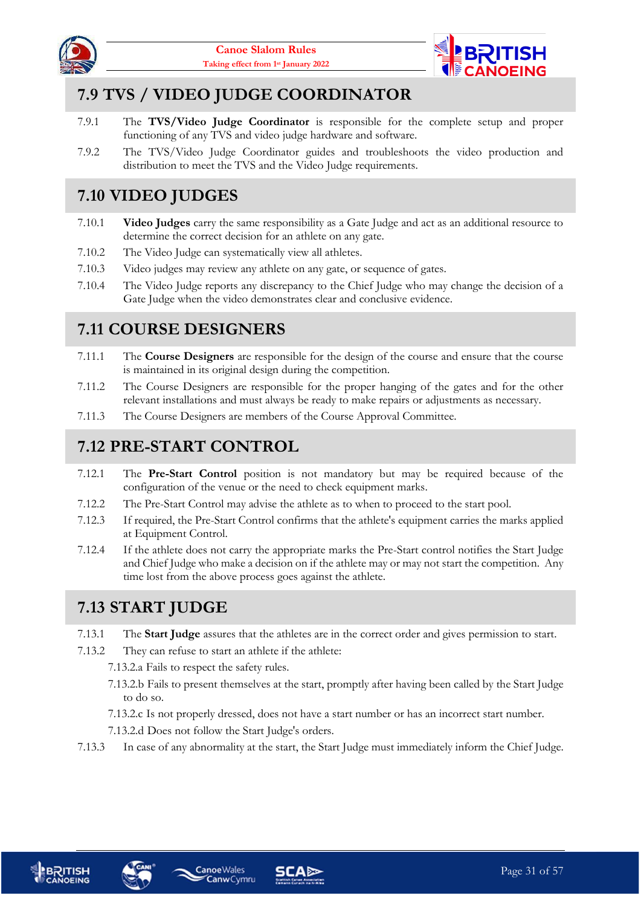## 7.9 TVS / VIDEO JUDGE COORDINATOR

7.9.1 The **TVS/Video Judge Coordinator** is responsible for the complete setup and proper functioning of any TVS and video judge hardware and software.

7.9.2 The TVS/Video Judge Coordinator guides and troubleshoots the video production and distribution to meet the TVS and the Video Judge requirements.

## 7.10 VIDEO JUDGES

7.10.1 **Video Judges** carry the same responsibility as a Gate Judge and act as an additional resource to determine the correct decision for an athlete on any gate.

7.10.2 The Video Judge can systematically view all athletes.

7.10.3 Video judges may review any athlete on any gate, or sequence of gates.

7.10.4 The Video Judge reports any discrepancy to the Chief Judge who may change the decision of a Gate Judge when the video demonstrates clear and conclusive evidence.

## 7.11 COURSE DESIGNERS

7.11.1 The **Course Designers** are responsible for the design of the course and ensure that the course is maintained in its original design during the competition.

7.11.2 The Course Designers are responsible for the proper hanging of the gates and for the other relevant installations and must always be ready to make repairs or adjustments as necessary.

7.11.3 The Course Designers are members of the Course Approval Committee.

## 7.12 PRE-START CONTROL

7.12.1 The **Pre-Start Control** position is not mandatory but may be required because of the configuration of the venue or the need to check equipment marks.

7.12.2 The Pre-Start Control may advise the athlete as to when to proceed to the start pool.

7.12.3 If required, the Pre-Start Control confirms that the athlete's equipment carries the marks applied at Equipment Control.

7.12.4 If the athlete does not carry the appropriate marks the Pre-Start control notifies the Start Judge and Chief Judge who make a decision on if the athlete may or may not start the competition. Any time lost from the above process goes against the athlete.

## 7.13 START JUDGE

7.13.1 The **Start Judge** assures that the athletes are in the correct order and gives permission to start.

7.13.2 They can refuse to start an athlete if the athlete:

7.13.2.a Fails to respect the safety rules.

7.13.2.b Fails to present themselves at the start, promptly after having been called by the Start Judge to do so.

7.13.2.c Is not properly dressed, does not have a start number or has an incorrect start number.

7.13.2.d Does not follow the Start Judge's orders.

7.13.3 In case of any abnormality at the start, the Start Judge must immediately inform the Chief Judge.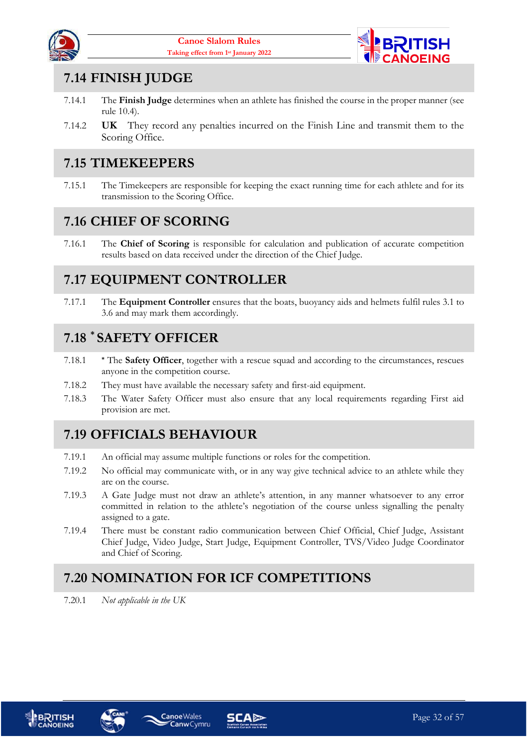## 7.14 FINISH JUDGE

7.14.1 The **Finish Judge** determines when an athlete has finished the course in the proper manner (see rule 10.4).

7.14.2 **UK** They record any penalties incurred on the Finish Line and transmit them to the Scoring Office.

## 7.15 TIMEKEEPERS

7.15.1 The Timekeepers are responsible for keeping the exact running time for each athlete and for its transmission to the Scoring Office.

## 7.16 CHIEF OF SCORING

7.16.1 The **Chief of Scoring** is responsible for calculation and publication of accurate competition results based on data received under the direction of the Chief Judge.

## 7.17 EQUIPMENT CONTROLLER

7.17.1 The **Equipment Controller** ensures that the boats, buoyancy aids and helmets fulfil rules 3.1 to 3.6 and may mark them accordingly.

## 7.18 * SAFETY OFFICER

7.18.1 * The **Safety Officer**, together with a rescue squad and according to the circumstances, rescues anyone in the competition course.

7.18.2 They must have available the necessary safety and first-aid equipment.

7.18.3 The Water Safety Officer must also ensure that any local requirements regarding First aid provision are met.

## 7.19 OFFICIALS BEHAVIOUR

7.19.1 An official may assume multiple functions or roles for the competition.

7.19.2 No official may communicate with, or in any way give technical advice to an athlete while they are on the course.

7.19.3 A Gate Judge must not draw an athlete's attention, in any manner whatsoever to any error committed in relation to the athlete's negotiation of the course unless signalling the penalty assigned to a gate.

7.19.4 There must be constant radio communication between Chief Official, Chief Judge, Assistant Chief Judge, Video Judge, Start Judge, Equipment Controller, TVS/Video Judge Coordinator and Chief of Scoring.

## 7.20 NOMINATION FOR ICF COMPETITIONS

7.20.1 *Not applicable in the UK*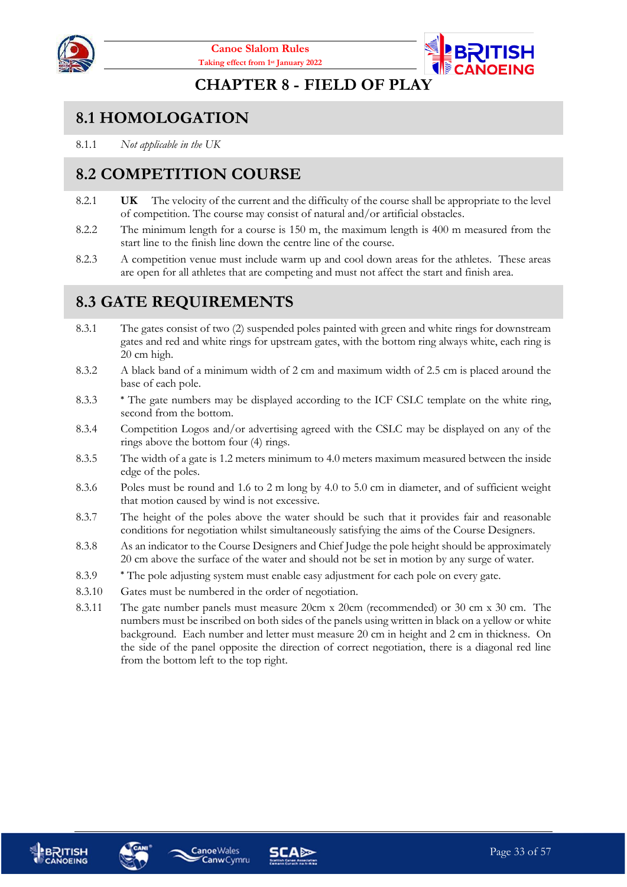# CHAPTER 8 - FIELD OF PLAY

## 8.1 HOMOLOGATION

8.1.1 *Not applicable in the UK*

## 8.2 COMPETITION COURSE

8.2.1 **UK** The velocity of the current and the difficulty of the course shall be appropriate to the level of competition. The course may consist of natural and/or artificial obstacles.

8.2.2 The minimum length for a course is 150 m, the maximum length is 400 m measured from the start line to the finish line down the centre line of the course.

8.2.3 A competition venue must include warm up and cool down areas for the athletes. These areas are open for all athletes that are competing and must not affect the start and finish area.

## 8.3 GATE REQUIREMENTS

8.3.1 The gates consist of two (2) suspended poles painted with green and white rings for downstream gates and red and white rings for upstream gates, with the bottom ring always white, each ring is 20 cm high.

8.3.2 A black band of a minimum width of 2 cm and maximum width of 2.5 cm is placed around the base of each pole.

8.3.3 * The gate numbers may be displayed according to the ICF CSLC template on the white ring, second from the bottom.

8.3.4 Competition Logos and/or advertising agreed with the CSLC may be displayed on any of the rings above the bottom four (4) rings.

8.3.5 The width of a gate is 1.2 meters minimum to 4.0 meters maximum measured between the inside edge of the poles.

8.3.6 Poles must be round and 1.6 to 2 m long by 4.0 to 5.0 cm in diameter, and of sufficient weight that motion caused by wind is not excessive.

8.3.7 The height of the poles above the water should be such that it provides fair and reasonable conditions for negotiation whilst simultaneously satisfying the aims of the Course Designers.

8.3.8 As an indicator to the Course Designers and Chief Judge the pole height should be approximately 20 cm above the surface of the water and should not be set in motion by any surge of water.

8.3.9 * The pole adjusting system must enable easy adjustment for each pole on every gate.

8.3.10 Gates must be numbered in the order of negotiation.

8.3.11 The gate number panels must measure 20cm x 20cm (recommended) or 30 cm x 30 cm. The numbers must be inscribed on both sides of the panels using written in black on a yellow or white background. Each number and letter must measure 20 cm in height and 2 cm in thickness. On the side of the panel opposite the direction of correct negotiation, there is a diagonal red line from the bottom left to the top right.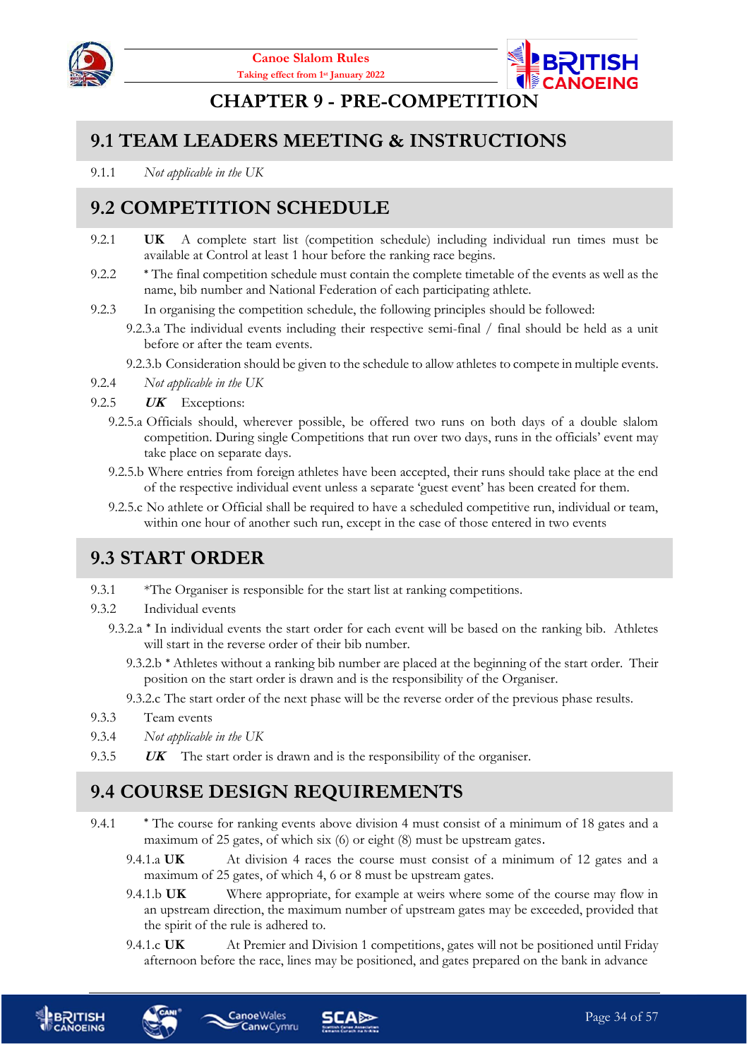# CHAPTER 9 - PRE-COMPETITION

## 9.1 TEAM LEADERS MEETING & INSTRUCTIONS

9.1.1 *Not applicable in the UK*

## 9.2 COMPETITION SCHEDULE

9.2.1 **UK** A complete start list (competition schedule) including individual run times must be available at Control at least 1 hour before the ranking race begins.

9.2.2 * The final competition schedule must contain the complete timetable of the events as well as the name, bib number and National Federation of each participating athlete.

9.2.3 In organising the competition schedule, the following principles should be followed:

9.2.3.a The individual events including their respective semi-final / final should be held as a unit before or after the team events.

9.2.3.b Consideration should be given to the schedule to allow athletes to compete in multiple events.

9.2.4 *Not applicable in the UK*

9.2.5 ***UK*** Exceptions:

9.2.5.a Officials should, wherever possible, be offered two runs on both days of a double slalom competition. During single Competitions that run over two days, runs in the officials' event may take place on separate days.

9.2.5.b Where entries from foreign athletes have been accepted, their runs should take place at the end of the respective individual event unless a separate 'guest event' has been created for them.

9.2.5.c No athlete or Official shall be required to have a scheduled competitive run, individual or team, within one hour of another such run, except in the case of those entered in two events

## 9.3 START ORDER

9.3.1 *The Organiser is responsible for the start list at ranking competitions.

9.3.2 Individual events

9.3.2.a * In individual events the start order for each event will be based on the ranking bib. Athletes will start in the reverse order of their bib number.

9.3.2.b * Athletes without a ranking bib number are placed at the beginning of the start order. Their position on the start order is drawn and is the responsibility of the Organiser.

9.3.2.c The start order of the next phase will be the reverse order of the previous phase results.

9.3.3 Team events

9.3.4 *Not applicable in the UK*

9.3.5 ***UK*** The start order is drawn and is the responsibility of the organiser.

## 9.4 COURSE DESIGN REQUIREMENTS

9.4.1 * The course for ranking events above division 4 must consist of a minimum of 18 gates and a maximum of 25 gates, of which six (6) or eight (8) must be upstream gates.

9.4.1.a **UK** At division 4 races the course must consist of a minimum of 12 gates and a maximum of 25 gates, of which 4, 6 or 8 must be upstream gates.

9.4.1.b **UK** Where appropriate, for example at weirs where some of the course may flow in an upstream direction, the maximum number of upstream gates may be exceeded, provided that the spirit of the rule is adhered to.

9.4.1.c **UK** At Premier and Division 1 competitions, gates will not be positioned until Friday afternoon before the race, lines may be positioned, and gates prepared on the bank in advance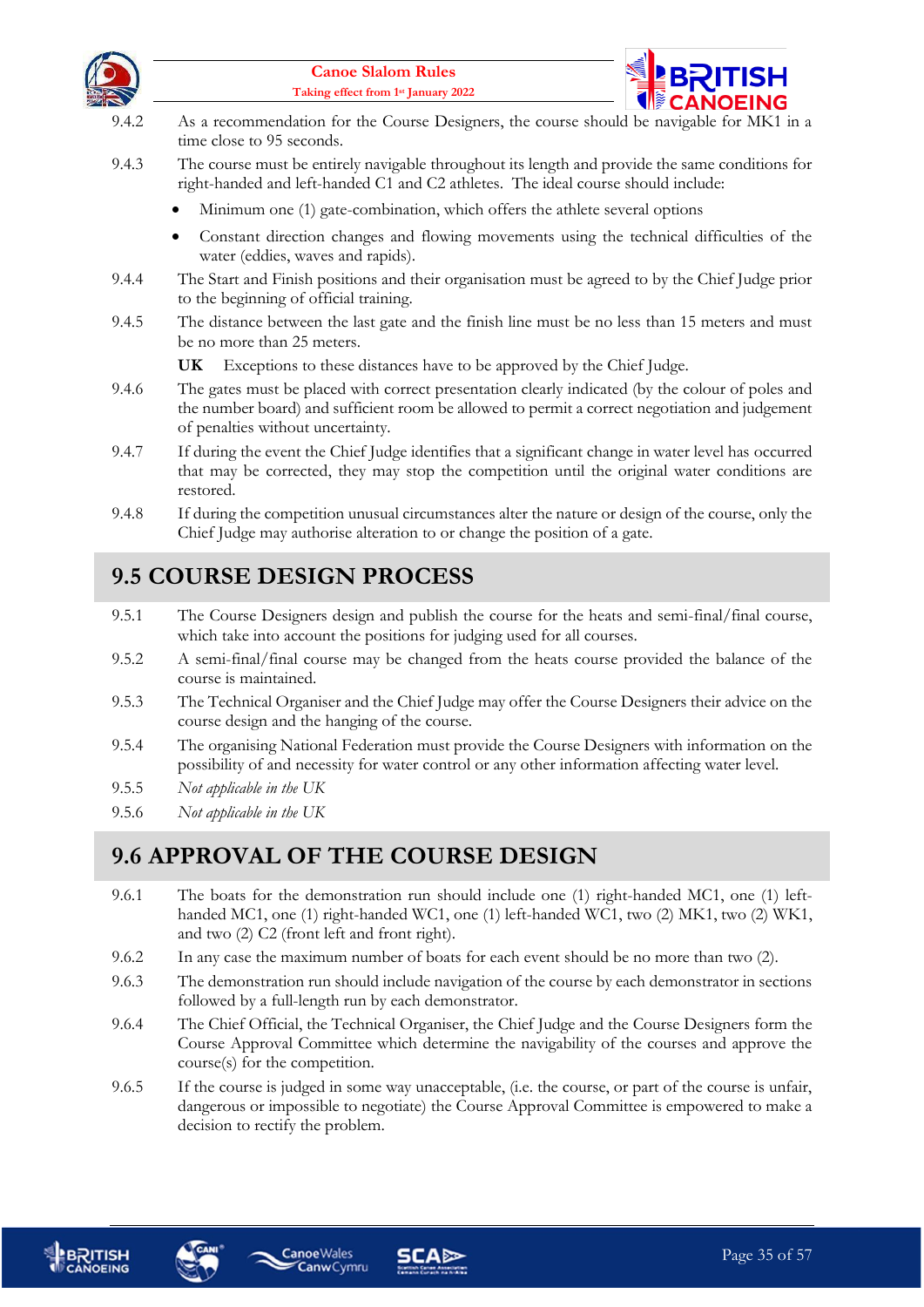9.4.2 As a recommendation for the Course Designers, the course should be navigable for MK1 in a time close to 95 seconds.

9.4.3 The course must be entirely navigable throughout its length and provide the same conditions for right-handed and left-handed C1 and C2 athletes. The ideal course should include:

- Minimum one (1) gate-combination, which offers the athlete several options
- Constant direction changes and flowing movements using the technical difficulties of the water (eddies, waves and rapids).

9.4.4 The Start and Finish positions and their organisation must be agreed to by the Chief Judge prior to the beginning of official training.

9.4.5 The distance between the last gate and the finish line must be no less than 15 meters and must be no more than 25 meters.

**UK** Exceptions to these distances have to be approved by the Chief Judge.

9.4.6 The gates must be placed with correct presentation clearly indicated (by the colour of poles and the number board) and sufficient room be allowed to permit a correct negotiation and judgement of penalties without uncertainty.

9.4.7 If during the event the Chief Judge identifies that a significant change in water level has occurred that may be corrected, they may stop the competition until the original water conditions are restored.

9.4.8 If during the competition unusual circumstances alter the nature or design of the course, only the Chief Judge may authorise alteration to or change the position of a gate.

## 9.5 COURSE DESIGN PROCESS

9.5.1 The Course Designers design and publish the course for the heats and semi-final/final course, which take into account the positions for judging used for all courses.

9.5.2 A semi-final/final course may be changed from the heats course provided the balance of the course is maintained.

9.5.3 The Technical Organiser and the Chief Judge may offer the Course Designers their advice on the course design and the hanging of the course.

9.5.4 The organising National Federation must provide the Course Designers with information on the possibility of and necessity for water control or any other information affecting water level.

9.5.5 *Not applicable in the UK*

9.5.6 *Not applicable in the UK*

## 9.6 APPROVAL OF THE COURSE DESIGN

9.6.1 The boats for the demonstration run should include one (1) right-handed MC1, one (1) left-handed MC1, one (1) right-handed WC1, one (1) left-handed WC1, two (2) MK1, two (2) WK1, and two (2) C2 (front left and front right).

9.6.2 In any case the maximum number of boats for each event should be no more than two (2).

9.6.3 The demonstration run should include navigation of the course by each demonstrator in sections followed by a full-length run by each demonstrator.

9.6.4 The Chief Official, the Technical Organiser, the Chief Judge and the Course Designers form the Course Approval Committee which determine the navigability of the courses and approve the course(s) for the competition.

9.6.5 If the course is judged in some way unacceptable, (i.e. the course, or part of the course is unfair, dangerous or impossible to negotiate) the Course Approval Committee is empowered to make a decision to rectify the problem.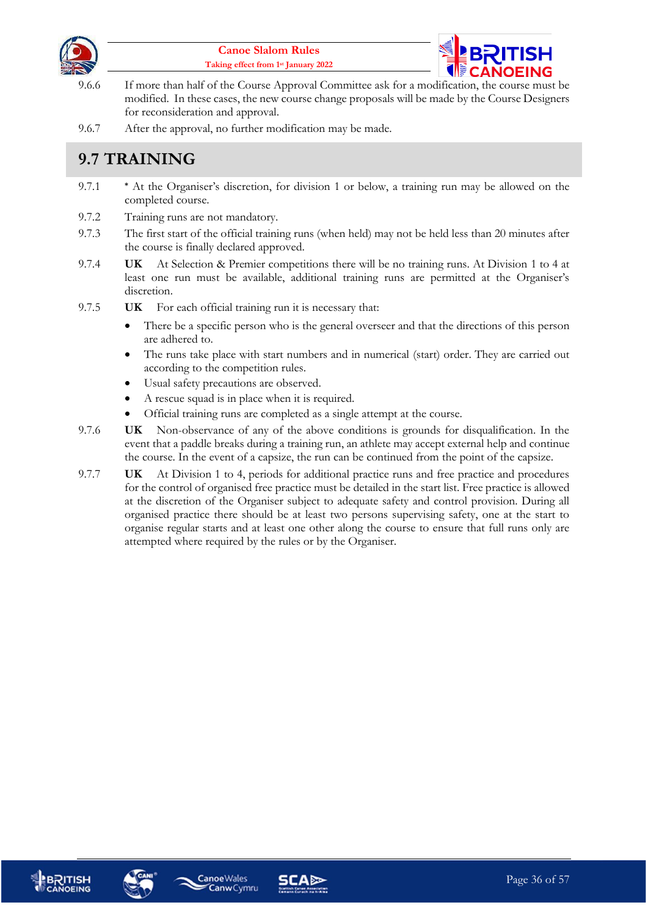9.6.6 If more than half of the Course Approval Committee ask for a modification, the course must be modified. In these cases, the new course change proposals will be made by the Course Designers for reconsideration and approval.

9.6.7 After the approval, no further modification may be made.

## 9.7 TRAINING

9.7.1 * At the Organiser's discretion, for division 1 or below, a training run may be allowed on the completed course.

9.7.2 Training runs are not mandatory.

9.7.3 The first start of the official training runs (when held) may not be held less than 20 minutes after the course is finally declared approved.

9.7.4 **UK** At Selection & Premier competitions there will be no training runs. At Division 1 to 4 at least one run must be available, additional training runs are permitted at the Organiser's discretion.

9.7.5 **UK** For each official training run it is necessary that:

- There be a specific person who is the general overseer and that the directions of this person are adhered to.
- The runs take place with start numbers and in numerical (start) order. They are carried out according to the competition rules.
- Usual safety precautions are observed.
- A rescue squad is in place when it is required.
- Official training runs are completed as a single attempt at the course.

9.7.6 **UK** Non-observance of any of the above conditions is grounds for disqualification. In the event that a paddle breaks during a training run, an athlete may accept external help and continue the course. In the event of a capsize, the run can be continued from the point of the capsize.

9.7.7 **UK** At Division 1 to 4, periods for additional practice runs and free practice and procedures for the control of organised free practice must be detailed in the start list. Free practice is allowed at the discretion of the Organiser subject to adequate safety and control provision. During all organised practice there should be at least two persons supervising safety, one at the start to organise regular starts and at least one other along the course to ensure that full runs only are attempted where required by the rules or by the Organiser.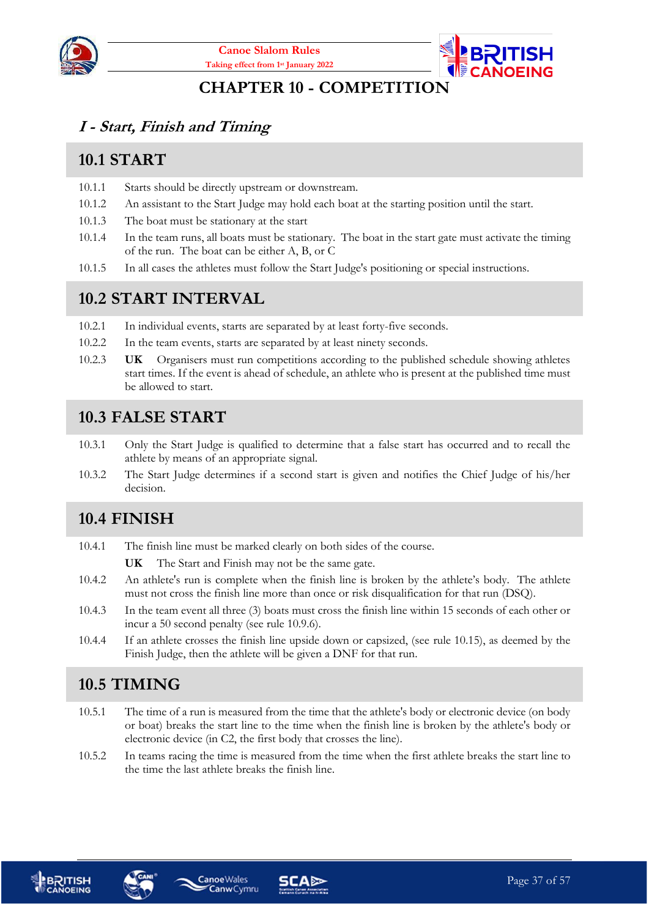# CHAPTER 10 - COMPETITION

## *I - Start, Finish and Timing*

## 10.1 START

10.1.1 Starts should be directly upstream or downstream.

10.1.2 An assistant to the Start Judge may hold each boat at the starting position until the start.

10.1.3 The boat must be stationary at the start

10.1.4 In the team runs, all boats must be stationary. The boat in the start gate must activate the timing of the run. The boat can be either A, B, or C

10.1.5 In all cases the athletes must follow the Start Judge's positioning or special instructions.

## 10.2 START INTERVAL

10.2.1 In individual events, starts are separated by at least forty-five seconds.

10.2.2 In the team events, starts are separated by at least ninety seconds.

10.2.3 **UK** Organisers must run competitions according to the published schedule showing athletes start times. If the event is ahead of schedule, an athlete who is present at the published time must be allowed to start.

## 10.3 FALSE START

10.3.1 Only the Start Judge is qualified to determine that a false start has occurred and to recall the athlete by means of an appropriate signal.

10.3.2 The Start Judge determines if a second start is given and notifies the Chief Judge of his/her decision.

## 10.4 FINISH

10.4.1 The finish line must be marked clearly on both sides of the course.

**UK** The Start and Finish may not be the same gate.

10.4.2 An athlete's run is complete when the finish line is broken by the athlete's body. The athlete must not cross the finish line more than once or risk disqualification for that run (DSQ).

10.4.3 In the team event all three (3) boats must cross the finish line within 15 seconds of each other or incur a 50 second penalty (see rule 10.9.6).

10.4.4 If an athlete crosses the finish line upside down or capsized, (see rule 10.15), as deemed by the Finish Judge, then the athlete will be given a DNF for that run.

## 10.5 TIMING

10.5.1 The time of a run is measured from the time that the athlete's body or electronic device (on body or boat) breaks the start line to the time when the finish line is broken by the athlete's body or electronic device (in C2, the first body that crosses the line).

10.5.2 In teams racing the time is measured from the time when the first athlete breaks the start line to the time the last athlete breaks the finish line.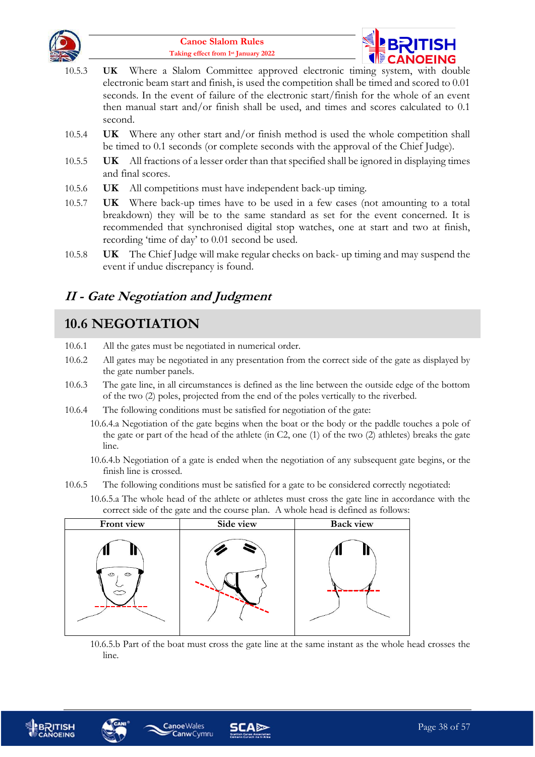10.5.3 **UK** Where a Slalom Committee approved electronic timing system, with double electronic beam start and finish, is used the competition shall be timed and scored to 0.01 seconds. In the event of failure of the electronic start/finish for the whole of an event then manual start and/or finish shall be used, and times and scores calculated to 0.1 second.

10.5.4 **UK** Where any other start and/or finish method is used the whole competition shall be timed to 0.1 seconds (or complete seconds with the approval of the Chief Judge).

10.5.5 **UK** All fractions of a lesser order than that specified shall be ignored in displaying times and final scores.

10.5.6 **UK** All competitions must have independent back-up timing.

10.5.7 **UK** Where back-up times have to be used in a few cases (not amounting to a total breakdown) they will be to the same standard as set for the event concerned. It is recommended that synchronised digital stop watches, one at start and two at finish, recording 'time of day' to 0.01 second be used.

10.5.8 **UK** The Chief Judge will make regular checks on back- up timing and may suspend the event if undue discrepancy is found.

## *II - Gate Negotiation and Judgment*

## 10.6 NEGOTIATION

10.6.1 All the gates must be negotiated in numerical order.

10.6.2 All gates may be negotiated in any presentation from the correct side of the gate as displayed by the gate number panels.

10.6.3 The gate line, in all circumstances is defined as the line between the outside edge of the bottom of the two (2) poles, projected from the end of the poles vertically to the riverbed.

10.6.4 The following conditions must be satisfied for negotiation of the gate:

10.6.4.a Negotiation of the gate begins when the boat or the body or the paddle touches a pole of the gate or part of the head of the athlete (in C2, one (1) of the two (2) athletes) breaks the gate line.

10.6.4.b Negotiation of a gate is ended when the negotiation of any subsequent gate begins, or the finish line is crossed.

10.6.5 The following conditions must be satisfied for a gate to be considered correctly negotiated:

10.6.5.a The whole head of the athlete or athletes must cross the gate line in accordance with the correct side of the gate and the course plan. A whole head is defined as follows:

| Front view | Side view | Back view |
|---|---|---|
| | | |

10.6.5.b Part of the boat must cross the gate line at the same instant as the whole head crosses the line.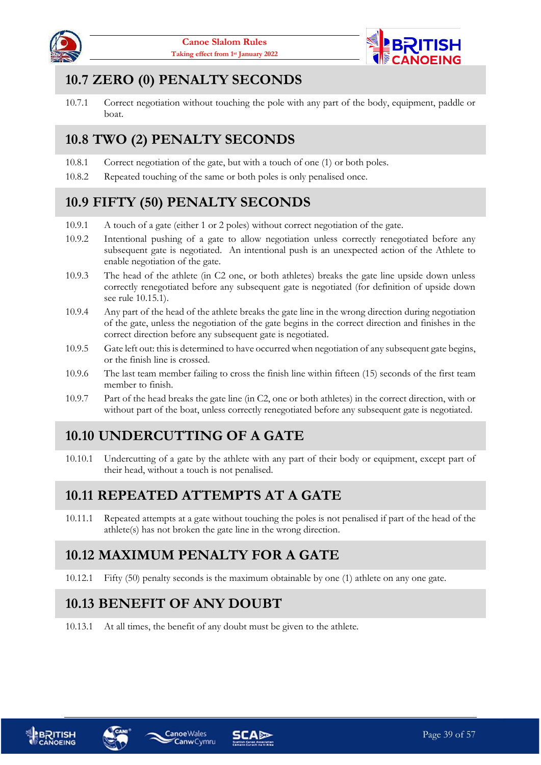## 10.7 ZERO (0) PENALTY SECONDS

10.7.1 Correct negotiation without touching the pole with any part of the body, equipment, paddle or boat.

## 10.8 TWO (2) PENALTY SECONDS

10.8.1 Correct negotiation of the gate, but with a touch of one (1) or both poles.

10.8.2 Repeated touching of the same or both poles is only penalised once.

## 10.9 FIFTY (50) PENALTY SECONDS

10.9.1 A touch of a gate (either 1 or 2 poles) without correct negotiation of the gate.

10.9.2 Intentional pushing of a gate to allow negotiation unless correctly renegotiated before any subsequent gate is negotiated. An intentional push is an unexpected action of the Athlete to enable negotiation of the gate.

10.9.3 The head of the athlete (in C2 one, or both athletes) breaks the gate line upside down unless correctly renegotiated before any subsequent gate is negotiated (for definition of upside down see rule 10.15.1).

10.9.4 Any part of the head of the athlete breaks the gate line in the wrong direction during negotiation of the gate, unless the negotiation of the gate begins in the correct direction and finishes in the correct direction before any subsequent gate is negotiated.

10.9.5 Gate left out: this is determined to have occurred when negotiation of any subsequent gate begins, or the finish line is crossed.

10.9.6 The last team member failing to cross the finish line within fifteen (15) seconds of the first team member to finish.

10.9.7 Part of the head breaks the gate line (in C2, one or both athletes) in the correct direction, with or without part of the boat, unless correctly renegotiated before any subsequent gate is negotiated.

## 10.10 UNDERCUTTING OF A GATE

10.10.1 Undercutting of a gate by the athlete with any part of their body or equipment, except part of their head, without a touch is not penalised.

## 10.11 REPEATED ATTEMPTS AT A GATE

10.11.1 Repeated attempts at a gate without touching the poles is not penalised if part of the head of the athlete(s) has not broken the gate line in the wrong direction.

## 10.12 MAXIMUM PENALTY FOR A GATE

10.12.1 Fifty (50) penalty seconds is the maximum obtainable by one (1) athlete on any one gate.

## 10.13 BENEFIT OF ANY DOUBT

10.13.1 At all times, the benefit of any doubt must be given to the athlete.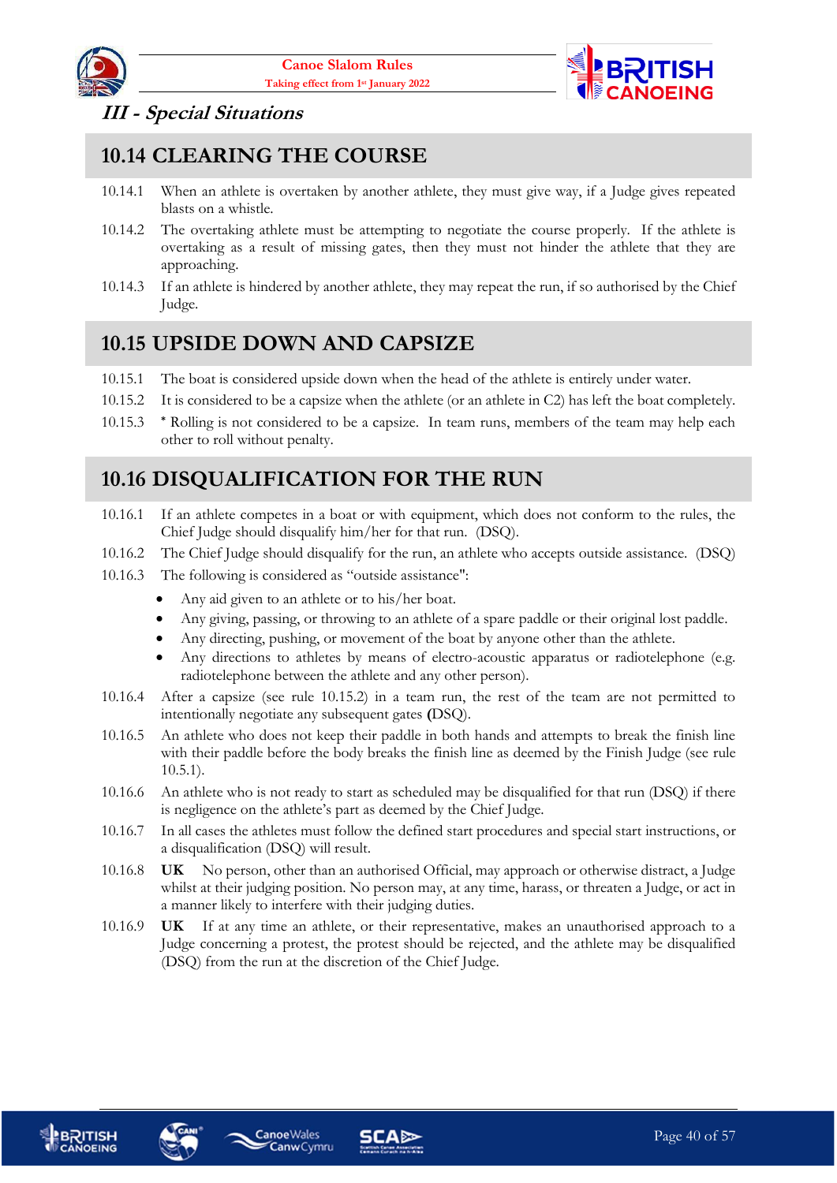*III - Special Situations*

## 10.14 CLEARING THE COURSE

10.14.1 When an athlete is overtaken by another athlete, they must give way, if a Judge gives repeated blasts on a whistle.

10.14.2 The overtaking athlete must be attempting to negotiate the course properly. If the athlete is overtaking as a result of missing gates, then they must not hinder the athlete that they are approaching.

10.14.3 If an athlete is hindered by another athlete, they may repeat the run, if so authorised by the Chief Judge.

## 10.15 UPSIDE DOWN AND CAPSIZE

10.15.1 The boat is considered upside down when the head of the athlete is entirely under water.

10.15.2 It is considered to be a capsize when the athlete (or an athlete in C2) has left the boat completely.

10.15.3 * Rolling is not considered to be a capsize. In team runs, members of the team may help each other to roll without penalty.

## 10.16 DISQUALIFICATION FOR THE RUN

10.16.1 If an athlete competes in a boat or with equipment, which does not conform to the rules, the Chief Judge should disqualify him/her for that run. (DSQ).

10.16.2 The Chief Judge should disqualify for the run, an athlete who accepts outside assistance. (DSQ)

10.16.3 The following is considered as "outside assistance":

- Any aid given to an athlete or to his/her boat.
- Any giving, passing, or throwing to an athlete of a spare paddle or their original lost paddle.
- Any directing, pushing, or movement of the boat by anyone other than the athlete.
- Any directions to athletes by means of electro-acoustic apparatus or radiotelephone (e.g. radiotelephone between the athlete and any other person).

10.16.4 After a capsize (see rule 10.15.2) in a team run, the rest of the team are not permitted to intentionally negotiate any subsequent gates **(**DSQ).

10.16.5 An athlete who does not keep their paddle in both hands and attempts to break the finish line with their paddle before the body breaks the finish line as deemed by the Finish Judge (see rule 10.5.1).

10.16.6 An athlete who is not ready to start as scheduled may be disqualified for that run (DSQ) if there is negligence on the athlete's part as deemed by the Chief Judge.

10.16.7 In all cases the athletes must follow the defined start procedures and special start instructions, or a disqualification (DSQ) will result.

10.16.8 **UK** No person, other than an authorised Official, may approach or otherwise distract, a Judge whilst at their judging position. No person may, at any time, harass, or threaten a Judge, or act in a manner likely to interfere with their judging duties.

10.16.9 **UK** If at any time an athlete, or their representative, makes an unauthorised approach to a Judge concerning a protest, the protest should be rejected, and the athlete may be disqualified (DSQ) from the run at the discretion of the Chief Judge.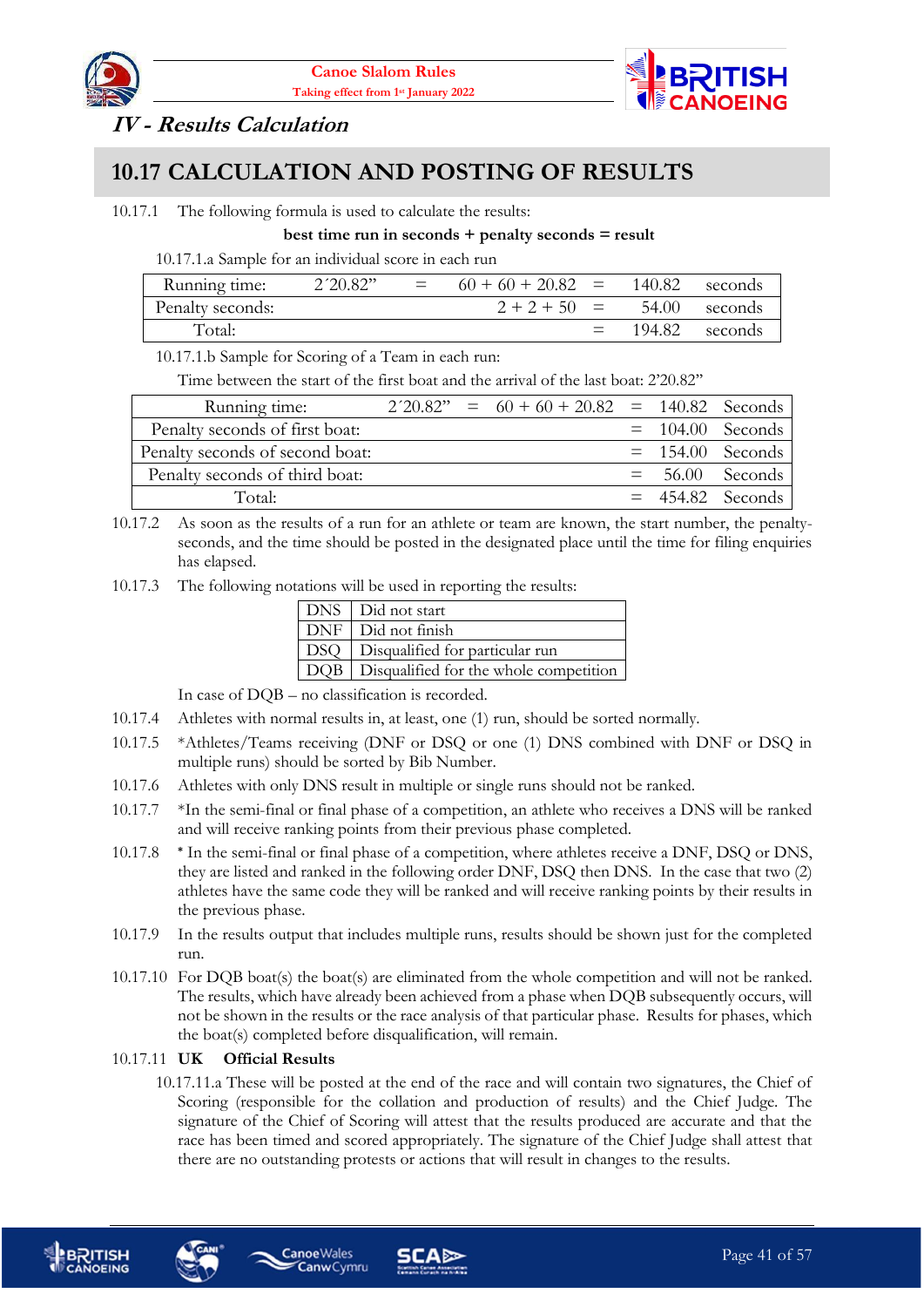## IV - Results Calculation

# 10.17 CALCULATION AND POSTING OF RESULTS

10.17.1 The following formula is used to calculate the results:

**best time run in seconds + penalty seconds = result**

10.17.1.a Sample for an individual score in each run

| Running time: | 2´20.82" | = | 60 + 60 + 20.82 | = | 140.82 | seconds |
|---|---|---|---|---|---|---|
| Penalty seconds: | | | 2 + 2 + 50 | = | 54.00 | seconds |
| Total: | | | | = | 194.82 | seconds |

10.17.1.b Sample for Scoring of a Team in each run:

Time between the start of the first boat and the arrival of the last boat: 2'20.82"

| Running time: | 2´20.82" | = | 60 + 60 + 20.82 | = | 140.82 | Seconds |
|---|---|---|---|---|---|---|
| Penalty seconds of first boat: | | | | = | 104.00 | Seconds |
| Penalty seconds of second boat: | | | | = | 154.00 | Seconds |
| Penalty seconds of third boat: | | | | = | 56.00 | Seconds |
| Total: | | | | = | 454.82 | Seconds |

10.17.2 As soon as the results of a run for an athlete or team are known, the start number, the penalty-seconds, and the time should be posted in the designated place until the time for filing enquiries has elapsed.

10.17.3 The following notations will be used in reporting the results:

| DNS | Did not start |
|---|---|
| DNF | Did not finish |
| DSQ | Disqualified for particular run |
| DQB | Disqualified for the whole competition |

In case of DQB – no classification is recorded.

10.17.4 Athletes with normal results in, at least, one (1) run, should be sorted normally.

10.17.5 *Athletes/Teams receiving (DNF or DSQ or one (1) DNS combined with DNF or DSQ in multiple runs) should be sorted by Bib Number.

10.17.6 Athletes with only DNS result in multiple or single runs should not be ranked.

10.17.7 *In the semi-final or final phase of a competition, an athlete who receives a DNS will be ranked and will receive ranking points from their previous phase completed.

10.17.8 * In the semi-final or final phase of a competition, where athletes receive a DNF, DSQ or DNS, they are listed and ranked in the following order DNF, DSQ then DNS. In the case that two (2) athletes have the same code they will be ranked and will receive ranking points by their results in the previous phase.

10.17.9 In the results output that includes multiple runs, results should be shown just for the completed run.

10.17.10 For DQB boat(s) the boat(s) are eliminated from the whole competition and will not be ranked. The results, which have already been achieved from a phase when DQB subsequently occurs, will not be shown in the results or the race analysis of that particular phase. Results for phases, which the boat(s) completed before disqualification, will remain.

10.17.11 **UK Official Results**

10.17.11.a These will be posted at the end of the race and will contain two signatures, the Chief of Scoring (responsible for the collation and production of results) and the Chief Judge. The signature of the Chief of Scoring will attest that the results produced are accurate and that the race has been timed and scored appropriately. The signature of the Chief Judge shall attest that there are no outstanding protests or actions that will result in changes to the results.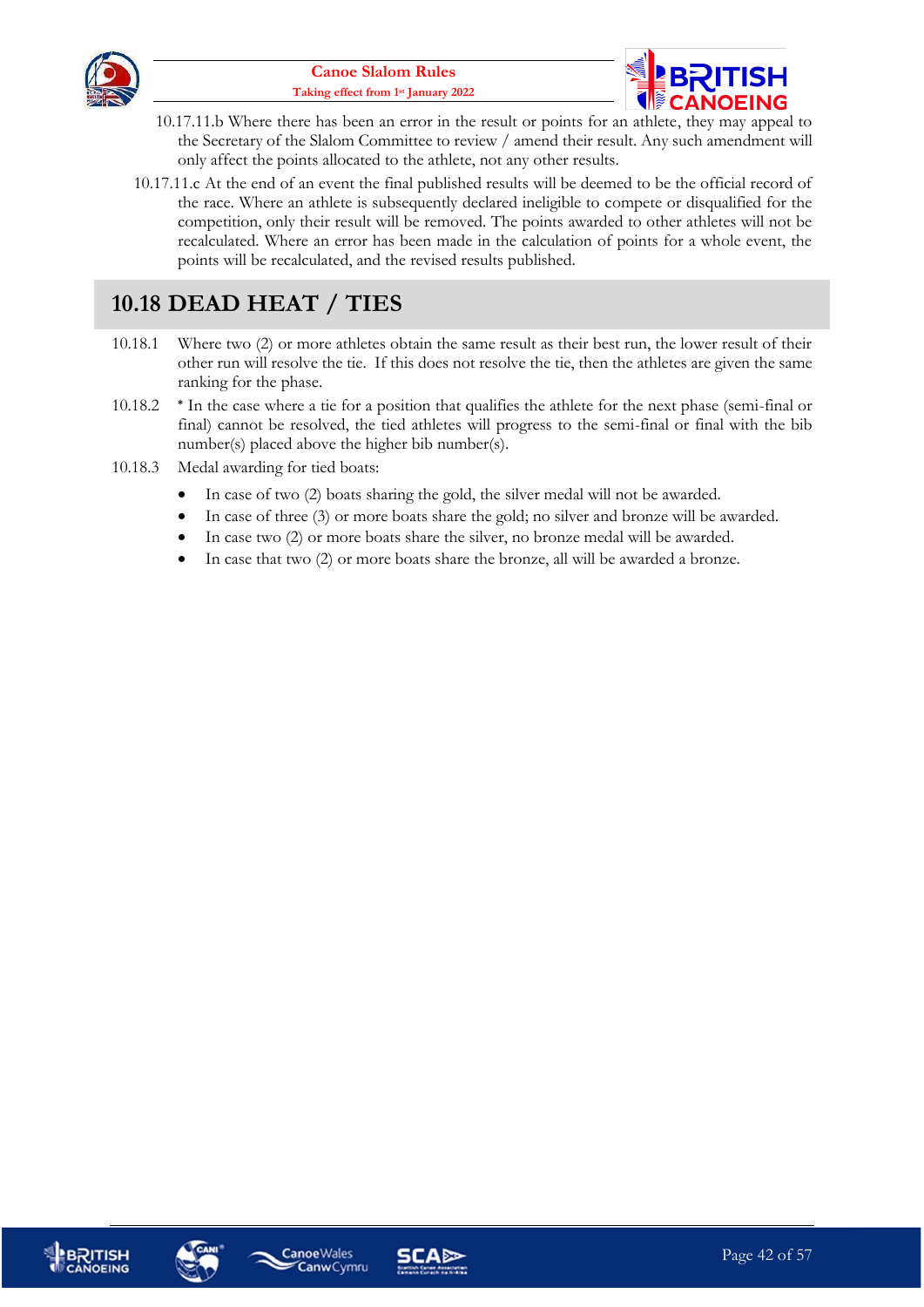10.17.11.b Where there has been an error in the result or points for an athlete, they may appeal to the Secretary of the Slalom Committee to review / amend their result. Any such amendment will only affect the points allocated to the athlete, not any other results.

10.17.11.c At the end of an event the final published results will be deemed to be the official record of the race. Where an athlete is subsequently declared ineligible to compete or disqualified for the competition, only their result will be removed. The points awarded to other athletes will not be recalculated. Where an error has been made in the calculation of points for a whole event, the points will be recalculated, and the revised results published.

## 10.18 DEAD HEAT / TIES

10.18.1 Where two (2) or more athletes obtain the same result as their best run, the lower result of their other run will resolve the tie. If this does not resolve the tie, then the athletes are given the same ranking for the phase.

10.18.2 * In the case where a tie for a position that qualifies the athlete for the next phase (semi-final or final) cannot be resolved, the tied athletes will progress to the semi-final or final with the bib number(s) placed above the higher bib number(s).

10.18.3 Medal awarding for tied boats:

- In case of two (2) boats sharing the gold, the silver medal will not be awarded.
- In case of three (3) or more boats share the gold; no silver and bronze will be awarded.
- In case two (2) or more boats share the silver, no bronze medal will be awarded.
- In case that two (2) or more boats share the bronze, all will be awarded a bronze.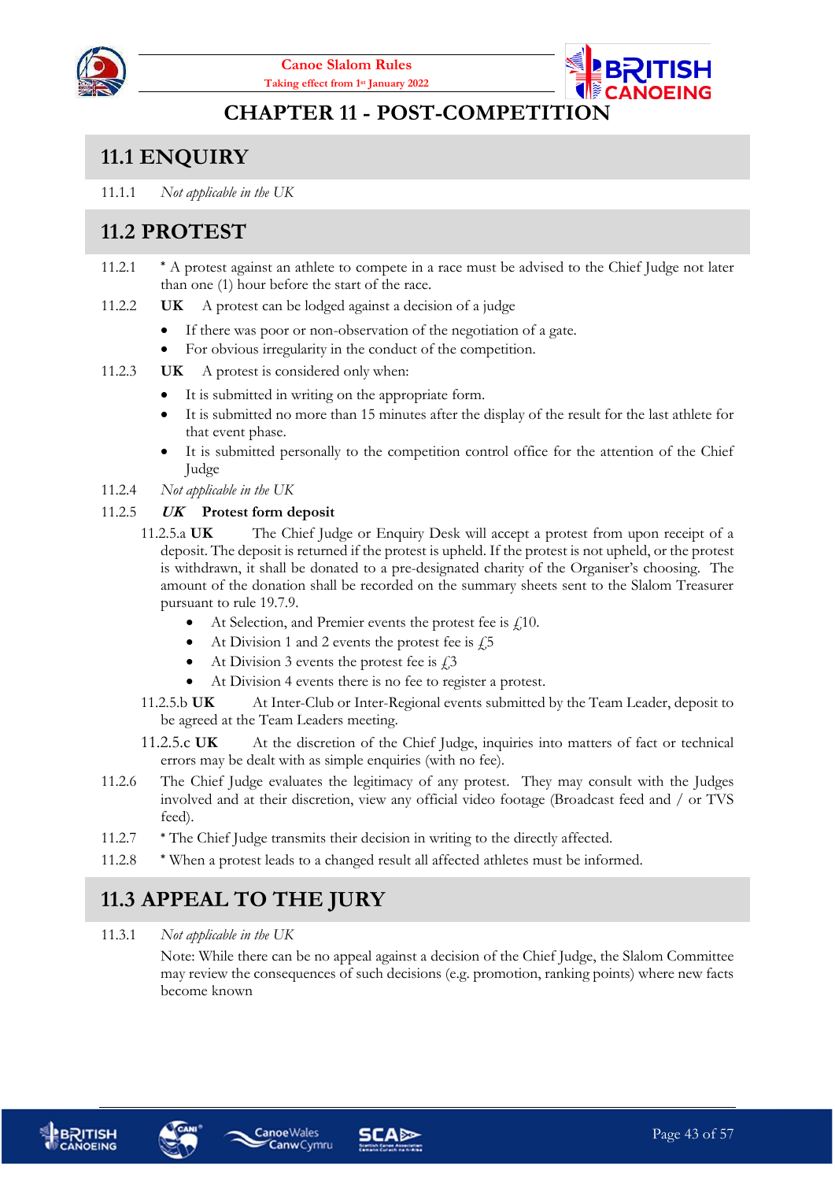# CHAPTER 11 - POST-COMPETITION

## 11.1 ENQUIRY

11.1.1 *Not applicable in the UK*

## 11.2 PROTEST

11.2.1 * A protest against an athlete to compete in a race must be advised to the Chief Judge not later than one (1) hour before the start of the race.

11.2.2 **UK** A protest can be lodged against a decision of a judge

- If there was poor or non-observation of the negotiation of a gate.
- For obvious irregularity in the conduct of the competition.

11.2.3 **UK** A protest is considered only when:

- It is submitted in writing on the appropriate form.
- It is submitted no more than 15 minutes after the display of the result for the last athlete for that event phase.
- It is submitted personally to the competition control office for the attention of the Chief Judge

11.2.4 *Not applicable in the UK*

11.2.5 ***UK*** **Protest form deposit**

11.2.5.a **UK** The Chief Judge or Enquiry Desk will accept a protest from upon receipt of a deposit. The deposit is returned if the protest is upheld. If the protest is not upheld, or the protest is withdrawn, it shall be donated to a pre-designated charity of the Organiser's choosing. The amount of the donation shall be recorded on the summary sheets sent to the Slalom Treasurer pursuant to rule 19.7.9.

- At Selection, and Premier events the protest fee is £10.
- At Division 1 and 2 events the protest fee is £5
- At Division 3 events the protest fee is £3
- At Division 4 events there is no fee to register a protest.

11.2.5.b **UK** At Inter-Club or Inter-Regional events submitted by the Team Leader, deposit to be agreed at the Team Leaders meeting.

11.2.5.c **UK** At the discretion of the Chief Judge, inquiries into matters of fact or technical errors may be dealt with as simple enquiries (with no fee).

11.2.6 The Chief Judge evaluates the legitimacy of any protest. They may consult with the Judges involved and at their discretion, view any official video footage (Broadcast feed and / or TVS feed).

11.2.7 * The Chief Judge transmits their decision in writing to the directly affected.

11.2.8 * When a protest leads to a changed result all affected athletes must be informed.

## 11.3 APPEAL TO THE JURY

11.3.1 *Not applicable in the UK*

Note: While there can be no appeal against a decision of the Chief Judge, the Slalom Committee may review the consequences of such decisions (e.g. promotion, ranking points) where new facts become known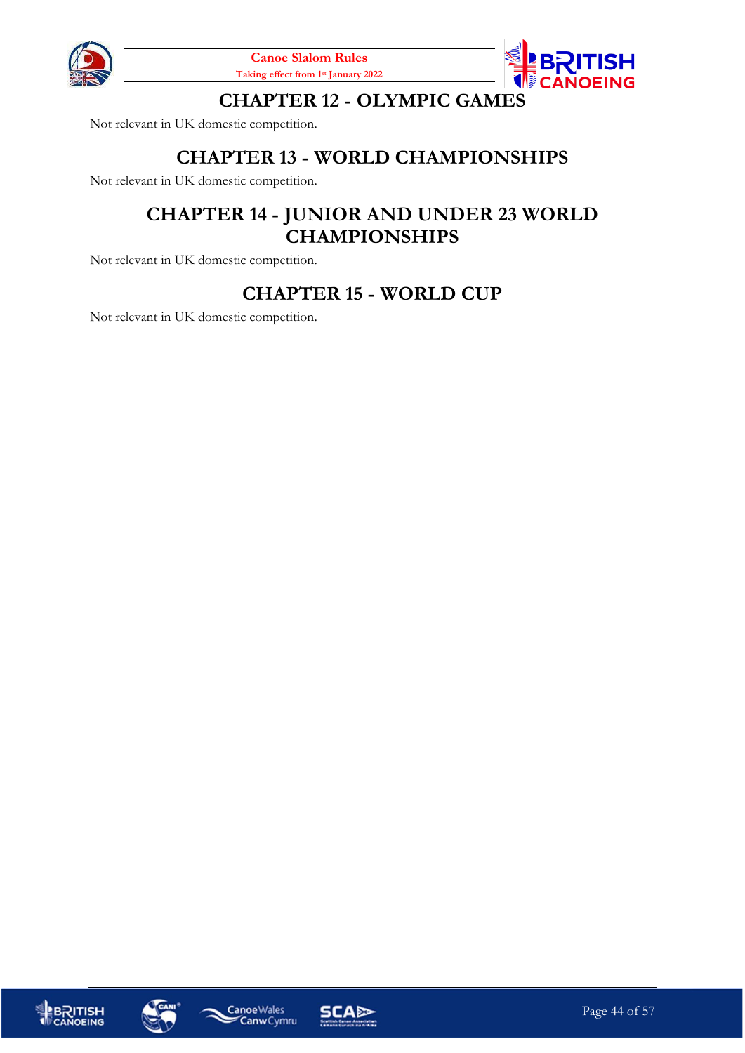# CHAPTER 12 - OLYMPIC GAMES

Not relevant in UK domestic competition.

# CHAPTER 13 - WORLD CHAMPIONSHIPS

Not relevant in UK domestic competition.

# CHAPTER 14 - JUNIOR AND UNDER 23 WORLD CHAMPIONSHIPS

Not relevant in UK domestic competition.

# CHAPTER 15 - WORLD CUP

Not relevant in UK domestic competition.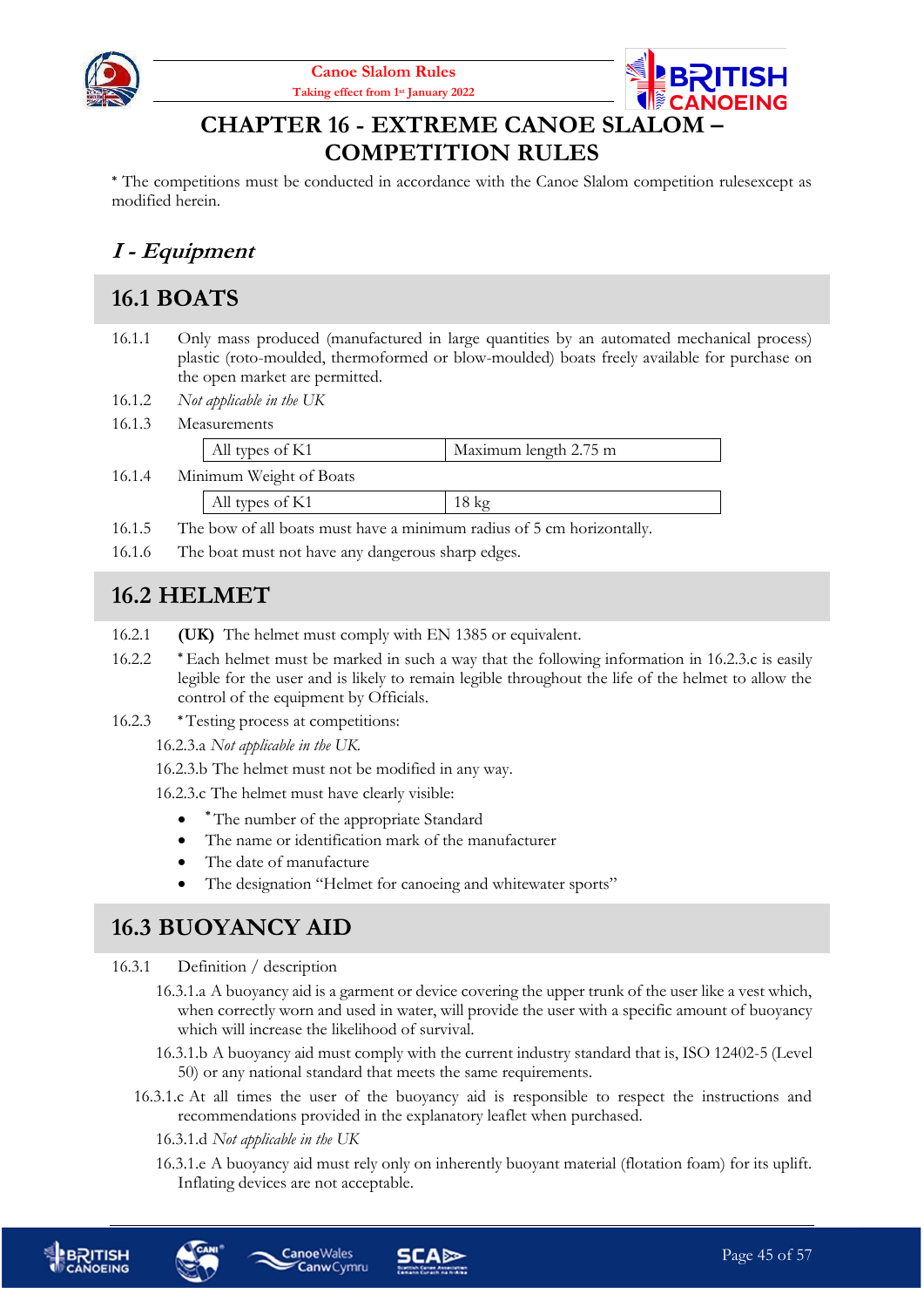# CHAPTER 16 - EXTREME CANOE SLALOM – COMPETITION RULES

* The competitions must be conducted in accordance with the Canoe Slalom competition rulesexcept as modified herein.

## *I - Equipment*

## 16.1 BOATS

16.1.1 Only mass produced (manufactured in large quantities by an automated mechanical process) plastic (roto-moulded, thermoformed or blow-moulded) boats freely available for purchase on the open market are permitted.

16.1.2 *Not applicable in the UK*

16.1.3 Measurements

| All types of K1 | Maximum length 2.75 m |
|---|---|

16.1.4 Minimum Weight of Boats

| All types of K1 | 18 kg |
|---|---|

16.1.5 The bow of all boats must have a minimum radius of 5 cm horizontally.

16.1.6 The boat must not have any dangerous sharp edges.

## 16.2 HELMET

16.2.1 **(UK)** The helmet must comply with EN 1385 or equivalent.

16.2.2 * Each helmet must be marked in such a way that the following information in 16.2.3.c is easily legible for the user and is likely to remain legible throughout the life of the helmet to allow the control of the equipment by Officials.

16.2.3 * Testing process at competitions:

16.2.3.a *Not applicable in the UK.*

16.2.3.b The helmet must not be modified in any way.

16.2.3.c The helmet must have clearly visible:

- * The number of the appropriate Standard
- The name or identification mark of the manufacturer
- The date of manufacture
- The designation "Helmet for canoeing and whitewater sports"

## 16.3 BUOYANCY AID

16.3.1 Definition / description

16.3.1.a A buoyancy aid is a garment or device covering the upper trunk of the user like a vest which, when correctly worn and used in water, will provide the user with a specific amount of buoyancy which will increase the likelihood of survival.

16.3.1.b A buoyancy aid must comply with the current industry standard that is, ISO 12402-5 (Level 50) or any national standard that meets the same requirements.

16.3.1.c At all times the user of the buoyancy aid is responsible to respect the instructions and recommendations provided in the explanatory leaflet when purchased.

16.3.1.d *Not applicable in the UK*

16.3.1.e A buoyancy aid must rely only on inherently buoyant material (flotation foam) for its uplift. Inflating devices are not acceptable.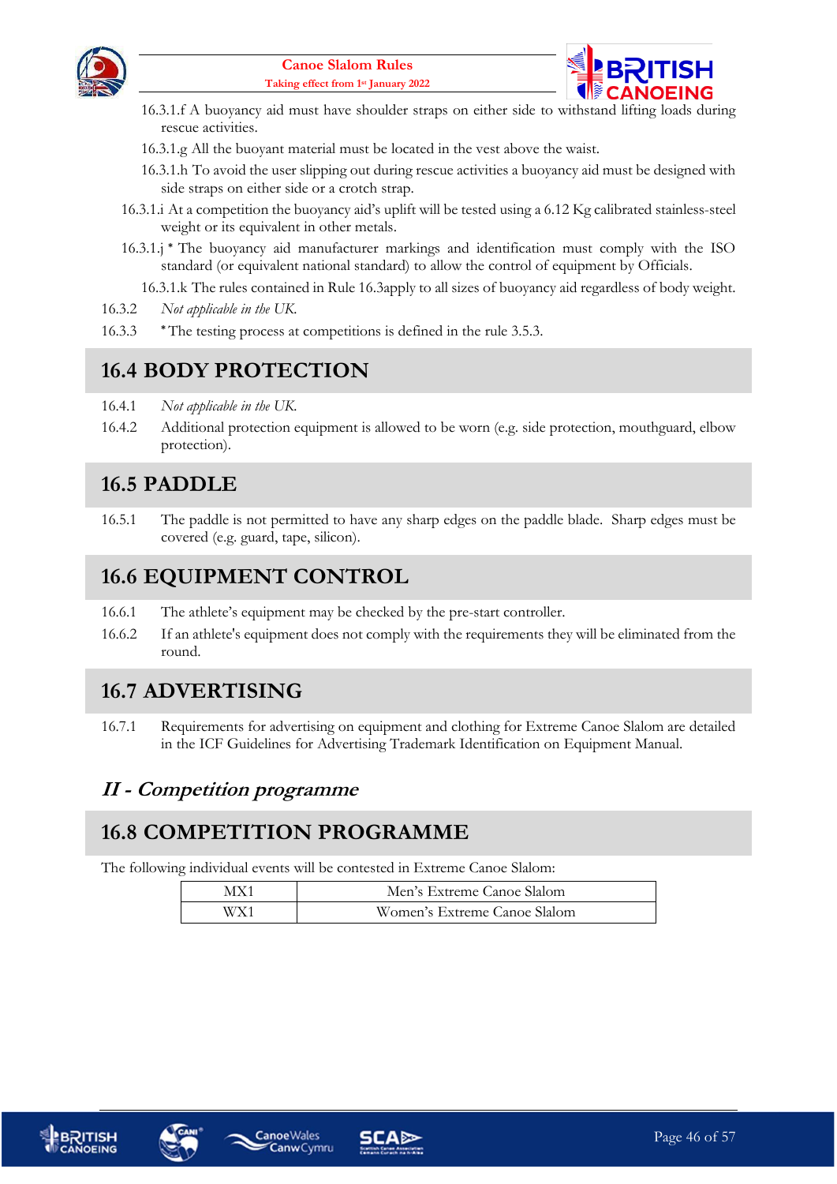16.3.1.f A buoyancy aid must have shoulder straps on either side to withstand lifting loads during rescue activities.

16.3.1.g All the buoyant material must be located in the vest above the waist.

16.3.1.h To avoid the user slipping out during rescue activities a buoyancy aid must be designed with side straps on either side or a crotch strap.

16.3.1.i At a competition the buoyancy aid's uplift will be tested using a 6.12 Kg calibrated stainless-steel weight or its equivalent in other metals.

16.3.1.j * The buoyancy aid manufacturer markings and identification must comply with the ISO standard (or equivalent national standard) to allow the control of equipment by Officials.

16.3.1.k The rules contained in Rule 16.3apply to all sizes of buoyancy aid regardless of body weight.

16.3.2 *Not applicable in the UK.*

16.3.3 *The testing process at competitions is defined in the rule 3.5.3.

## 16.4 BODY PROTECTION

16.4.1 *Not applicable in the UK.*

16.4.2 Additional protection equipment is allowed to be worn (e.g. side protection, mouthguard, elbow protection).

## 16.5 PADDLE

16.5.1 The paddle is not permitted to have any sharp edges on the paddle blade. Sharp edges must be covered (e.g. guard, tape, silicon).

## 16.6 EQUIPMENT CONTROL

16.6.1 The athlete's equipment may be checked by the pre-start controller.

16.6.2 If an athlete's equipment does not comply with the requirements they will be eliminated from the round.

## 16.7 ADVERTISING

16.7.1 Requirements for advertising on equipment and clothing for Extreme Canoe Slalom are detailed in the ICF Guidelines for Advertising Trademark Identification on Equipment Manual.

# *II - Competition programme*

## 16.8 COMPETITION PROGRAMME

The following individual events will be contested in Extreme Canoe Slalom:

| | |
|---|---|
| MX1 | Men's Extreme Canoe Slalom |
| WX1 | Women's Extreme Canoe Slalom |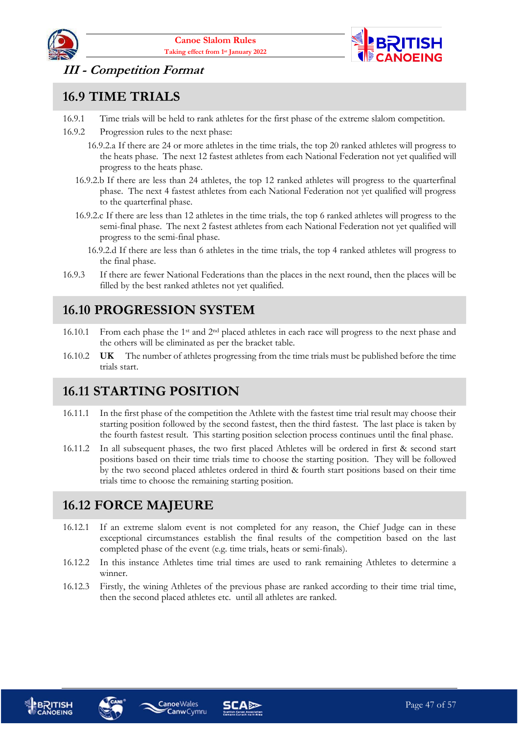## III - Competition Format

## 16.9 TIME TRIALS

16.9.1 Time trials will be held to rank athletes for the first phase of the extreme slalom competition.

16.9.2 Progression rules to the next phase:

16.9.2.a If there are 24 or more athletes in the time trials, the top 20 ranked athletes will progress to the heats phase. The next 12 fastest athletes from each National Federation not yet qualified will progress to the heats phase.

16.9.2.b If there are less than 24 athletes, the top 12 ranked athletes will progress to the quarterfinal phase. The next 4 fastest athletes from each National Federation not yet qualified will progress to the quarterfinal phase.

16.9.2.c If there are less than 12 athletes in the time trials, the top 6 ranked athletes will progress to the semi-final phase. The next 2 fastest athletes from each National Federation not yet qualified will progress to the semi-final phase.

16.9.2.d If there are less than 6 athletes in the time trials, the top 4 ranked athletes will progress to the final phase.

16.9.3 If there are fewer National Federations than the places in the next round, then the places will be filled by the best ranked athletes not yet qualified.

## 16.10 PROGRESSION SYSTEM

16.10.1 From each phase the 1st and 2nd placed athletes in each race will progress to the next phase and the others will be eliminated as per the bracket table.

16.10.2 **UK** The number of athletes progressing from the time trials must be published before the time trials start.

## 16.11 STARTING POSITION

16.11.1 In the first phase of the competition the Athlete with the fastest time trial result may choose their starting position followed by the second fastest, then the third fastest. The last place is taken by the fourth fastest result. This starting position selection process continues until the final phase.

16.11.2 In all subsequent phases, the two first placed Athletes will be ordered in first & second start positions based on their time trials time to choose the starting position. They will be followed by the two second placed athletes ordered in third & fourth start positions based on their time trials time to choose the remaining starting position.

## 16.12 FORCE MAJEURE

16.12.1 If an extreme slalom event is not completed for any reason, the Chief Judge can in these exceptional circumstances establish the final results of the competition based on the last completed phase of the event (e.g. time trials, heats or semi-finals).

16.12.2 In this instance Athletes time trial times are used to rank remaining Athletes to determine a winner.

16.12.3 Firstly, the wining Athletes of the previous phase are ranked according to their time trial time, then the second placed athletes etc. until all athletes are ranked.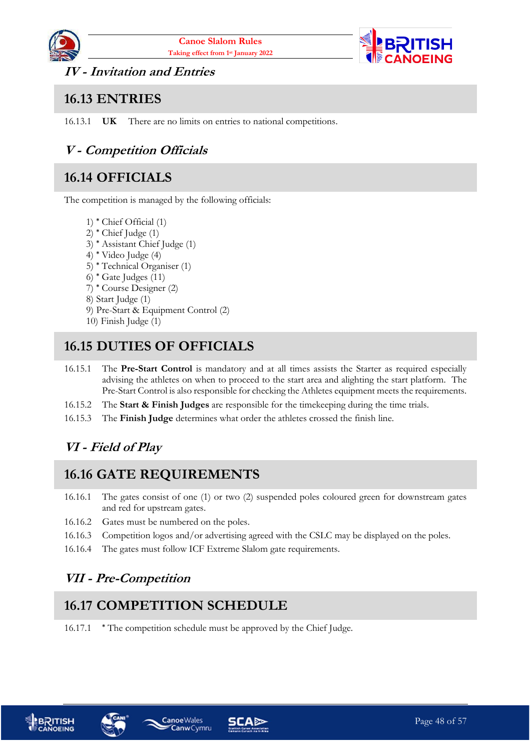### *IV - Invitation and Entries*

## 16.13 ENTRIES

16.13.1 **UK** There are no limits on entries to national competitions.

### *V - Competition Officials*

## 16.14 OFFICIALS

The competition is managed by the following officials:

1) * Chief Official (1)
2) * Chief Judge (1)
3) * Assistant Chief Judge (1)
4) * Video Judge (4)
5) * Technical Organiser (1)
6) * Gate Judges (11)
7) * Course Designer (2)
8) Start Judge (1)
9) Pre-Start & Equipment Control (2)
10) Finish Judge (1)

## 16.15 DUTIES OF OFFICIALS

16.15.1 The **Pre-Start Control** is mandatory and at all times assists the Starter as required especially advising the athletes on when to proceed to the start area and alighting the start platform. The Pre-Start Control is also responsible for checking the Athletes equipment meets the requirements.

16.15.2 The **Start & Finish Judges** are responsible for the timekeeping during the time trials.

16.15.3 The **Finish Judge** determines what order the athletes crossed the finish line.

### *VI - Field of Play*

## 16.16 GATE REQUIREMENTS

16.16.1 The gates consist of one (1) or two (2) suspended poles coloured green for downstream gates and red for upstream gates.

16.16.2 Gates must be numbered on the poles.

16.16.3 Competition logos and/or advertising agreed with the CSLC may be displayed on the poles.

16.16.4 The gates must follow ICF Extreme Slalom gate requirements.

### *VII - Pre-Competition*

## 16.17 COMPETITION SCHEDULE

16.17.1 * The competition schedule must be approved by the Chief Judge.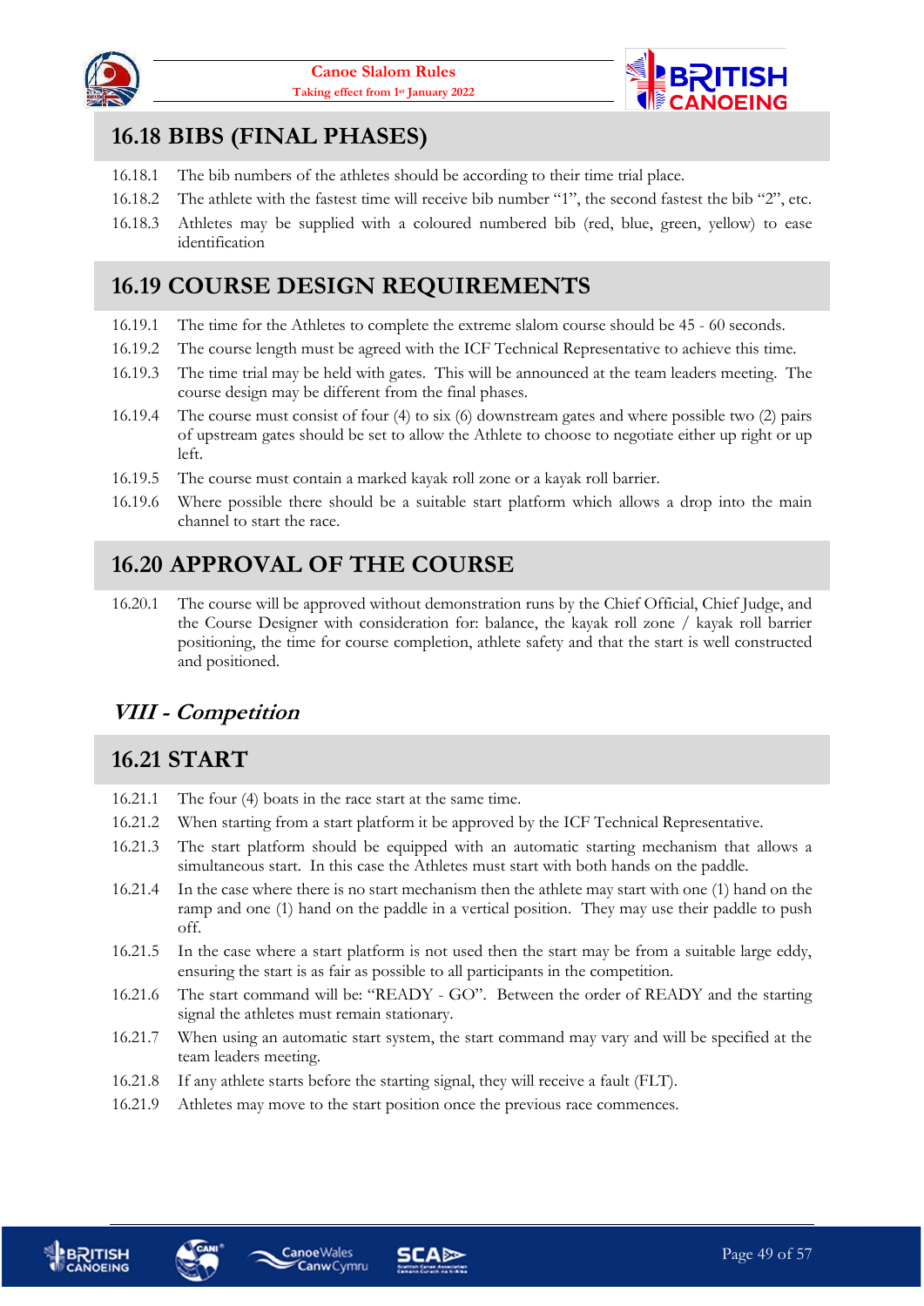## 16.18 BIBS (FINAL PHASES)

16.18.1 The bib numbers of the athletes should be according to their time trial place.

16.18.2 The athlete with the fastest time will receive bib number "1", the second fastest the bib "2", etc.

16.18.3 Athletes may be supplied with a coloured numbered bib (red, blue, green, yellow) to ease identification

## 16.19 COURSE DESIGN REQUIREMENTS

16.19.1 The time for the Athletes to complete the extreme slalom course should be 45 - 60 seconds.

16.19.2 The course length must be agreed with the ICF Technical Representative to achieve this time.

16.19.3 The time trial may be held with gates. This will be announced at the team leaders meeting. The course design may be different from the final phases.

16.19.4 The course must consist of four (4) to six (6) downstream gates and where possible two (2) pairs of upstream gates should be set to allow the Athlete to choose to negotiate either up right or up left.

16.19.5 The course must contain a marked kayak roll zone or a kayak roll barrier.

16.19.6 Where possible there should be a suitable start platform which allows a drop into the main channel to start the race.

## 16.20 APPROVAL OF THE COURSE

16.20.1 The course will be approved without demonstration runs by the Chief Official, Chief Judge, and the Course Designer with consideration for: balance, the kayak roll zone / kayak roll barrier positioning, the time for course completion, athlete safety and that the start is well constructed and positioned.

# *VIII - Competition*

## 16.21 START

16.21.1 The four (4) boats in the race start at the same time.

16.21.2 When starting from a start platform it be approved by the ICF Technical Representative.

16.21.3 The start platform should be equipped with an automatic starting mechanism that allows a simultaneous start. In this case the Athletes must start with both hands on the paddle.

16.21.4 In the case where there is no start mechanism then the athlete may start with one (1) hand on the ramp and one (1) hand on the paddle in a vertical position. They may use their paddle to push off.

16.21.5 In the case where a start platform is not used then the start may be from a suitable large eddy, ensuring the start is as fair as possible to all participants in the competition.

16.21.6 The start command will be: "READY - GO". Between the order of READY and the starting signal the athletes must remain stationary.

16.21.7 When using an automatic start system, the start command may vary and will be specified at the team leaders meeting.

16.21.8 If any athlete starts before the starting signal, they will receive a fault (FLT).

16.21.9 Athletes may move to the start position once the previous race commences.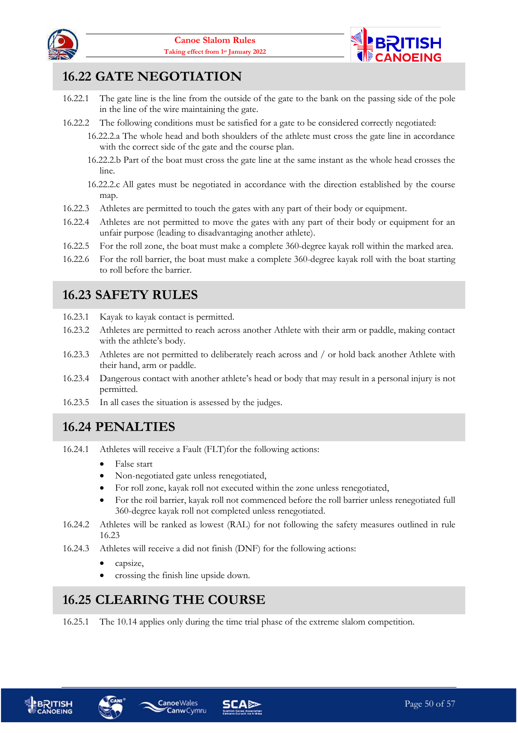## 16.22 GATE NEGOTIATION

16.22.1 The gate line is the line from the outside of the gate to the bank on the passing side of the pole in the line of the wire maintaining the gate.

16.22.2 The following conditions must be satisfied for a gate to be considered correctly negotiated:

- 16.22.2.a The whole head and both shoulders of the athlete must cross the gate line in accordance with the correct side of the gate and the course plan.
- 16.22.2.b Part of the boat must cross the gate line at the same instant as the whole head crosses the line.
- 16.22.2.c All gates must be negotiated in accordance with the direction established by the course map.

16.22.3 Athletes are permitted to touch the gates with any part of their body or equipment.

16.22.4 Athletes are not permitted to move the gates with any part of their body or equipment for an unfair purpose (leading to disadvantaging another athlete).

16.22.5 For the roll zone, the boat must make a complete 360-degree kayak roll within the marked area.

16.22.6 For the roll barrier, the boat must make a complete 360-degree kayak roll with the boat starting to roll before the barrier.

## 16.23 SAFETY RULES

16.23.1 Kayak to kayak contact is permitted.

16.23.2 Athletes are permitted to reach across another Athlete with their arm or paddle, making contact with the athlete's body.

16.23.3 Athletes are not permitted to deliberately reach across and / or hold back another Athlete with their hand, arm or paddle.

16.23.4 Dangerous contact with another athlete's head or body that may result in a personal injury is not permitted.

16.23.5 In all cases the situation is assessed by the judges.

## 16.24 PENALTIES

16.24.1 Athletes will receive a Fault (FLT)for the following actions:

- False start
- Non-negotiated gate unless renegotiated,
- For roll zone, kayak roll not executed within the zone unless renegotiated,
- For the roil barrier, kayak roll not commenced before the roll barrier unless renegotiated full 360-degree kayak roll not completed unless renegotiated.

16.24.2 Athletes will be ranked as lowest (RAL) for not following the safety measures outlined in rule 16.23

16.24.3 Athletes will receive a did not finish (DNF) for the following actions:

- capsize,
- crossing the finish line upside down.

## 16.25 CLEARING THE COURSE

16.25.1 The 10.14 applies only during the time trial phase of the extreme slalom competition.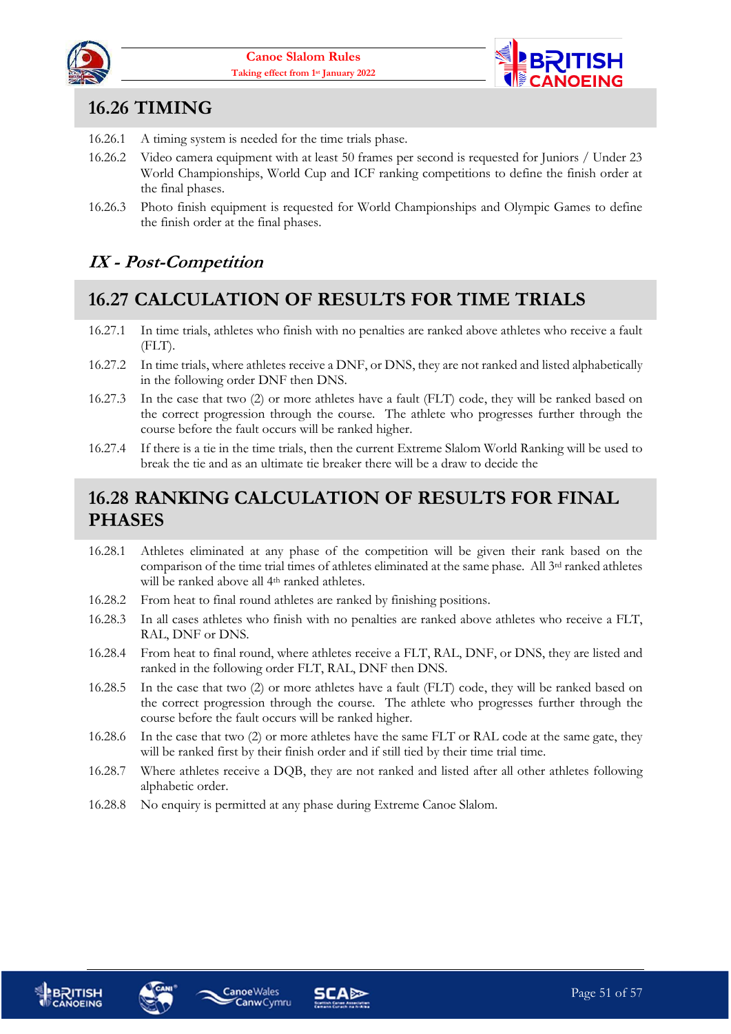## 16.26 TIMING

16.26.1 A timing system is needed for the time trials phase.

16.26.2 Video camera equipment with at least 50 frames per second is requested for Juniors / Under 23 World Championships, World Cup and ICF ranking competitions to define the finish order at the final phases.

16.26.3 Photo finish equipment is requested for World Championships and Olympic Games to define the finish order at the final phases.

# *IX - Post-Competition*

## 16.27 CALCULATION OF RESULTS FOR TIME TRIALS

16.27.1 In time trials, athletes who finish with no penalties are ranked above athletes who receive a fault (FLT).

16.27.2 In time trials, where athletes receive a DNF, or DNS, they are not ranked and listed alphabetically in the following order DNF then DNS.

16.27.3 In the case that two (2) or more athletes have a fault (FLT) code, they will be ranked based on the correct progression through the course. The athlete who progresses further through the course before the fault occurs will be ranked higher.

16.27.4 If there is a tie in the time trials, then the current Extreme Slalom World Ranking will be used to break the tie and as an ultimate tie breaker there will be a draw to decide the

## 16.28 RANKING CALCULATION OF RESULTS FOR FINAL PHASES

16.28.1 Athletes eliminated at any phase of the competition will be given their rank based on the comparison of the time trial times of athletes eliminated at the same phase. All 3rd ranked athletes will be ranked above all 4th ranked athletes.

16.28.2 From heat to final round athletes are ranked by finishing positions.

16.28.3 In all cases athletes who finish with no penalties are ranked above athletes who receive a FLT, RAL, DNF or DNS.

16.28.4 From heat to final round, where athletes receive a FLT, RAL, DNF, or DNS, they are listed and ranked in the following order FLT, RAL, DNF then DNS.

16.28.5 In the case that two (2) or more athletes have a fault (FLT) code, they will be ranked based on the correct progression through the course. The athlete who progresses further through the course before the fault occurs will be ranked higher.

16.28.6 In the case that two (2) or more athletes have the same FLT or RAL code at the same gate, they will be ranked first by their finish order and if still tied by their time trial time.

16.28.7 Where athletes receive a DQB, they are not ranked and listed after all other athletes following alphabetic order.

16.28.8 No enquiry is permitted at any phase during Extreme Canoe Slalom.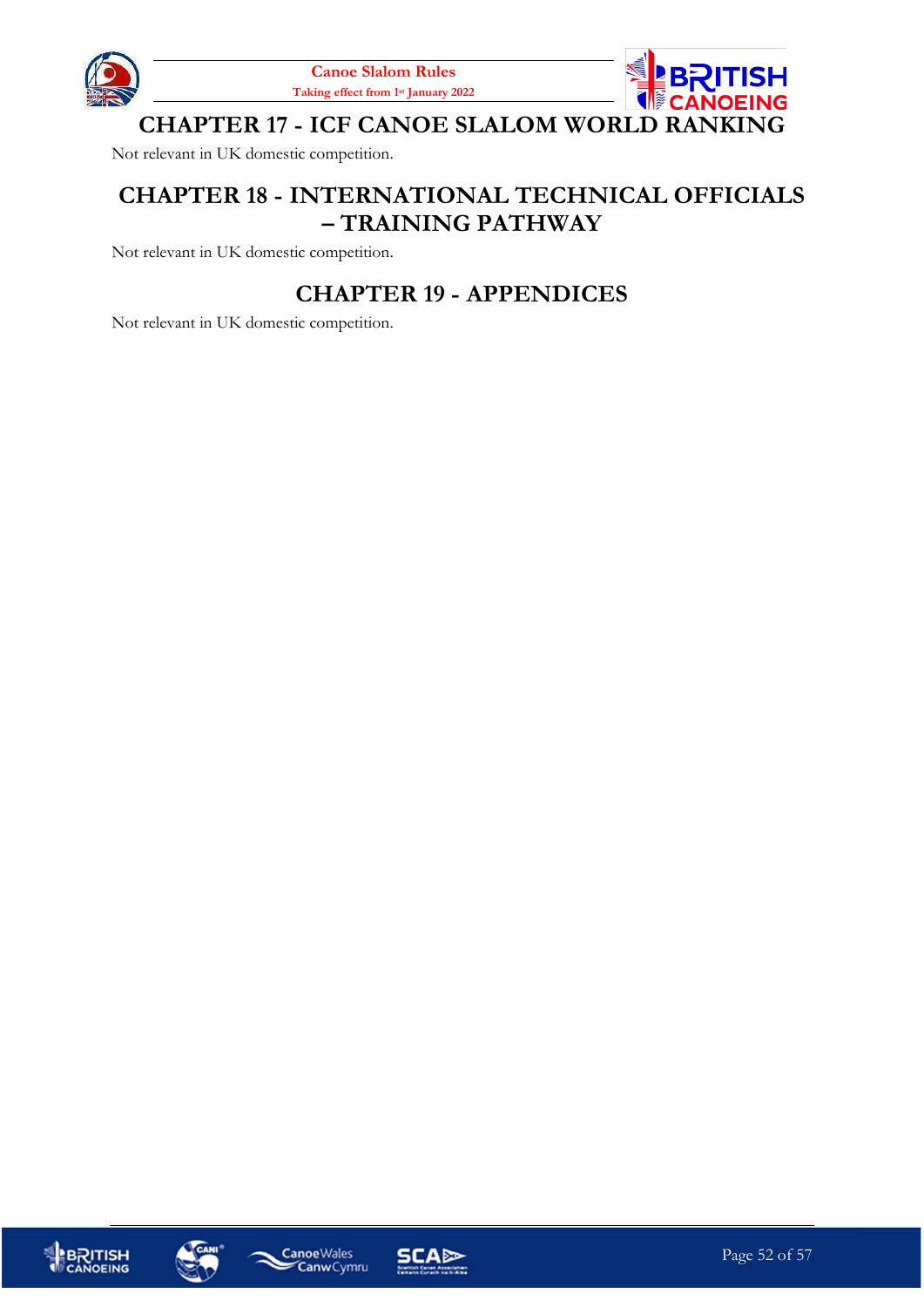# CHAPTER 17 - ICF CANOE SLALOM WORLD RANKING

Not relevant in UK domestic competition.

# CHAPTER 18 - INTERNATIONAL TECHNICAL OFFICIALS – TRAINING PATHWAY

Not relevant in UK domestic competition.

# CHAPTER 19 - APPENDICES

Not relevant in UK domestic competition.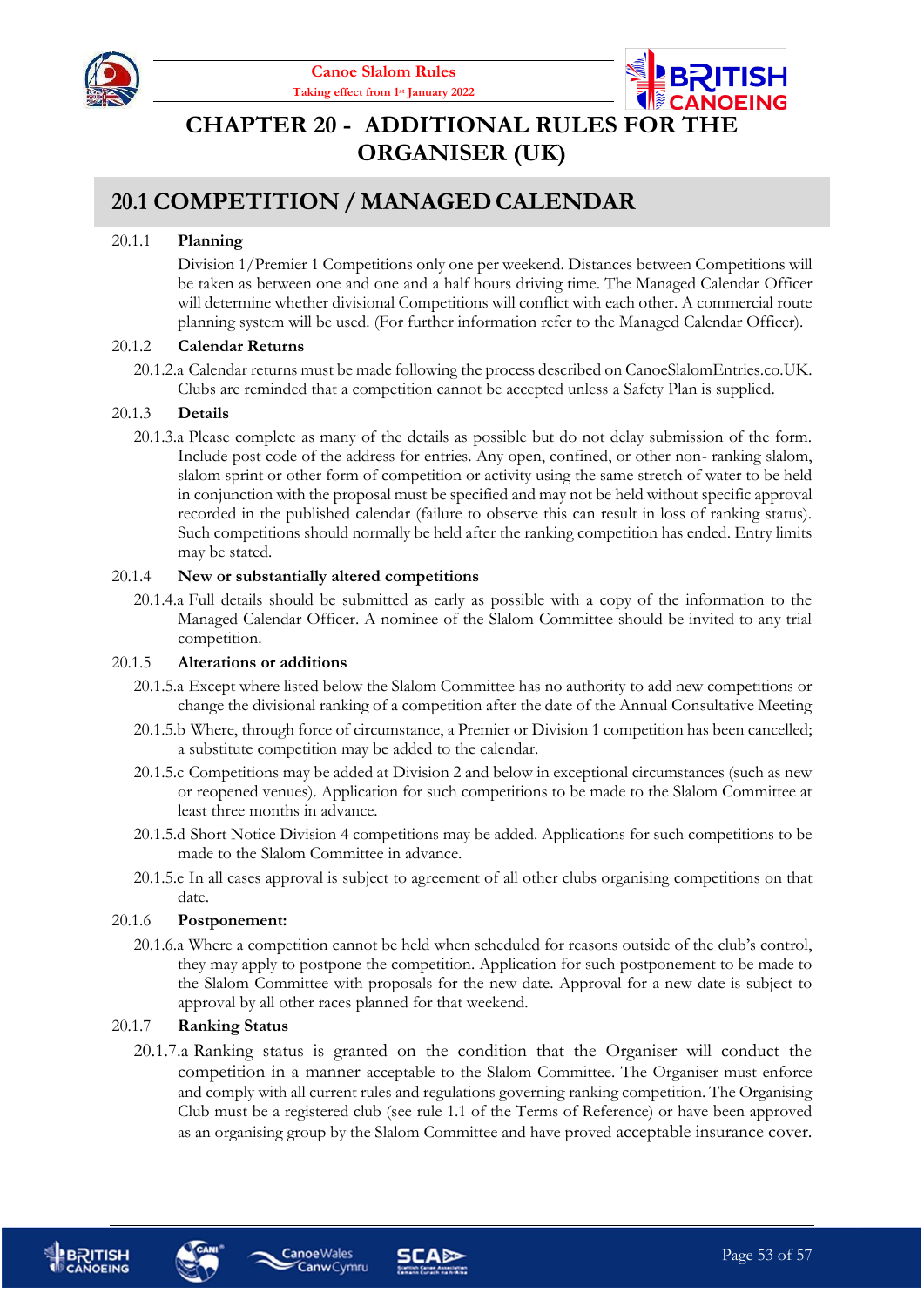# CHAPTER 20 - ADDITIONAL RULES FOR THE ORGANISER (UK)

## 20.1 COMPETITION / MANAGED CALENDAR

20.1.1 **Planning**

Division 1/Premier 1 Competitions only one per weekend. Distances between Competitions will be taken as between one and one and a half hours driving time. The Managed Calendar Officer will determine whether divisional Competitions will conflict with each other. A commercial route planning system will be used. (For further information refer to the Managed Calendar Officer).

20.1.2 **Calendar Returns**

20.1.2.a Calendar returns must be made following the process described on CanoeSlalomEntries.co.UK. Clubs are reminded that a competition cannot be accepted unless a Safety Plan is supplied.

20.1.3 **Details**

20.1.3.a Please complete as many of the details as possible but do not delay submission of the form. Include post code of the address for entries. Any open, confined, or other non- ranking slalom, slalom sprint or other form of competition or activity using the same stretch of water to be held in conjunction with the proposal must be specified and may not be held without specific approval recorded in the published calendar (failure to observe this can result in loss of ranking status). Such competitions should normally be held after the ranking competition has ended. Entry limits may be stated.

20.1.4 **New or substantially altered competitions**

20.1.4.a Full details should be submitted as early as possible with a copy of the information to the Managed Calendar Officer. A nominee of the Slalom Committee should be invited to any trial competition.

20.1.5 **Alterations or additions**

20.1.5.a Except where listed below the Slalom Committee has no authority to add new competitions or change the divisional ranking of a competition after the date of the Annual Consultative Meeting

20.1.5.b Where, through force of circumstance, a Premier or Division 1 competition has been cancelled; a substitute competition may be added to the calendar.

20.1.5.c Competitions may be added at Division 2 and below in exceptional circumstances (such as new or reopened venues). Application for such competitions to be made to the Slalom Committee at least three months in advance.

20.1.5.d Short Notice Division 4 competitions may be added. Applications for such competitions to be made to the Slalom Committee in advance.

20.1.5.e In all cases approval is subject to agreement of all other clubs organising competitions on that date.

20.1.6 **Postponement:**

20.1.6.a Where a competition cannot be held when scheduled for reasons outside of the club's control, they may apply to postpone the competition. Application for such postponement to be made to the Slalom Committee with proposals for the new date. Approval for a new date is subject to approval by all other races planned for that weekend.

20.1.7 **Ranking Status**

20.1.7.a Ranking status is granted on the condition that the Organiser will conduct the competition in a manner acceptable to the Slalom Committee. The Organiser must enforce and comply with all current rules and regulations governing ranking competition. The Organising Club must be a registered club (see rule 1.1 of the Terms of Reference) or have been approved as an organising group by the Slalom Committee and have proved acceptable insurance cover.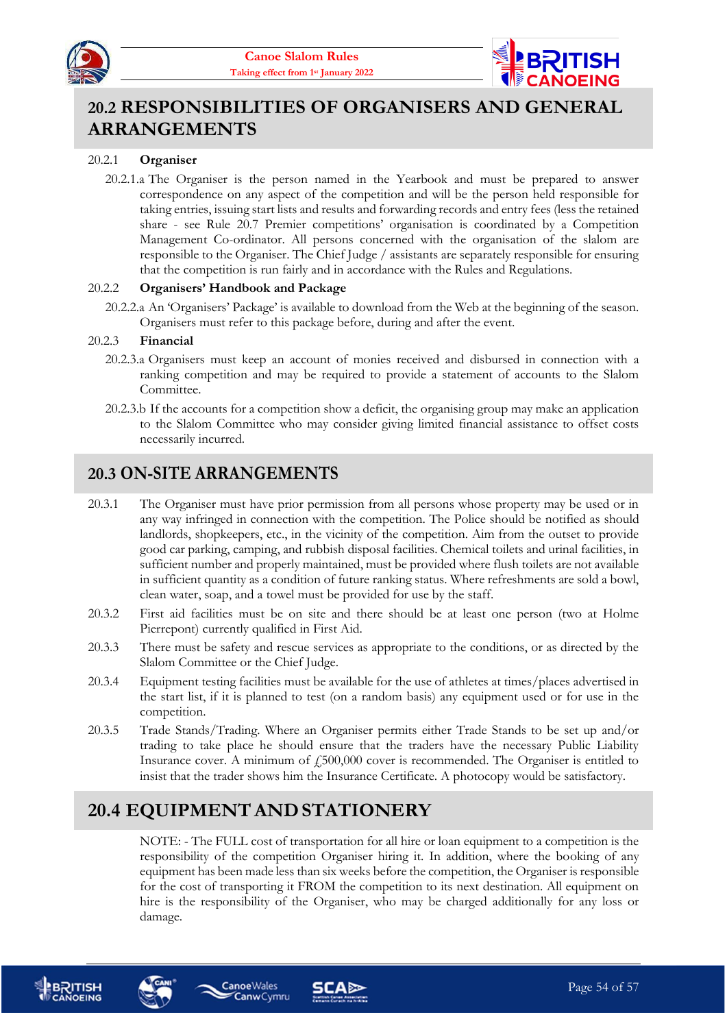## 20.2 RESPONSIBILITIES OF ORGANISERS AND GENERAL ARRANGEMENTS

20.2.1 **Organiser**

20.2.1.a The Organiser is the person named in the Yearbook and must be prepared to answer correspondence on any aspect of the competition and will be the person held responsible for taking entries, issuing start lists and results and forwarding records and entry fees (less the retained share - see Rule 20.7 Premier competitions' organisation is coordinated by a Competition Management Co-ordinator. All persons concerned with the organisation of the slalom are responsible to the Organiser. The Chief Judge / assistants are separately responsible for ensuring that the competition is run fairly and in accordance with the Rules and Regulations.

20.2.2 **Organisers' Handbook and Package**

20.2.2.a An 'Organisers' Package' is available to download from the Web at the beginning of the season. Organisers must refer to this package before, during and after the event.

20.2.3 **Financial**

20.2.3.a Organisers must keep an account of monies received and disbursed in connection with a ranking competition and may be required to provide a statement of accounts to the Slalom Committee.

20.2.3.b If the accounts for a competition show a deficit, the organising group may make an application to the Slalom Committee who may consider giving limited financial assistance to offset costs necessarily incurred.

## 20.3 ON-SITE ARRANGEMENTS

20.3.1 The Organiser must have prior permission from all persons whose property may be used or in any way infringed in connection with the competition. The Police should be notified as should landlords, shopkeepers, etc., in the vicinity of the competition. Aim from the outset to provide good car parking, camping, and rubbish disposal facilities. Chemical toilets and urinal facilities, in sufficient number and properly maintained, must be provided where flush toilets are not available in sufficient quantity as a condition of future ranking status. Where refreshments are sold a bowl, clean water, soap, and a towel must be provided for use by the staff.

20.3.2 First aid facilities must be on site and there should be at least one person (two at Holme Pierrepont) currently qualified in First Aid.

20.3.3 There must be safety and rescue services as appropriate to the conditions, or as directed by the Slalom Committee or the Chief Judge.

20.3.4 Equipment testing facilities must be available for the use of athletes at times/places advertised in the start list, if it is planned to test (on a random basis) any equipment used or for use in the competition.

20.3.5 Trade Stands/Trading. Where an Organiser permits either Trade Stands to be set up and/or trading to take place he should ensure that the traders have the necessary Public Liability Insurance cover. A minimum of £500,000 cover is recommended. The Organiser is entitled to insist that the trader shows him the Insurance Certificate. A photocopy would be satisfactory.

## 20.4 EQUIPMENT AND STATIONERY

NOTE: - The FULL cost of transportation for all hire or loan equipment to a competition is the responsibility of the competition Organiser hiring it. In addition, where the booking of any equipment has been made less than six weeks before the competition, the Organiser is responsible for the cost of transporting it FROM the competition to its next destination. All equipment on hire is the responsibility of the Organiser, who may be charged additionally for any loss or damage.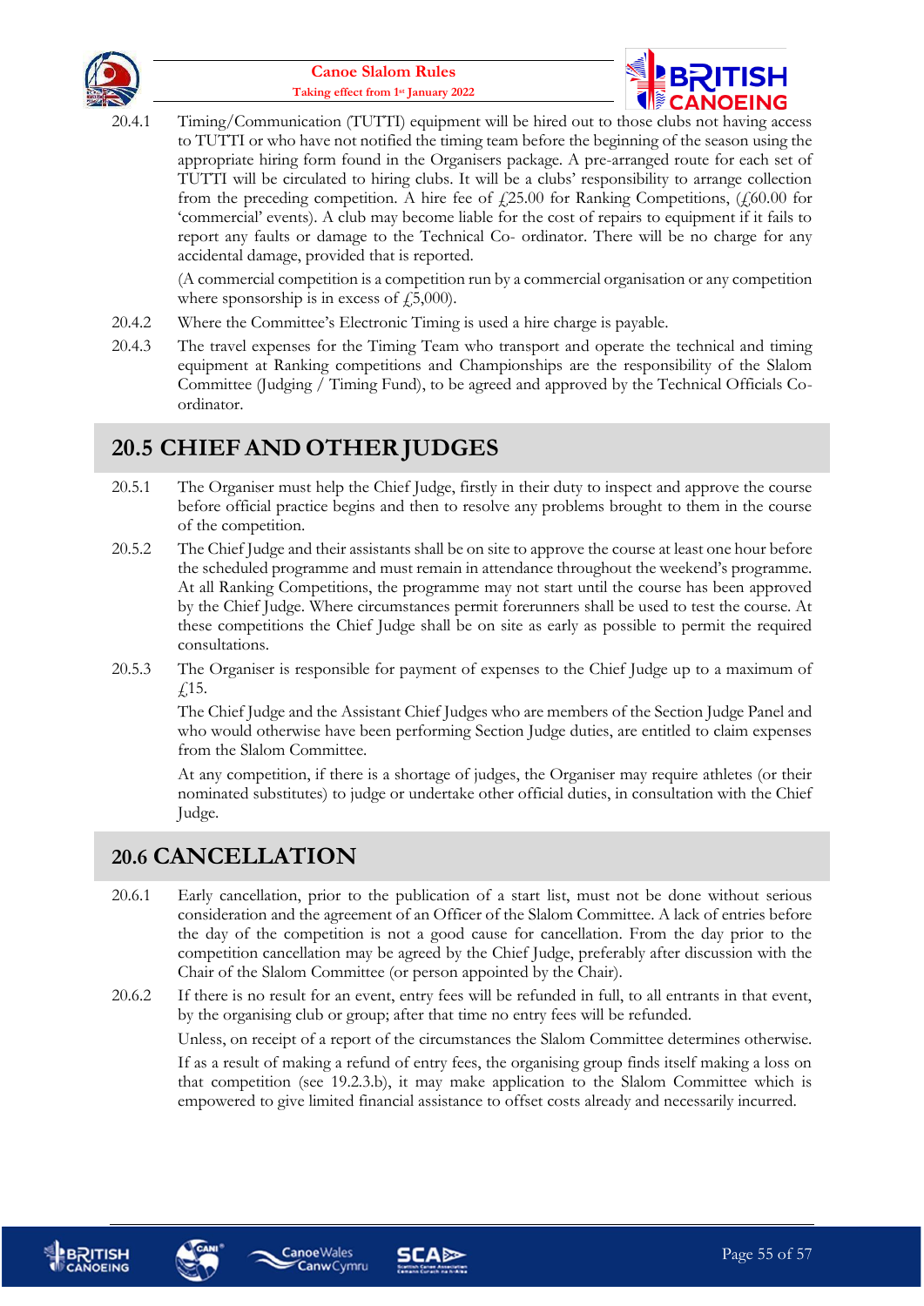20.4.1 Timing/Communication (TUTTI) equipment will be hired out to those clubs not having access to TUTTI or who have not notified the timing team before the beginning of the season using the appropriate hiring form found in the Organisers package. A pre-arranged route for each set of TUTTI will be circulated to hiring clubs. It will be a clubs' responsibility to arrange collection from the preceding competition. A hire fee of £25.00 for Ranking Competitions, (£60.00 for 'commercial' events). A club may become liable for the cost of repairs to equipment if it fails to report any faults or damage to the Technical Co- ordinator. There will be no charge for any accidental damage, provided that is reported.

(A commercial competition is a competition run by a commercial organisation or any competition where sponsorship is in excess of £5,000).

20.4.2 Where the Committee's Electronic Timing is used a hire charge is payable.

20.4.3 The travel expenses for the Timing Team who transport and operate the technical and timing equipment at Ranking competitions and Championships are the responsibility of the Slalom Committee (Judging / Timing Fund), to be agreed and approved by the Technical Officials Co-ordinator.

## 20.5 CHIEF AND OTHER JUDGES

20.5.1 The Organiser must help the Chief Judge, firstly in their duty to inspect and approve the course before official practice begins and then to resolve any problems brought to them in the course of the competition.

20.5.2 The Chief Judge and their assistants shall be on site to approve the course at least one hour before the scheduled programme and must remain in attendance throughout the weekend's programme. At all Ranking Competitions, the programme may not start until the course has been approved by the Chief Judge. Where circumstances permit forerunners shall be used to test the course. At these competitions the Chief Judge shall be on site as early as possible to permit the required consultations.

20.5.3 The Organiser is responsible for payment of expenses to the Chief Judge up to a maximum of £15.

The Chief Judge and the Assistant Chief Judges who are members of the Section Judge Panel and who would otherwise have been performing Section Judge duties, are entitled to claim expenses from the Slalom Committee.

At any competition, if there is a shortage of judges, the Organiser may require athletes (or their nominated substitutes) to judge or undertake other official duties, in consultation with the Chief Judge.

## 20.6 CANCELLATION

20.6.1 Early cancellation, prior to the publication of a start list, must not be done without serious consideration and the agreement of an Officer of the Slalom Committee. A lack of entries before the day of the competition is not a good cause for cancellation. From the day prior to the competition cancellation may be agreed by the Chief Judge, preferably after discussion with the Chair of the Slalom Committee (or person appointed by the Chair).

20.6.2 If there is no result for an event, entry fees will be refunded in full, to all entrants in that event, by the organising club or group; after that time no entry fees will be refunded.

Unless, on receipt of a report of the circumstances the Slalom Committee determines otherwise.

If as a result of making a refund of entry fees, the organising group finds itself making a loss on that competition (see 19.2.3.b), it may make application to the Slalom Committee which is empowered to give limited financial assistance to offset costs already and necessarily incurred.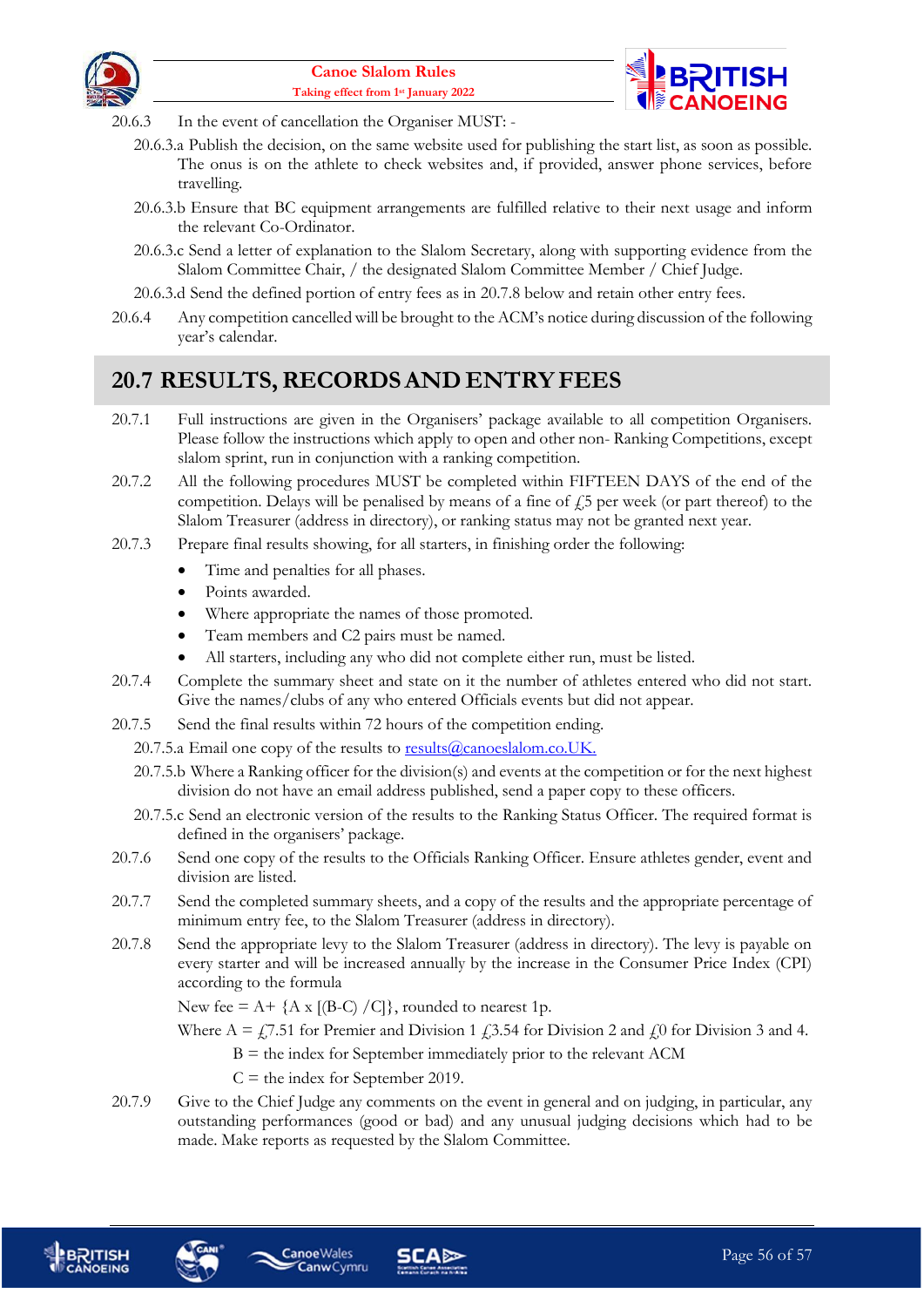20.6.3 In the event of cancellation the Organiser MUST: -

20.6.3.a Publish the decision, on the same website used for publishing the start list, as soon as possible. The onus is on the athlete to check websites and, if provided, answer phone services, before travelling.

20.6.3.b Ensure that BC equipment arrangements are fulfilled relative to their next usage and inform the relevant Co-Ordinator.

20.6.3.c Send a letter of explanation to the Slalom Secretary, along with supporting evidence from the Slalom Committee Chair, / the designated Slalom Committee Member / Chief Judge.

20.6.3.d Send the defined portion of entry fees as in 20.7.8 below and retain other entry fees.

20.6.4 Any competition cancelled will be brought to the ACM's notice during discussion of the following year's calendar.

## 20.7 RESULTS, RECORDS AND ENTRY FEES

20.7.1 Full instructions are given in the Organisers' package available to all competition Organisers. Please follow the instructions which apply to open and other non- Ranking Competitions, except slalom sprint, run in conjunction with a ranking competition.

20.7.2 All the following procedures MUST be completed within FIFTEEN DAYS of the end of the competition. Delays will be penalised by means of a fine of £5 per week (or part thereof) to the Slalom Treasurer (address in directory), or ranking status may not be granted next year.

20.7.3 Prepare final results showing, for all starters, in finishing order the following:

- Time and penalties for all phases.
- Points awarded.
- Where appropriate the names of those promoted.
- Team members and C2 pairs must be named.
- All starters, including any who did not complete either run, must be listed.

20.7.4 Complete the summary sheet and state on it the number of athletes entered who did not start. Give the names/clubs of any who entered Officials events but did not appear.

20.7.5 Send the final results within 72 hours of the competition ending.

20.7.5.a Email one copy of the results to results@canoeslalom.co.UK.

20.7.5.b Where a Ranking officer for the division(s) and events at the competition or for the next highest division do not have an email address published, send a paper copy to these officers.

20.7.5.c Send an electronic version of the results to the Ranking Status Officer. The required format is defined in the organisers' package.

20.7.6 Send one copy of the results to the Officials Ranking Officer. Ensure athletes gender, event and division are listed.

20.7.7 Send the completed summary sheets, and a copy of the results and the appropriate percentage of minimum entry fee, to the Slalom Treasurer (address in directory).

20.7.8 Send the appropriate levy to the Slalom Treasurer (address in directory). The levy is payable on every starter and will be increased annually by the increase in the Consumer Price Index (CPI) according to the formula

New fee = A+ {A x [(B-C) /C]}, rounded to nearest 1p.

Where A = £7.51 for Premier and Division 1 £3.54 for Division 2 and £0 for Division 3 and 4.

B = the index for September immediately prior to the relevant ACM

C = the index for September 2019.

20.7.9 Give to the Chief Judge any comments on the event in general and on judging, in particular, any outstanding performances (good or bad) and any unusual judging decisions which had to be made. Make reports as requested by the Slalom Committee.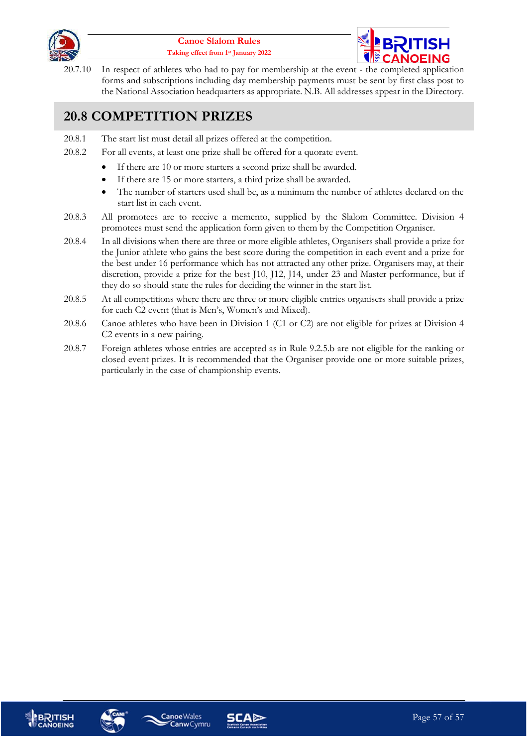20.7.10 In respect of athletes who had to pay for membership at the event - the completed application forms and subscriptions including day membership payments must be sent by first class post to the National Association headquarters as appropriate. N.B. All addresses appear in the Directory.

## 20.8 COMPETITION PRIZES

20.8.1 The start list must detail all prizes offered at the competition.

20.8.2 For all events, at least one prize shall be offered for a quorate event.

- If there are 10 or more starters a second prize shall be awarded.
- If there are 15 or more starters, a third prize shall be awarded.
- The number of starters used shall be, as a minimum the number of athletes declared on the start list in each event.

20.8.3 All promotees are to receive a memento, supplied by the Slalom Committee. Division 4 promotees must send the application form given to them by the Competition Organiser.

20.8.4 In all divisions when there are three or more eligible athletes, Organisers shall provide a prize for the Junior athlete who gains the best score during the competition in each event and a prize for the best under 16 performance which has not attracted any other prize. Organisers may, at their discretion, provide a prize for the best J10, J12, J14, under 23 and Master performance, but if they do so should state the rules for deciding the winner in the start list.

20.8.5 At all competitions where there are three or more eligible entries organisers shall provide a prize for each C2 event (that is Men's, Women's and Mixed).

20.8.6 Canoe athletes who have been in Division 1 (C1 or C2) are not eligible for prizes at Division 4 C2 events in a new pairing.

20.8.7 Foreign athletes whose entries are accepted as in Rule 9.2.5.b are not eligible for the ranking or closed event prizes. It is recommended that the Organiser provide one or more suitable prizes, particularly in the case of championship events.